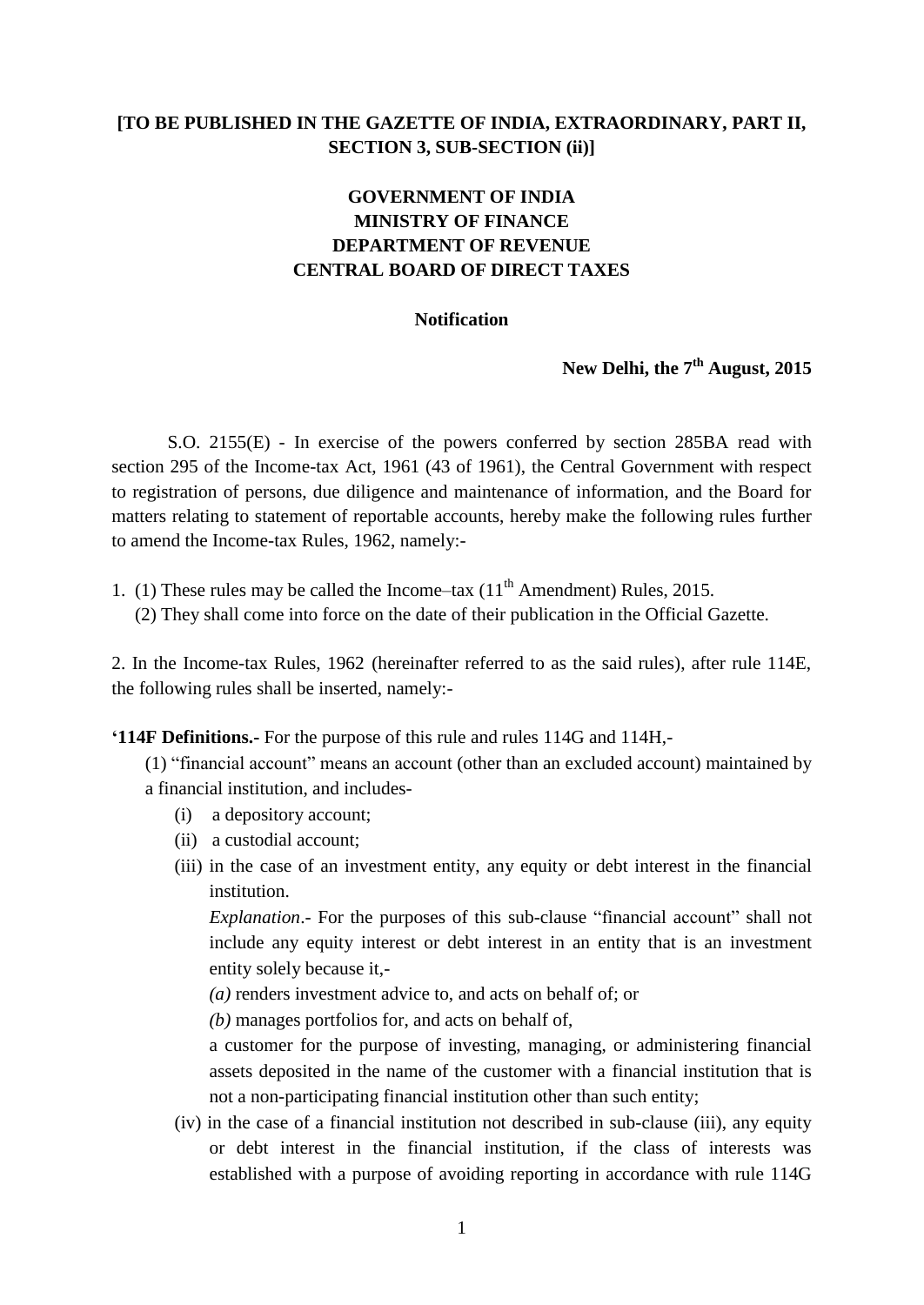**[TO BE PUBLISHED IN THE GAZETTE OF INDIA, EXTRAORDINARY, PART II, SECTION 3, SUB-SECTION (ii)]**

**GOVERNMENT OF INDIA**
**MINISTRY OF FINANCE**
**DEPARTMENT OF REVENUE**
**CENTRAL BOARD OF DIRECT TAXES**

**Notification**

**New Delhi, the 7th August, 2015**

S.O. 2155(E) - In exercise of the powers conferred by section 285BA read with section 295 of the Income-tax Act, 1961 (43 of 1961), the Central Government with respect to registration of persons, due diligence and maintenance of information, and the Board for matters relating to statement of reportable accounts, hereby make the following rules further to amend the Income-tax Rules, 1962, namely:-

1. (1) These rules may be called the Income–tax (11th Amendment) Rules, 2015.
   (2) They shall come into force on the date of their publication in the Official Gazette.

2. In the Income-tax Rules, 1962 (hereinafter referred to as the said rules), after rule 114E, the following rules shall be inserted, namely:-

**'114F Definitions.-** For the purpose of this rule and rules 114G and 114H,-

(1) "financial account" means an account (other than an excluded account) maintained by a financial institution, and includes-

(i) a depository account;

(ii) a custodial account;

(iii) in the case of an investment entity, any equity or debt interest in the financial institution.

*Explanation*.- For the purposes of this sub-clause "financial account" shall not include any equity interest or debt interest in an entity that is an investment entity solely because it,-

*(a)* renders investment advice to, and acts on behalf of; or

*(b)* manages portfolios for, and acts on behalf of,

a customer for the purpose of investing, managing, or administering financial assets deposited in the name of the customer with a financial institution that is not a non-participating financial institution other than such entity;

(iv) in the case of a financial institution not described in sub-clause (iii), any equity or debt interest in the financial institution, if the class of interests was established with a purpose of avoiding reporting in accordance with rule 114G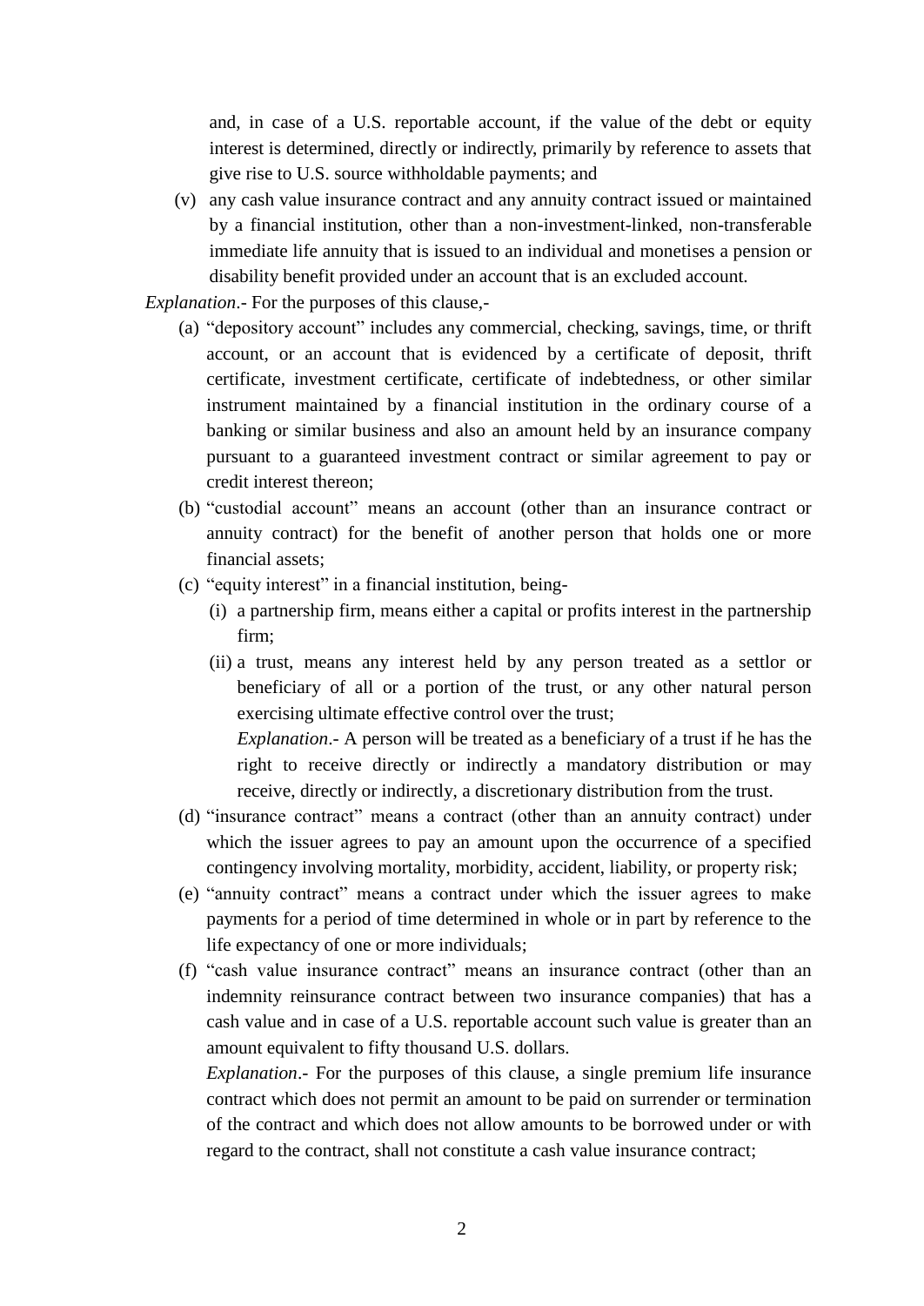and, in case of a U.S. reportable account, if the value of the debt or equity interest is determined, directly or indirectly, primarily by reference to assets that give rise to U.S. source withholdable payments; and

(v) any cash value insurance contract and any annuity contract issued or maintained by a financial institution, other than a non-investment-linked, non-transferable immediate life annuity that is issued to an individual and monetises a pension or disability benefit provided under an account that is an excluded account.

*Explanation*.- For the purposes of this clause,-

(a) "depository account" includes any commercial, checking, savings, time, or thrift account, or an account that is evidenced by a certificate of deposit, thrift certificate, investment certificate, certificate of indebtedness, or other similar instrument maintained by a financial institution in the ordinary course of a banking or similar business and also an amount held by an insurance company pursuant to a guaranteed investment contract or similar agreement to pay or credit interest thereon;

(b) "custodial account" means an account (other than an insurance contract or annuity contract) for the benefit of another person that holds one or more financial assets;

(c) "equity interest" in a financial institution, being-

  (i) a partnership firm, means either a capital or profits interest in the partnership firm;

  (ii) a trust, means any interest held by any person treated as a settlor or beneficiary of all or a portion of the trust, or any other natural person exercising ultimate effective control over the trust;

  *Explanation*.- A person will be treated as a beneficiary of a trust if he has the right to receive directly or indirectly a mandatory distribution or may receive, directly or indirectly, a discretionary distribution from the trust.

(d) "insurance contract" means a contract (other than an annuity contract) under which the issuer agrees to pay an amount upon the occurrence of a specified contingency involving mortality, morbidity, accident, liability, or property risk;

(e) "annuity contract" means a contract under which the issuer agrees to make payments for a period of time determined in whole or in part by reference to the life expectancy of one or more individuals;

(f) "cash value insurance contract" means an insurance contract (other than an indemnity reinsurance contract between two insurance companies) that has a cash value and in case of a U.S. reportable account such value is greater than an amount equivalent to fifty thousand U.S. dollars.

*Explanation*.- For the purposes of this clause, a single premium life insurance contract which does not permit an amount to be paid on surrender or termination of the contract and which does not allow amounts to be borrowed under or with regard to the contract, shall not constitute a cash value insurance contract;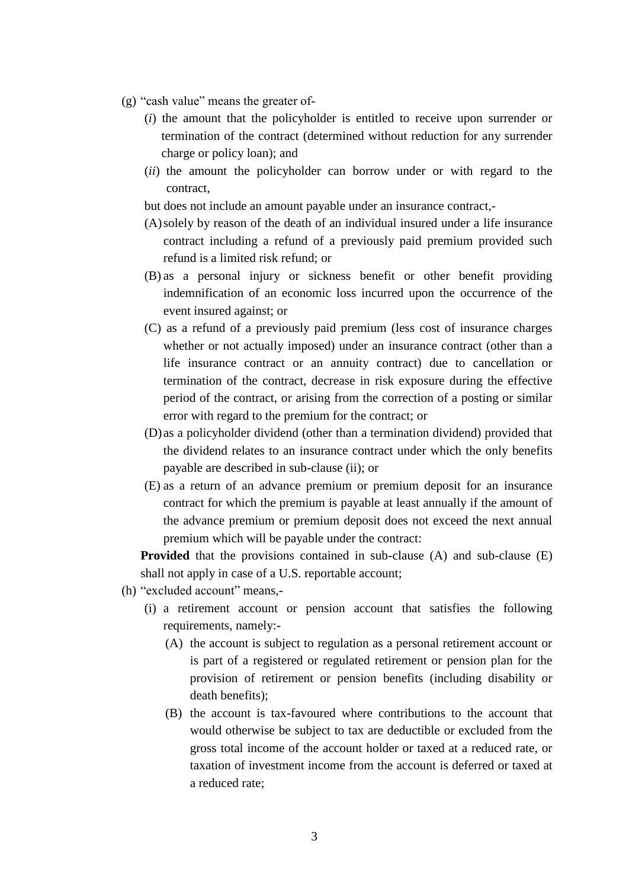(g) "cash value" means the greater of-

(*i*) the amount that the policyholder is entitled to receive upon surrender or termination of the contract (determined without reduction for any surrender charge or policy loan); and

(*ii*) the amount the policyholder can borrow under or with regard to the contract,

but does not include an amount payable under an insurance contract,-

(A) solely by reason of the death of an individual insured under a life insurance contract including a refund of a previously paid premium provided such refund is a limited risk refund; or

(B) as a personal injury or sickness benefit or other benefit providing indemnification of an economic loss incurred upon the occurrence of the event insured against; or

(C) as a refund of a previously paid premium (less cost of insurance charges whether or not actually imposed) under an insurance contract (other than a life insurance contract or an annuity contract) due to cancellation or termination of the contract, decrease in risk exposure during the effective period of the contract, or arising from the correction of a posting or similar error with regard to the premium for the contract; or

(D) as a policyholder dividend (other than a termination dividend) provided that the dividend relates to an insurance contract under which the only benefits payable are described in sub-clause (ii); or

(E) as a return of an advance premium or premium deposit for an insurance contract for which the premium is payable at least annually if the amount of the advance premium or premium deposit does not exceed the next annual premium which will be payable under the contract:

**Provided** that the provisions contained in sub-clause (A) and sub-clause (E) shall not apply in case of a U.S. reportable account;

(h) "excluded account" means,-

(i) a retirement account or pension account that satisfies the following requirements, namely:-

(A) the account is subject to regulation as a personal retirement account or is part of a registered or regulated retirement or pension plan for the provision of retirement or pension benefits (including disability or death benefits);

(B) the account is tax-favoured where contributions to the account that would otherwise be subject to tax are deductible or excluded from the gross total income of the account holder or taxed at a reduced rate, or taxation of investment income from the account is deferred or taxed at a reduced rate;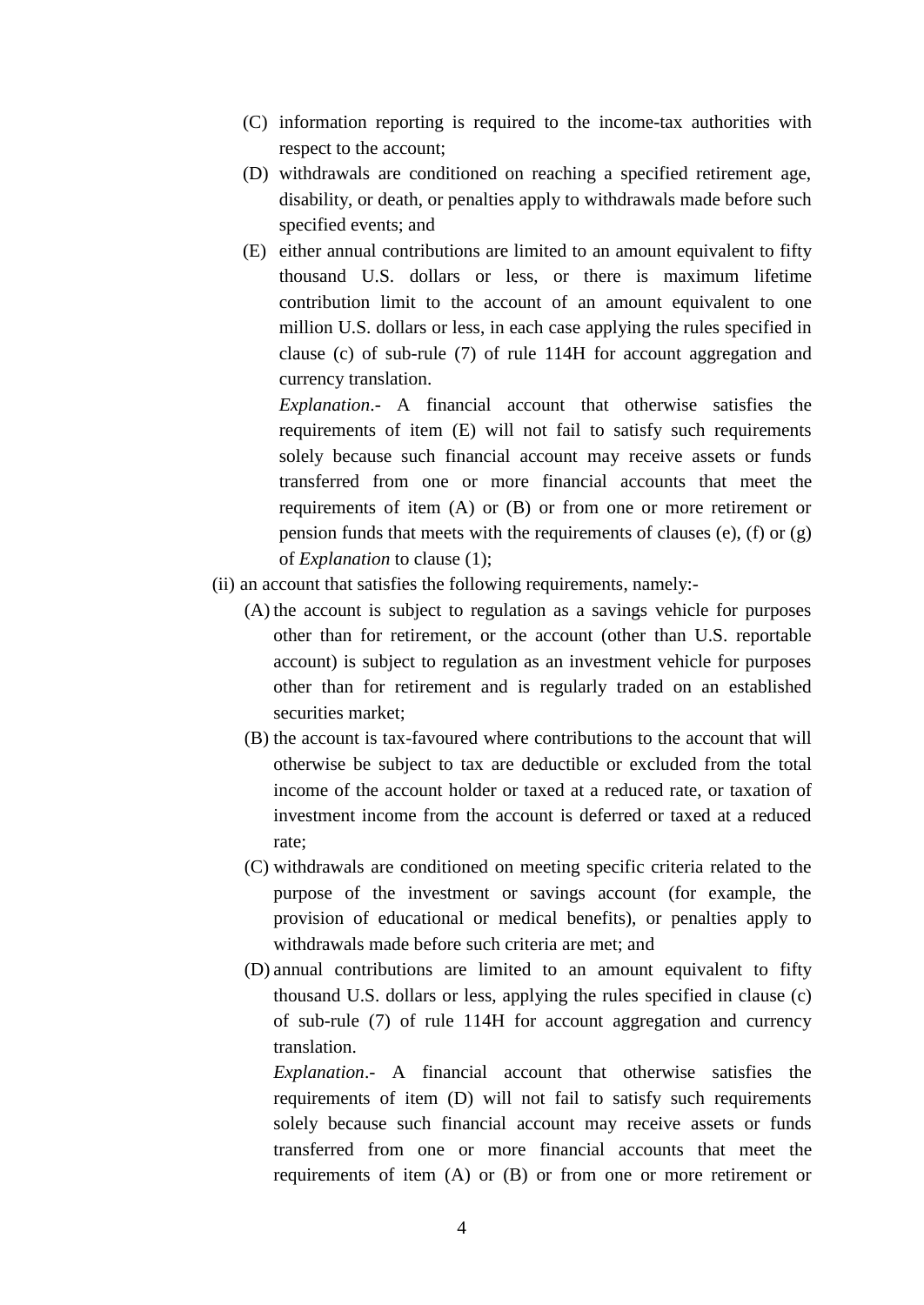(C) information reporting is required to the income-tax authorities with respect to the account;

(D) withdrawals are conditioned on reaching a specified retirement age, disability, or death, or penalties apply to withdrawals made before such specified events; and

(E) either annual contributions are limited to an amount equivalent to fifty thousand U.S. dollars or less, or there is maximum lifetime contribution limit to the account of an amount equivalent to one million U.S. dollars or less, in each case applying the rules specified in clause (c) of sub-rule (7) of rule 114H for account aggregation and currency translation.

*Explanation*.- A financial account that otherwise satisfies the requirements of item (E) will not fail to satisfy such requirements solely because such financial account may receive assets or funds transferred from one or more financial accounts that meet the requirements of item (A) or (B) or from one or more retirement or pension funds that meets with the requirements of clauses (e), (f) or (g) of *Explanation* to clause (1);

(ii) an account that satisfies the following requirements, namely:-

(A) the account is subject to regulation as a savings vehicle for purposes other than for retirement, or the account (other than U.S. reportable account) is subject to regulation as an investment vehicle for purposes other than for retirement and is regularly traded on an established securities market;

(B) the account is tax-favoured where contributions to the account that will otherwise be subject to tax are deductible or excluded from the total income of the account holder or taxed at a reduced rate, or taxation of investment income from the account is deferred or taxed at a reduced rate;

(C) withdrawals are conditioned on meeting specific criteria related to the purpose of the investment or savings account (for example, the provision of educational or medical benefits), or penalties apply to withdrawals made before such criteria are met; and

(D) annual contributions are limited to an amount equivalent to fifty thousand U.S. dollars or less, applying the rules specified in clause (c) of sub-rule (7) of rule 114H for account aggregation and currency translation.

*Explanation*.- A financial account that otherwise satisfies the requirements of item (D) will not fail to satisfy such requirements solely because such financial account may receive assets or funds transferred from one or more financial accounts that meet the requirements of item (A) or (B) or from one or more retirement or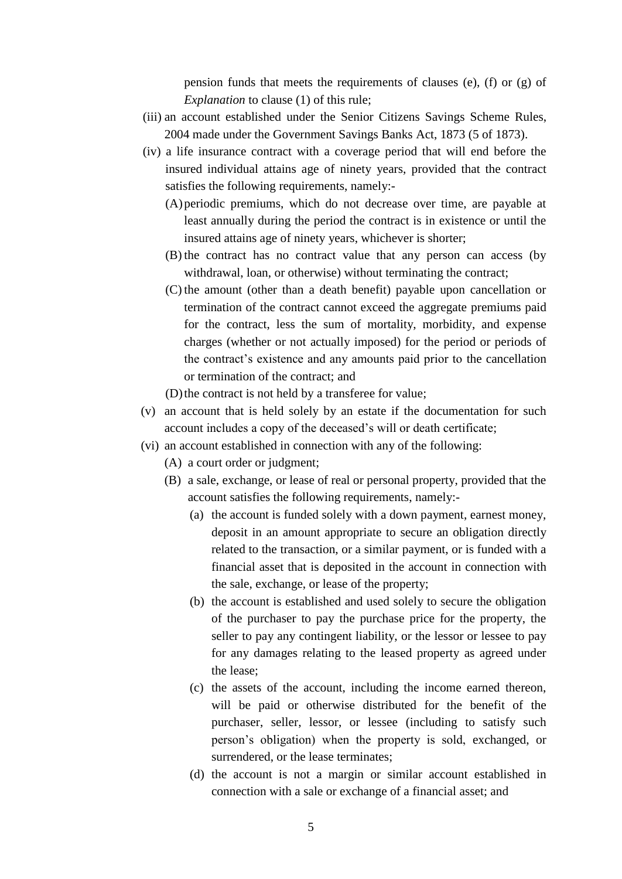pension funds that meets the requirements of clauses (e), (f) or (g) of *Explanation* to clause (1) of this rule;

(iii) an account established under the Senior Citizens Savings Scheme Rules, 2004 made under the Government Savings Banks Act, 1873 (5 of 1873).

(iv) a life insurance contract with a coverage period that will end before the insured individual attains age of ninety years, provided that the contract satisfies the following requirements, namely:-

   (A) periodic premiums, which do not decrease over time, are payable at least annually during the period the contract is in existence or until the insured attains age of ninety years, whichever is shorter;

   (B) the contract has no contract value that any person can access (by withdrawal, loan, or otherwise) without terminating the contract;

   (C) the amount (other than a death benefit) payable upon cancellation or termination of the contract cannot exceed the aggregate premiums paid for the contract, less the sum of mortality, morbidity, and expense charges (whether or not actually imposed) for the period or periods of the contract's existence and any amounts paid prior to the cancellation or termination of the contract; and

   (D) the contract is not held by a transferee for value;

(v) an account that is held solely by an estate if the documentation for such account includes a copy of the deceased's will or death certificate;

(vi) an account established in connection with any of the following:

   (A) a court order or judgment;

   (B) a sale, exchange, or lease of real or personal property, provided that the account satisfies the following requirements, namely:-

      (a) the account is funded solely with a down payment, earnest money, deposit in an amount appropriate to secure an obligation directly related to the transaction, or a similar payment, or is funded with a financial asset that is deposited in the account in connection with the sale, exchange, or lease of the property;

      (b) the account is established and used solely to secure the obligation of the purchaser to pay the purchase price for the property, the seller to pay any contingent liability, or the lessor or lessee to pay for any damages relating to the leased property as agreed under the lease;

      (c) the assets of the account, including the income earned thereon, will be paid or otherwise distributed for the benefit of the purchaser, seller, lessor, or lessee (including to satisfy such person's obligation) when the property is sold, exchanged, or surrendered, or the lease terminates;

      (d) the account is not a margin or similar account established in connection with a sale or exchange of a financial asset; and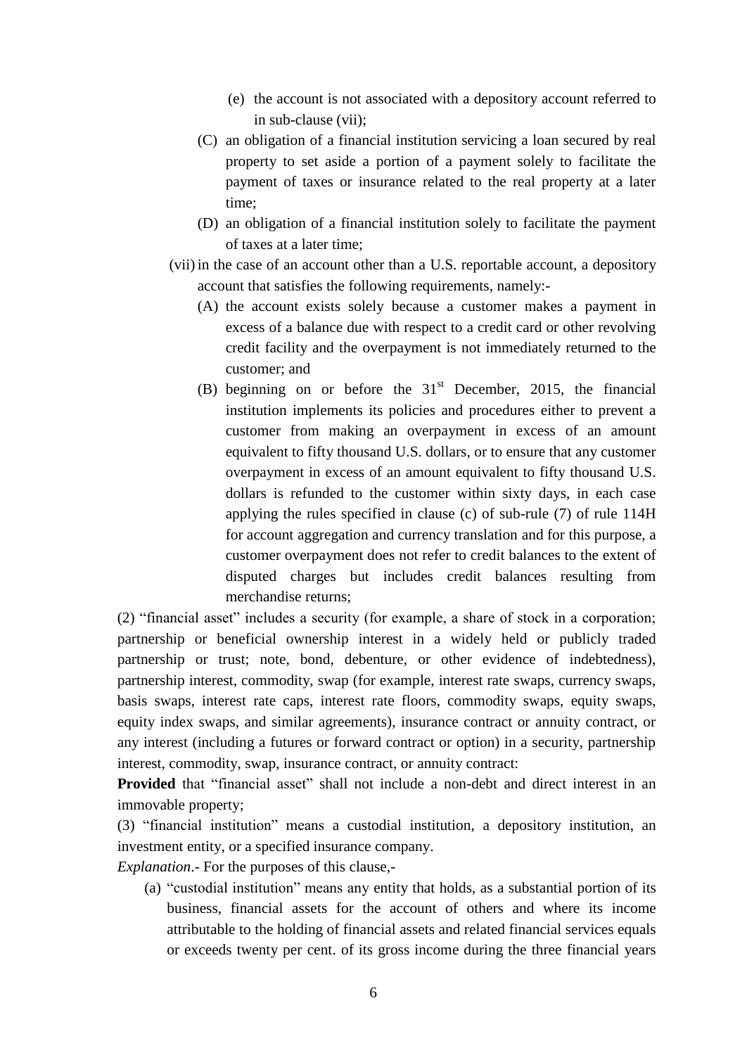(e) the account is not associated with a depository account referred to in sub-clause (vii);

(C) an obligation of a financial institution servicing a loan secured by real property to set aside a portion of a payment solely to facilitate the payment of taxes or insurance related to the real property at a later time;

(D) an obligation of a financial institution solely to facilitate the payment of taxes at a later time;

(vii) in the case of an account other than a U.S. reportable account, a depository account that satisfies the following requirements, namely:-

(A) the account exists solely because a customer makes a payment in excess of a balance due with respect to a credit card or other revolving credit facility and the overpayment is not immediately returned to the customer; and

(B) beginning on or before the 31st December, 2015, the financial institution implements its policies and procedures either to prevent a customer from making an overpayment in excess of an amount equivalent to fifty thousand U.S. dollars, or to ensure that any customer overpayment in excess of an amount equivalent to fifty thousand U.S. dollars is refunded to the customer within sixty days, in each case applying the rules specified in clause (c) of sub-rule (7) of rule 114H for account aggregation and currency translation and for this purpose, a customer overpayment does not refer to credit balances to the extent of disputed charges but includes credit balances resulting from merchandise returns;

(2) "financial asset" includes a security (for example, a share of stock in a corporation; partnership or beneficial ownership interest in a widely held or publicly traded partnership or trust; note, bond, debenture, or other evidence of indebtedness), partnership interest, commodity, swap (for example, interest rate swaps, currency swaps, basis swaps, interest rate caps, interest rate floors, commodity swaps, equity swaps, equity index swaps, and similar agreements), insurance contract or annuity contract, or any interest (including a futures or forward contract or option) in a security, partnership interest, commodity, swap, insurance contract, or annuity contract:

**Provided** that "financial asset" shall not include a non-debt and direct interest in an immovable property;

(3) "financial institution" means a custodial institution, a depository institution, an investment entity, or a specified insurance company.

*Explanation*.- For the purposes of this clause,-

(a) "custodial institution" means any entity that holds, as a substantial portion of its business, financial assets for the account of others and where its income attributable to the holding of financial assets and related financial services equals or exceeds twenty per cent. of its gross income during the three financial years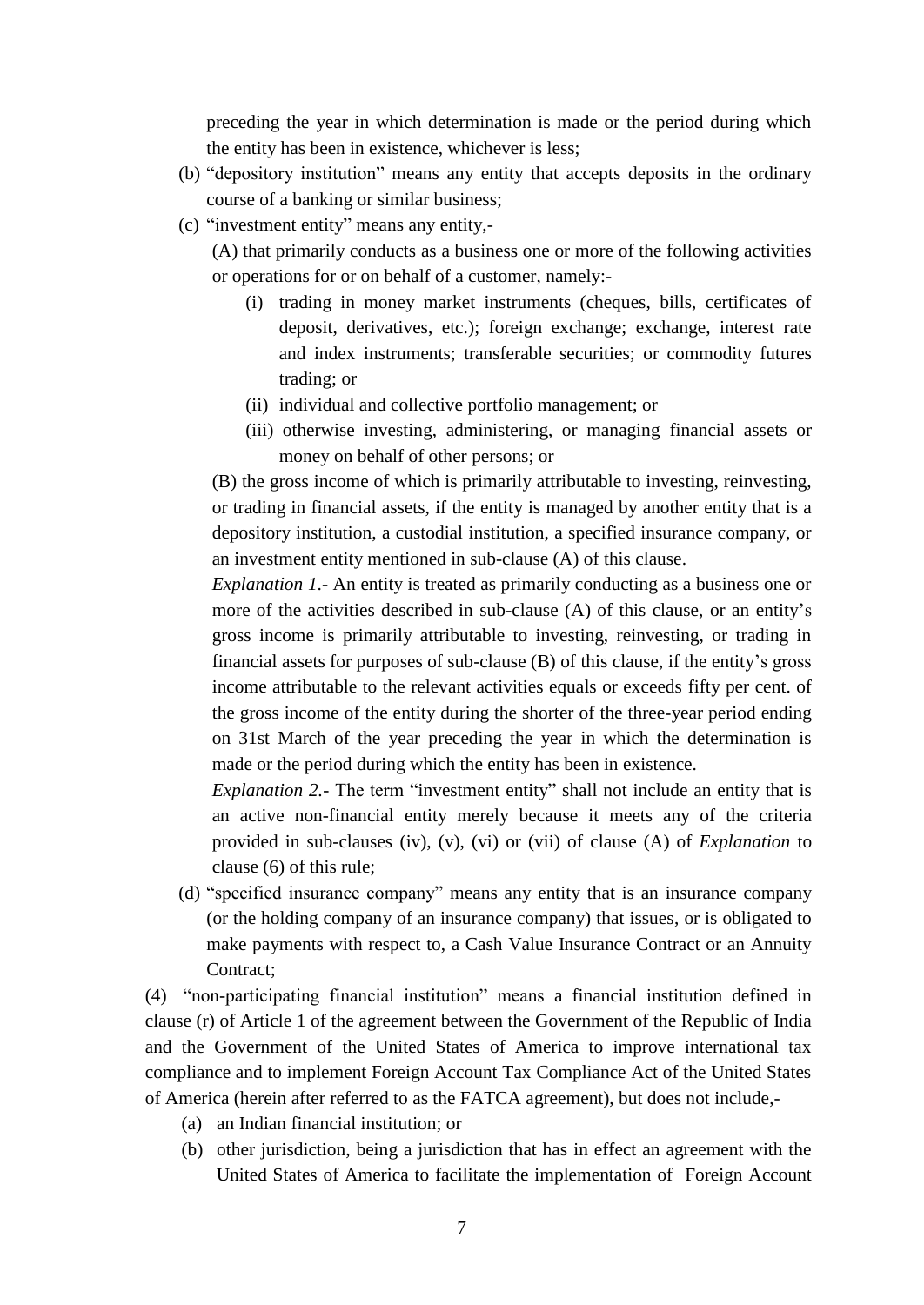preceding the year in which determination is made or the period during which the entity has been in existence, whichever is less;

(b) "depository institution" means any entity that accepts deposits in the ordinary course of a banking or similar business;

(c) "investment entity" means any entity,-

(A) that primarily conducts as a business one or more of the following activities or operations for or on behalf of a customer, namely:-

(i) trading in money market instruments (cheques, bills, certificates of deposit, derivatives, etc.); foreign exchange; exchange, interest rate and index instruments; transferable securities; or commodity futures trading; or

(ii) individual and collective portfolio management; or

(iii) otherwise investing, administering, or managing financial assets or money on behalf of other persons; or

(B) the gross income of which is primarily attributable to investing, reinvesting, or trading in financial assets, if the entity is managed by another entity that is a depository institution, a custodial institution, a specified insurance company, or an investment entity mentioned in sub-clause (A) of this clause.

*Explanation 1*.- An entity is treated as primarily conducting as a business one or more of the activities described in sub-clause (A) of this clause, or an entity's gross income is primarily attributable to investing, reinvesting, or trading in financial assets for purposes of sub-clause (B) of this clause, if the entity's gross income attributable to the relevant activities equals or exceeds fifty per cent. of the gross income of the entity during the shorter of the three-year period ending on 31st March of the year preceding the year in which the determination is made or the period during which the entity has been in existence.

*Explanation 2*.- The term "investment entity" shall not include an entity that is an active non-financial entity merely because it meets any of the criteria provided in sub-clauses (iv), (v), (vi) or (vii) of clause (A) of *Explanation* to clause (6) of this rule;

(d) "specified insurance company" means any entity that is an insurance company (or the holding company of an insurance company) that issues, or is obligated to make payments with respect to, a Cash Value Insurance Contract or an Annuity Contract;

(4) "non-participating financial institution" means a financial institution defined in clause (r) of Article 1 of the agreement between the Government of the Republic of India and the Government of the United States of America to improve international tax compliance and to implement Foreign Account Tax Compliance Act of the United States of America (herein after referred to as the FATCA agreement), but does not include,-

(a) an Indian financial institution; or

(b) other jurisdiction, being a jurisdiction that has in effect an agreement with the United States of America to facilitate the implementation of Foreign Account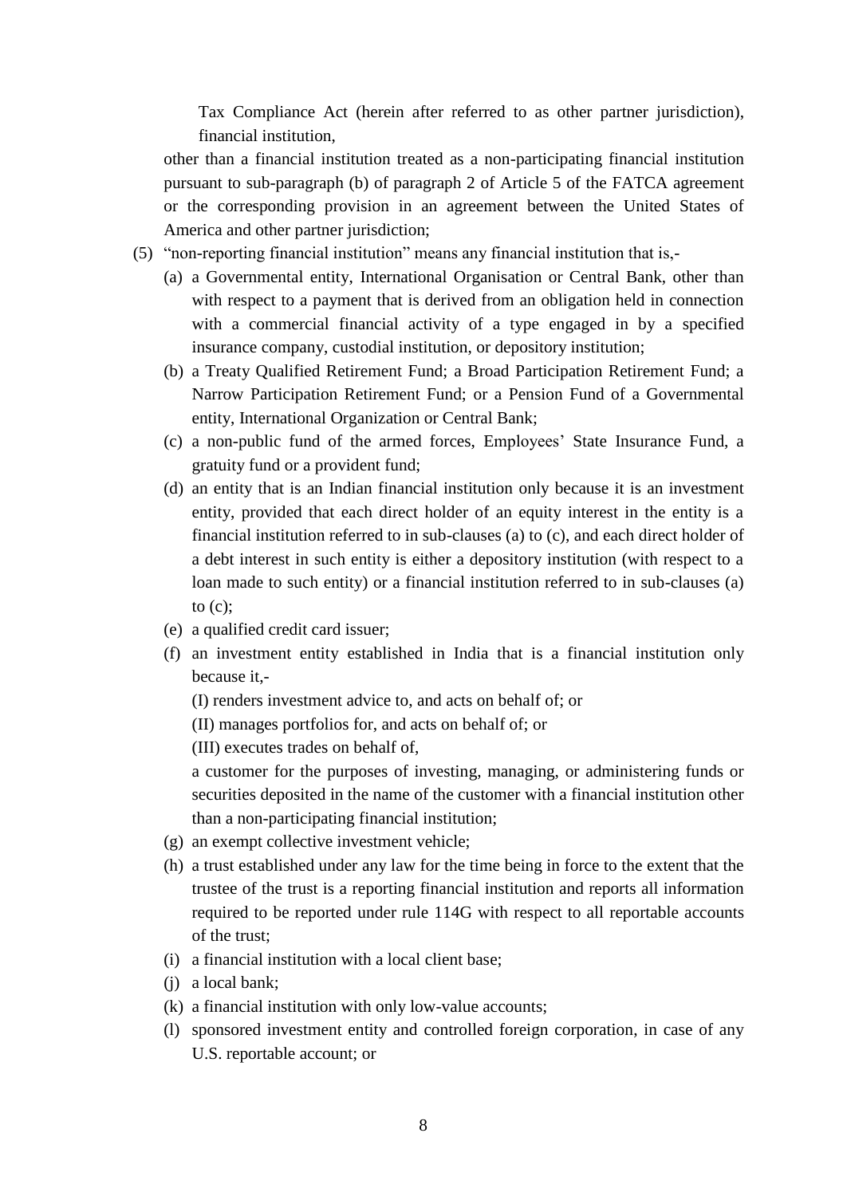Tax Compliance Act (herein after referred to as other partner jurisdiction), financial institution,

other than a financial institution treated as a non-participating financial institution pursuant to sub-paragraph (b) of paragraph 2 of Article 5 of the FATCA agreement or the corresponding provision in an agreement between the United States of America and other partner jurisdiction;

(5) "non-reporting financial institution" means any financial institution that is,-

(a) a Governmental entity, International Organisation or Central Bank, other than with respect to a payment that is derived from an obligation held in connection with a commercial financial activity of a type engaged in by a specified insurance company, custodial institution, or depository institution;

(b) a Treaty Qualified Retirement Fund; a Broad Participation Retirement Fund; a Narrow Participation Retirement Fund; or a Pension Fund of a Governmental entity, International Organization or Central Bank;

(c) a non-public fund of the armed forces, Employees' State Insurance Fund, a gratuity fund or a provident fund;

(d) an entity that is an Indian financial institution only because it is an investment entity, provided that each direct holder of an equity interest in the entity is a financial institution referred to in sub-clauses (a) to (c), and each direct holder of a debt interest in such entity is either a depository institution (with respect to a loan made to such entity) or a financial institution referred to in sub-clauses (a) to (c);

(e) a qualified credit card issuer;

(f) an investment entity established in India that is a financial institution only because it,-

(I) renders investment advice to, and acts on behalf of; or

(II) manages portfolios for, and acts on behalf of; or

(III) executes trades on behalf of,

a customer for the purposes of investing, managing, or administering funds or securities deposited in the name of the customer with a financial institution other than a non-participating financial institution;

(g) an exempt collective investment vehicle;

(h) a trust established under any law for the time being in force to the extent that the trustee of the trust is a reporting financial institution and reports all information required to be reported under rule 114G with respect to all reportable accounts of the trust;

(i) a financial institution with a local client base;

(j) a local bank;

(k) a financial institution with only low-value accounts;

(l) sponsored investment entity and controlled foreign corporation, in case of any U.S. reportable account; or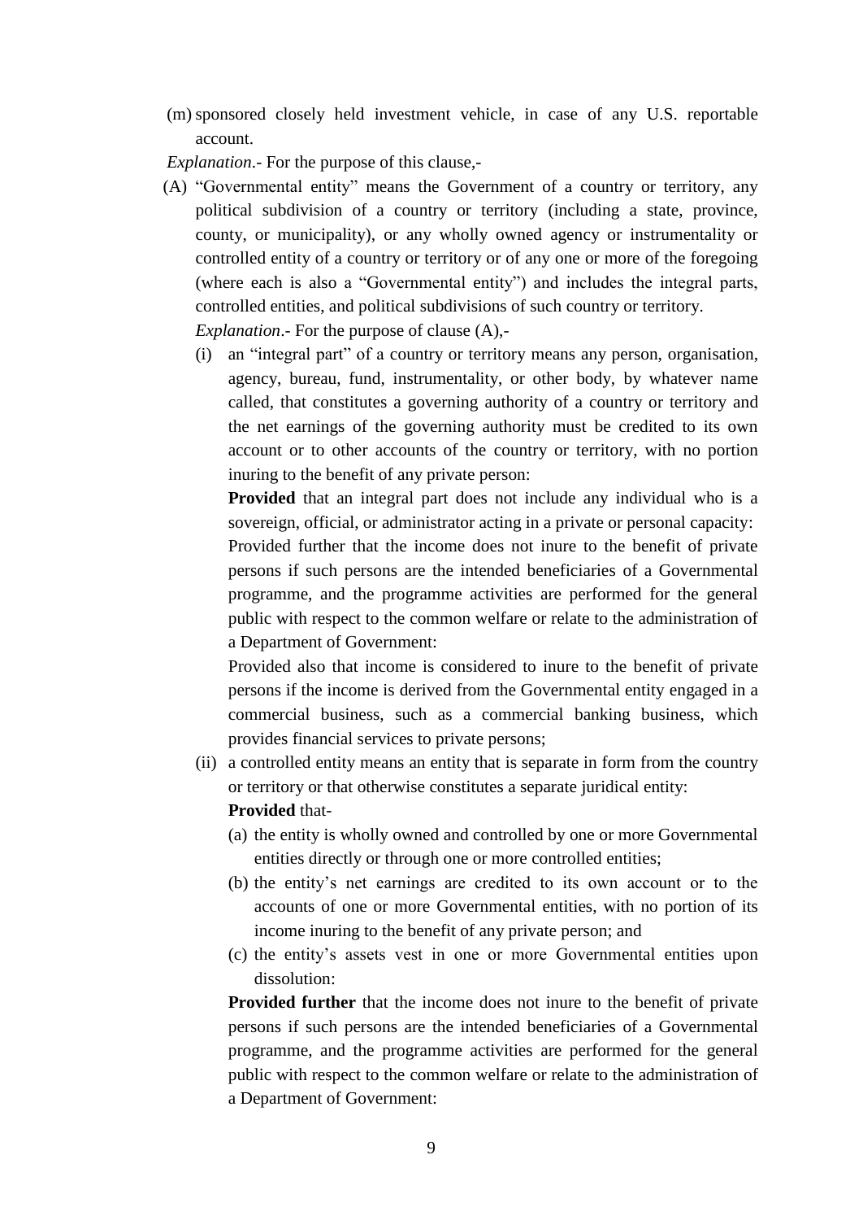(m) sponsored closely held investment vehicle, in case of any U.S. reportable account.

*Explanation*.- For the purpose of this clause,-

(A) "Governmental entity" means the Government of a country or territory, any political subdivision of a country or territory (including a state, province, county, or municipality), or any wholly owned agency or instrumentality or controlled entity of a country or territory or of any one or more of the foregoing (where each is also a "Governmental entity") and includes the integral parts, controlled entities, and political subdivisions of such country or territory.

*Explanation*.- For the purpose of clause (A),-

(i) an "integral part" of a country or territory means any person, organisation, agency, bureau, fund, instrumentality, or other body, by whatever name called, that constitutes a governing authority of a country or territory and the net earnings of the governing authority must be credited to its own account or to other accounts of the country or territory, with no portion inuring to the benefit of any private person:

**Provided** that an integral part does not include any individual who is a sovereign, official, or administrator acting in a private or personal capacity:

Provided further that the income does not inure to the benefit of private persons if such persons are the intended beneficiaries of a Governmental programme, and the programme activities are performed for the general public with respect to the common welfare or relate to the administration of a Department of Government:

Provided also that income is considered to inure to the benefit of private persons if the income is derived from the Governmental entity engaged in a commercial business, such as a commercial banking business, which provides financial services to private persons;

(ii) a controlled entity means an entity that is separate in form from the country or territory or that otherwise constitutes a separate juridical entity:

**Provided** that-

(a) the entity is wholly owned and controlled by one or more Governmental entities directly or through one or more controlled entities;

(b) the entity's net earnings are credited to its own account or to the accounts of one or more Governmental entities, with no portion of its income inuring to the benefit of any private person; and

(c) the entity's assets vest in one or more Governmental entities upon dissolution:

**Provided further** that the income does not inure to the benefit of private persons if such persons are the intended beneficiaries of a Governmental programme, and the programme activities are performed for the general public with respect to the common welfare or relate to the administration of a Department of Government: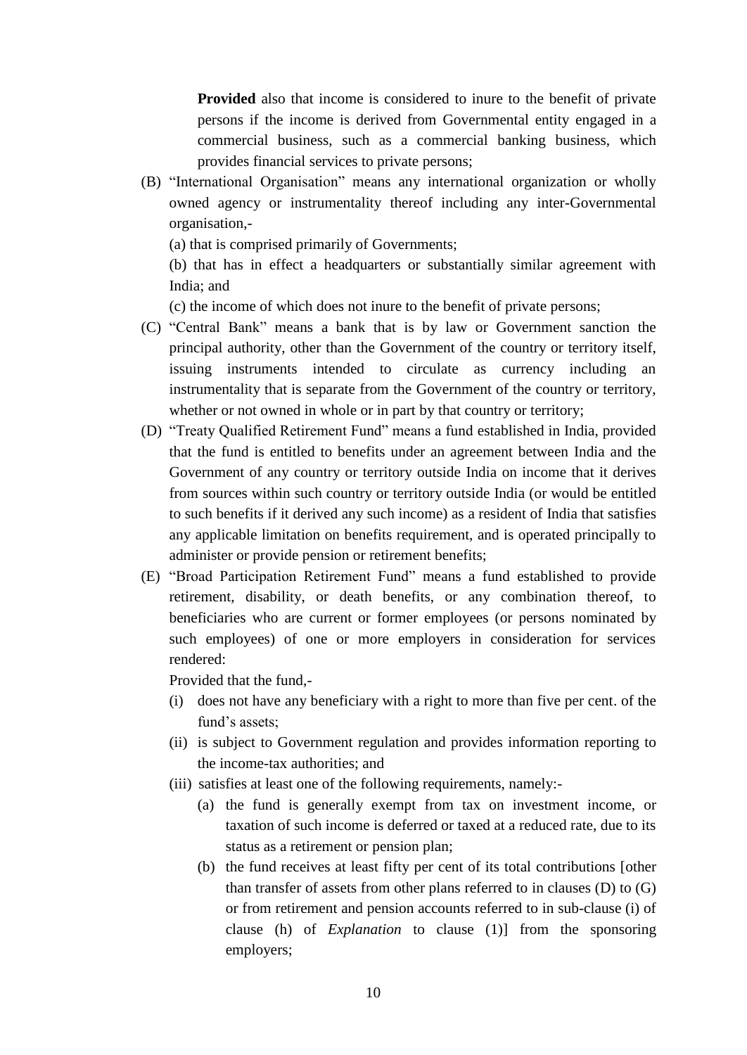**Provided** also that income is considered to inure to the benefit of private persons if the income is derived from Governmental entity engaged in a commercial business, such as a commercial banking business, which provides financial services to private persons;

(B) "International Organisation" means any international organization or wholly owned agency or instrumentality thereof including any inter-Governmental organisation,-

(a) that is comprised primarily of Governments;

(b) that has in effect a headquarters or substantially similar agreement with India; and

(c) the income of which does not inure to the benefit of private persons;

(C) "Central Bank" means a bank that is by law or Government sanction the principal authority, other than the Government of the country or territory itself, issuing instruments intended to circulate as currency including an instrumentality that is separate from the Government of the country or territory, whether or not owned in whole or in part by that country or territory;

(D) "Treaty Qualified Retirement Fund" means a fund established in India, provided that the fund is entitled to benefits under an agreement between India and the Government of any country or territory outside India on income that it derives from sources within such country or territory outside India (or would be entitled to such benefits if it derived any such income) as a resident of India that satisfies any applicable limitation on benefits requirement, and is operated principally to administer or provide pension or retirement benefits;

(E) "Broad Participation Retirement Fund" means a fund established to provide retirement, disability, or death benefits, or any combination thereof, to beneficiaries who are current or former employees (or persons nominated by such employees) of one or more employers in consideration for services rendered:

Provided that the fund,-

(i) does not have any beneficiary with a right to more than five per cent. of the fund's assets;

(ii) is subject to Government regulation and provides information reporting to the income-tax authorities; and

(iii) satisfies at least one of the following requirements, namely:-

(a) the fund is generally exempt from tax on investment income, or taxation of such income is deferred or taxed at a reduced rate, due to its status as a retirement or pension plan;

(b) the fund receives at least fifty per cent of its total contributions [other than transfer of assets from other plans referred to in clauses (D) to (G) or from retirement and pension accounts referred to in sub-clause (i) of clause (h) of *Explanation* to clause (1)] from the sponsoring employers;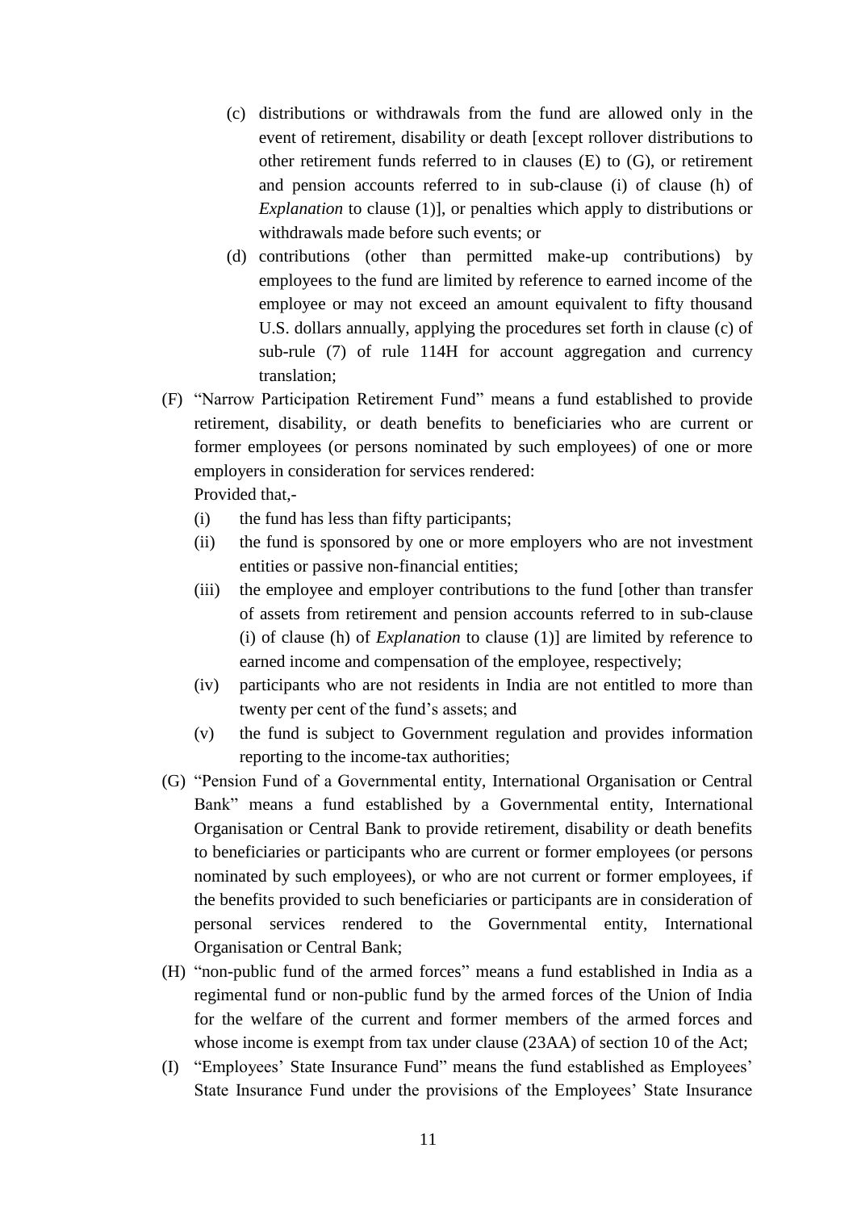(c) distributions or withdrawals from the fund are allowed only in the event of retirement, disability or death [except rollover distributions to other retirement funds referred to in clauses (E) to (G), or retirement and pension accounts referred to in sub-clause (i) of clause (h) of *Explanation* to clause (1)], or penalties which apply to distributions or withdrawals made before such events; or

(d) contributions (other than permitted make-up contributions) by employees to the fund are limited by reference to earned income of the employee or may not exceed an amount equivalent to fifty thousand U.S. dollars annually, applying the procedures set forth in clause (c) of sub-rule (7) of rule 114H for account aggregation and currency translation;

(F) "Narrow Participation Retirement Fund" means a fund established to provide retirement, disability, or death benefits to beneficiaries who are current or former employees (or persons nominated by such employees) of one or more employers in consideration for services rendered:

Provided that,-

(i) the fund has less than fifty participants;

(ii) the fund is sponsored by one or more employers who are not investment entities or passive non-financial entities;

(iii) the employee and employer contributions to the fund [other than transfer of assets from retirement and pension accounts referred to in sub-clause (i) of clause (h) of *Explanation* to clause (1)] are limited by reference to earned income and compensation of the employee, respectively;

(iv) participants who are not residents in India are not entitled to more than twenty per cent of the fund's assets; and

(v) the fund is subject to Government regulation and provides information reporting to the income-tax authorities;

(G) "Pension Fund of a Governmental entity, International Organisation or Central Bank" means a fund established by a Governmental entity, International Organisation or Central Bank to provide retirement, disability or death benefits to beneficiaries or participants who are current or former employees (or persons nominated by such employees), or who are not current or former employees, if the benefits provided to such beneficiaries or participants are in consideration of personal services rendered to the Governmental entity, International Organisation or Central Bank;

(H) "non-public fund of the armed forces" means a fund established in India as a regimental fund or non-public fund by the armed forces of the Union of India for the welfare of the current and former members of the armed forces and whose income is exempt from tax under clause (23AA) of section 10 of the Act;

(I) "Employees' State Insurance Fund" means the fund established as Employees' State Insurance Fund under the provisions of the Employees' State Insurance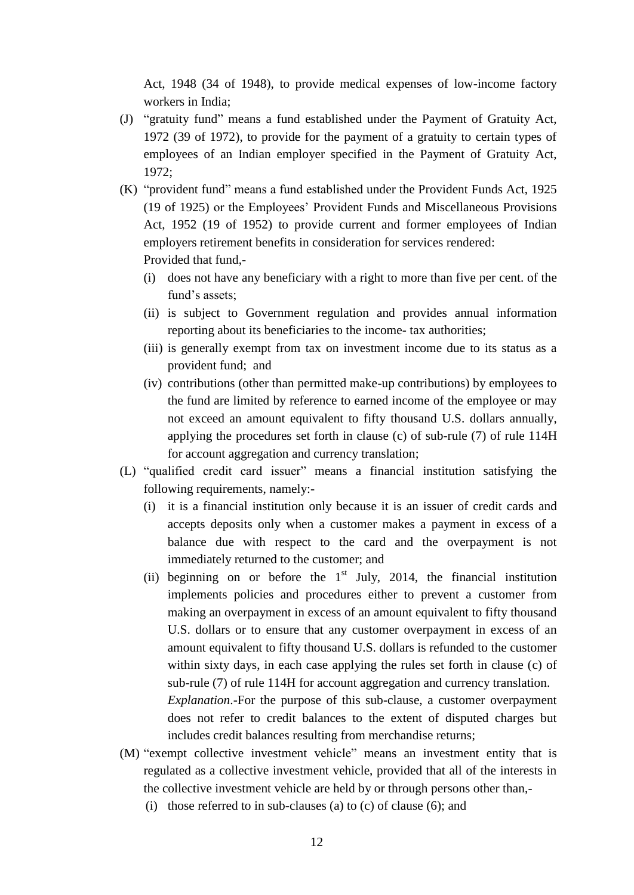Act, 1948 (34 of 1948), to provide medical expenses of low-income factory workers in India;

(J) "gratuity fund" means a fund established under the Payment of Gratuity Act, 1972 (39 of 1972), to provide for the payment of a gratuity to certain types of employees of an Indian employer specified in the Payment of Gratuity Act, 1972;

(K) "provident fund" means a fund established under the Provident Funds Act, 1925 (19 of 1925) or the Employees' Provident Funds and Miscellaneous Provisions Act, 1952 (19 of 1952) to provide current and former employees of Indian employers retirement benefits in consideration for services rendered:

Provided that fund,-

(i) does not have any beneficiary with a right to more than five per cent. of the fund's assets;

(ii) is subject to Government regulation and provides annual information reporting about its beneficiaries to the income- tax authorities;

(iii) is generally exempt from tax on investment income due to its status as a provident fund; and

(iv) contributions (other than permitted make-up contributions) by employees to the fund are limited by reference to earned income of the employee or may not exceed an amount equivalent to fifty thousand U.S. dollars annually, applying the procedures set forth in clause (c) of sub-rule (7) of rule 114H for account aggregation and currency translation;

(L) "qualified credit card issuer" means a financial institution satisfying the following requirements, namely:-

(i) it is a financial institution only because it is an issuer of credit cards and accepts deposits only when a customer makes a payment in excess of a balance due with respect to the card and the overpayment is not immediately returned to the customer; and

(ii) beginning on or before the 1st July, 2014, the financial institution implements policies and procedures either to prevent a customer from making an overpayment in excess of an amount equivalent to fifty thousand U.S. dollars or to ensure that any customer overpayment in excess of an amount equivalent to fifty thousand U.S. dollars is refunded to the customer within sixty days, in each case applying the rules set forth in clause (c) of sub-rule (7) of rule 114H for account aggregation and currency translation.

*Explanation*.-For the purpose of this sub-clause, a customer overpayment does not refer to credit balances to the extent of disputed charges but includes credit balances resulting from merchandise returns;

(M) "exempt collective investment vehicle" means an investment entity that is regulated as a collective investment vehicle, provided that all of the interests in the collective investment vehicle are held by or through persons other than,-

(i) those referred to in sub-clauses (a) to (c) of clause (6); and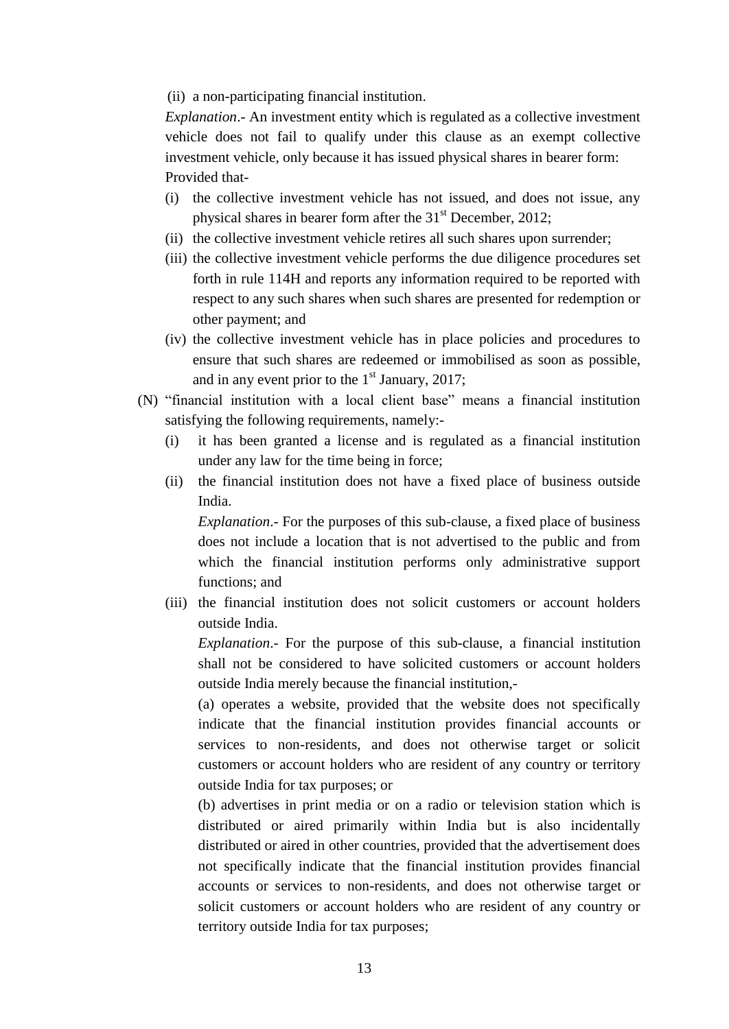(ii) a non-participating financial institution.

*Explanation*.- An investment entity which is regulated as a collective investment vehicle does not fail to qualify under this clause as an exempt collective investment vehicle, only because it has issued physical shares in bearer form:

Provided that-

(i) the collective investment vehicle has not issued, and does not issue, any physical shares in bearer form after the 31st December, 2012;

(ii) the collective investment vehicle retires all such shares upon surrender;

(iii) the collective investment vehicle performs the due diligence procedures set forth in rule 114H and reports any information required to be reported with respect to any such shares when such shares are presented for redemption or other payment; and

(iv) the collective investment vehicle has in place policies and procedures to ensure that such shares are redeemed or immobilised as soon as possible, and in any event prior to the 1st January, 2017;

(N) "financial institution with a local client base" means a financial institution satisfying the following requirements, namely:-

(i) it has been granted a license and is regulated as a financial institution under any law for the time being in force;

(ii) the financial institution does not have a fixed place of business outside India.

*Explanation*.- For the purposes of this sub-clause, a fixed place of business does not include a location that is not advertised to the public and from which the financial institution performs only administrative support functions; and

(iii) the financial institution does not solicit customers or account holders outside India.

*Explanation*.- For the purpose of this sub-clause, a financial institution shall not be considered to have solicited customers or account holders outside India merely because the financial institution,-

(a) operates a website, provided that the website does not specifically indicate that the financial institution provides financial accounts or services to non-residents, and does not otherwise target or solicit customers or account holders who are resident of any country or territory outside India for tax purposes; or

(b) advertises in print media or on a radio or television station which is distributed or aired primarily within India but is also incidentally distributed or aired in other countries, provided that the advertisement does not specifically indicate that the financial institution provides financial accounts or services to non-residents, and does not otherwise target or solicit customers or account holders who are resident of any country or territory outside India for tax purposes;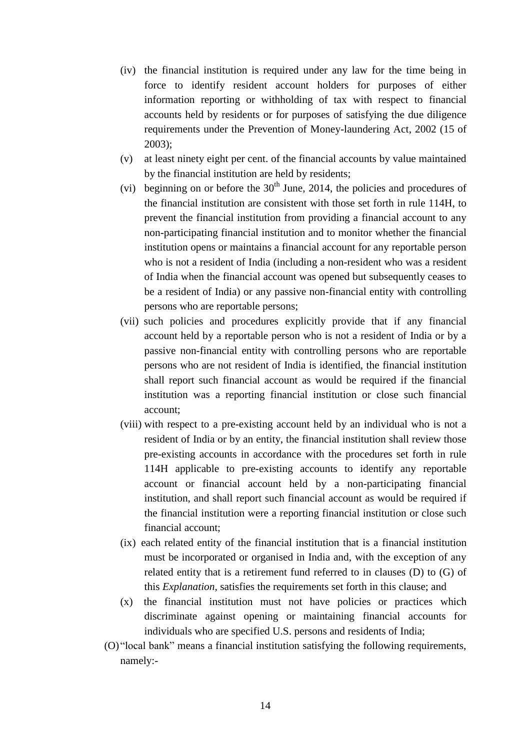(iv) the financial institution is required under any law for the time being in force to identify resident account holders for purposes of either information reporting or withholding of tax with respect to financial accounts held by residents or for purposes of satisfying the due diligence requirements under the Prevention of Money-laundering Act, 2002 (15 of 2003);

(v) at least ninety eight per cent. of the financial accounts by value maintained by the financial institution are held by residents;

(vi) beginning on or before the 30th June, 2014, the policies and procedures of the financial institution are consistent with those set forth in rule 114H, to prevent the financial institution from providing a financial account to any non-participating financial institution and to monitor whether the financial institution opens or maintains a financial account for any reportable person who is not a resident of India (including a non-resident who was a resident of India when the financial account was opened but subsequently ceases to be a resident of India) or any passive non-financial entity with controlling persons who are reportable persons;

(vii) such policies and procedures explicitly provide that if any financial account held by a reportable person who is not a resident of India or by a passive non-financial entity with controlling persons who are reportable persons who are not resident of India is identified, the financial institution shall report such financial account as would be required if the financial institution was a reporting financial institution or close such financial account;

(viii) with respect to a pre-existing account held by an individual who is not a resident of India or by an entity, the financial institution shall review those pre-existing accounts in accordance with the procedures set forth in rule 114H applicable to pre-existing accounts to identify any reportable account or financial account held by a non-participating financial institution, and shall report such financial account as would be required if the financial institution were a reporting financial institution or close such financial account;

(ix) each related entity of the financial institution that is a financial institution must be incorporated or organised in India and, with the exception of any related entity that is a retirement fund referred to in clauses (D) to (G) of this *Explanation*, satisfies the requirements set forth in this clause; and

(x) the financial institution must not have policies or practices which discriminate against opening or maintaining financial accounts for individuals who are specified U.S. persons and residents of India;

(O) "local bank" means a financial institution satisfying the following requirements, namely:-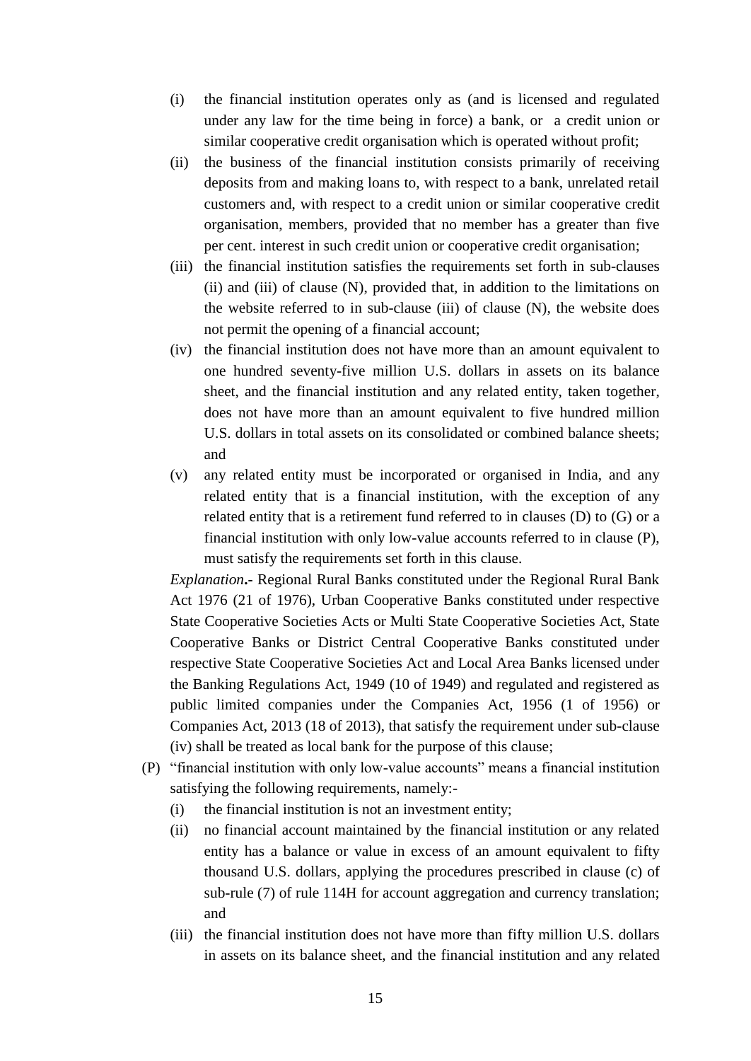(i) the financial institution operates only as (and is licensed and regulated under any law for the time being in force) a bank, or a credit union or similar cooperative credit organisation which is operated without profit;

(ii) the business of the financial institution consists primarily of receiving deposits from and making loans to, with respect to a bank, unrelated retail customers and, with respect to a credit union or similar cooperative credit organisation, members, provided that no member has a greater than five per cent. interest in such credit union or cooperative credit organisation;

(iii) the financial institution satisfies the requirements set forth in sub-clauses (ii) and (iii) of clause (N), provided that, in addition to the limitations on the website referred to in sub-clause (iii) of clause (N), the website does not permit the opening of a financial account;

(iv) the financial institution does not have more than an amount equivalent to one hundred seventy-five million U.S. dollars in assets on its balance sheet, and the financial institution and any related entity, taken together, does not have more than an amount equivalent to five hundred million U.S. dollars in total assets on its consolidated or combined balance sheets; and

(v) any related entity must be incorporated or organised in India, and any related entity that is a financial institution, with the exception of any related entity that is a retirement fund referred to in clauses (D) to (G) or a financial institution with only low-value accounts referred to in clause (P), must satisfy the requirements set forth in this clause.

*Explanation***.-** Regional Rural Banks constituted under the Regional Rural Bank Act 1976 (21 of 1976), Urban Cooperative Banks constituted under respective State Cooperative Societies Acts or Multi State Cooperative Societies Act, State Cooperative Banks or District Central Cooperative Banks constituted under respective State Cooperative Societies Act and Local Area Banks licensed under the Banking Regulations Act, 1949 (10 of 1949) and regulated and registered as public limited companies under the Companies Act, 1956 (1 of 1956) or Companies Act, 2013 (18 of 2013), that satisfy the requirement under sub-clause (iv) shall be treated as local bank for the purpose of this clause;

(P) "financial institution with only low-value accounts" means a financial institution satisfying the following requirements, namely:-

(i) the financial institution is not an investment entity;

(ii) no financial account maintained by the financial institution or any related entity has a balance or value in excess of an amount equivalent to fifty thousand U.S. dollars, applying the procedures prescribed in clause (c) of sub-rule (7) of rule 114H for account aggregation and currency translation; and

(iii) the financial institution does not have more than fifty million U.S. dollars in assets on its balance sheet, and the financial institution and any related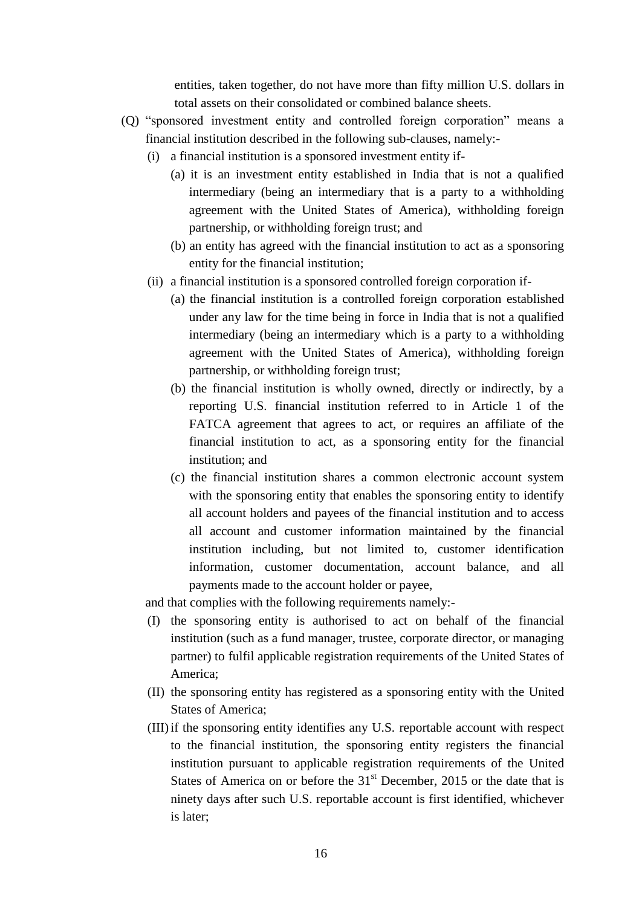entities, taken together, do not have more than fifty million U.S. dollars in total assets on their consolidated or combined balance sheets.

(Q) "sponsored investment entity and controlled foreign corporation" means a financial institution described in the following sub-clauses, namely:-

(i) a financial institution is a sponsored investment entity if-

(a) it is an investment entity established in India that is not a qualified intermediary (being an intermediary that is a party to a withholding agreement with the United States of America), withholding foreign partnership, or withholding foreign trust; and

(b) an entity has agreed with the financial institution to act as a sponsoring entity for the financial institution;

(ii) a financial institution is a sponsored controlled foreign corporation if-

(a) the financial institution is a controlled foreign corporation established under any law for the time being in force in India that is not a qualified intermediary (being an intermediary which is a party to a withholding agreement with the United States of America), withholding foreign partnership, or withholding foreign trust;

(b) the financial institution is wholly owned, directly or indirectly, by a reporting U.S. financial institution referred to in Article 1 of the FATCA agreement that agrees to act, or requires an affiliate of the financial institution to act, as a sponsoring entity for the financial institution; and

(c) the financial institution shares a common electronic account system with the sponsoring entity that enables the sponsoring entity to identify all account holders and payees of the financial institution and to access all account and customer information maintained by the financial institution including, but not limited to, customer identification information, customer documentation, account balance, and all payments made to the account holder or payee,

and that complies with the following requirements namely:-

(I) the sponsoring entity is authorised to act on behalf of the financial institution (such as a fund manager, trustee, corporate director, or managing partner) to fulfil applicable registration requirements of the United States of America;

(II) the sponsoring entity has registered as a sponsoring entity with the United States of America;

(III) if the sponsoring entity identifies any U.S. reportable account with respect to the financial institution, the sponsoring entity registers the financial institution pursuant to applicable registration requirements of the United States of America on or before the 31st December, 2015 or the date that is ninety days after such U.S. reportable account is first identified, whichever is later;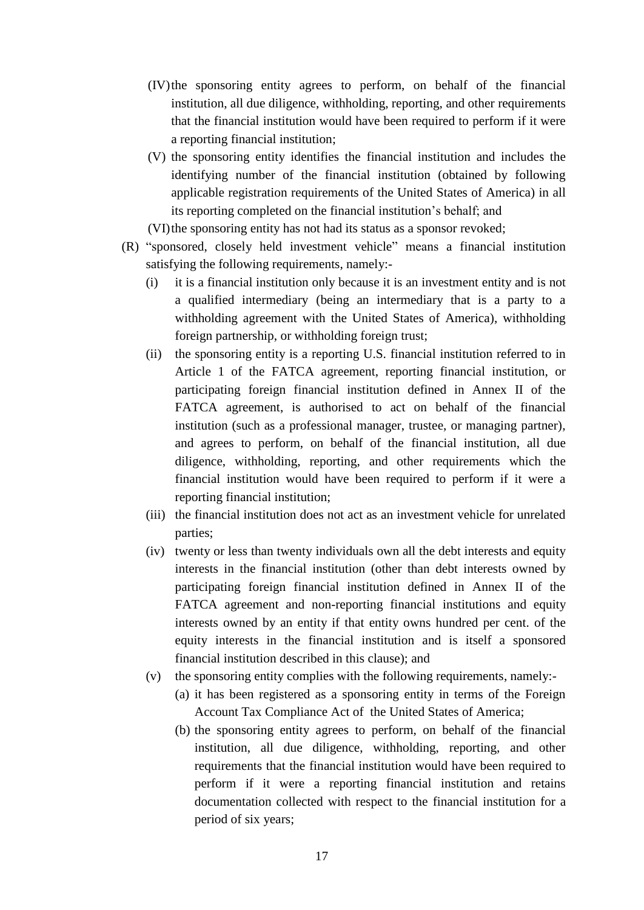(IV) the sponsoring entity agrees to perform, on behalf of the financial institution, all due diligence, withholding, reporting, and other requirements that the financial institution would have been required to perform if it were a reporting financial institution;

(V) the sponsoring entity identifies the financial institution and includes the identifying number of the financial institution (obtained by following applicable registration requirements of the United States of America) in all its reporting completed on the financial institution's behalf; and

(VI) the sponsoring entity has not had its status as a sponsor revoked;

(R) "sponsored, closely held investment vehicle" means a financial institution satisfying the following requirements, namely:-

(i) it is a financial institution only because it is an investment entity and is not a qualified intermediary (being an intermediary that is a party to a withholding agreement with the United States of America), withholding foreign partnership, or withholding foreign trust;

(ii) the sponsoring entity is a reporting U.S. financial institution referred to in Article 1 of the FATCA agreement, reporting financial institution, or participating foreign financial institution defined in Annex II of the FATCA agreement, is authorised to act on behalf of the financial institution (such as a professional manager, trustee, or managing partner), and agrees to perform, on behalf of the financial institution, all due diligence, withholding, reporting, and other requirements which the financial institution would have been required to perform if it were a reporting financial institution;

(iii) the financial institution does not act as an investment vehicle for unrelated parties;

(iv) twenty or less than twenty individuals own all the debt interests and equity interests in the financial institution (other than debt interests owned by participating foreign financial institution defined in Annex II of the FATCA agreement and non-reporting financial institutions and equity interests owned by an entity if that entity owns hundred per cent. of the equity interests in the financial institution and is itself a sponsored financial institution described in this clause); and

(v) the sponsoring entity complies with the following requirements, namely:-

(a) it has been registered as a sponsoring entity in terms of the Foreign Account Tax Compliance Act of the United States of America;

(b) the sponsoring entity agrees to perform, on behalf of the financial institution, all due diligence, withholding, reporting, and other requirements that the financial institution would have been required to perform if it were a reporting financial institution and retains documentation collected with respect to the financial institution for a period of six years;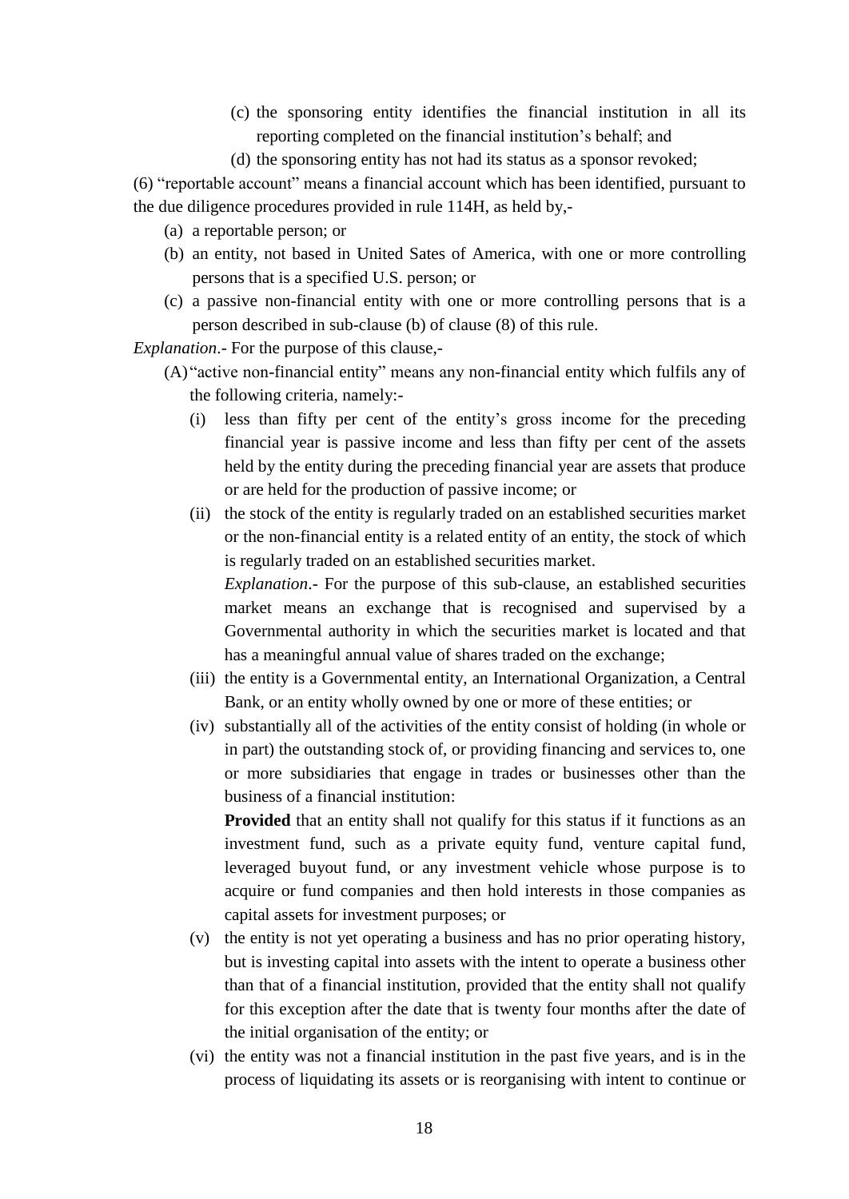(c) the sponsoring entity identifies the financial institution in all its reporting completed on the financial institution's behalf; and

(d) the sponsoring entity has not had its status as a sponsor revoked;

(6) "reportable account" means a financial account which has been identified, pursuant to the due diligence procedures provided in rule 114H, as held by,-

(a) a reportable person; or

(b) an entity, not based in United Sates of America, with one or more controlling persons that is a specified U.S. person; or

(c) a passive non-financial entity with one or more controlling persons that is a person described in sub-clause (b) of clause (8) of this rule.

*Explanation*.- For the purpose of this clause,-

(A) "active non-financial entity" means any non-financial entity which fulfils any of the following criteria, namely:-

(i) less than fifty per cent of the entity's gross income for the preceding financial year is passive income and less than fifty per cent of the assets held by the entity during the preceding financial year are assets that produce or are held for the production of passive income; or

(ii) the stock of the entity is regularly traded on an established securities market or the non-financial entity is a related entity of an entity, the stock of which is regularly traded on an established securities market.

*Explanation*.- For the purpose of this sub-clause, an established securities market means an exchange that is recognised and supervised by a Governmental authority in which the securities market is located and that has a meaningful annual value of shares traded on the exchange;

(iii) the entity is a Governmental entity, an International Organization, a Central Bank, or an entity wholly owned by one or more of these entities; or

(iv) substantially all of the activities of the entity consist of holding (in whole or in part) the outstanding stock of, or providing financing and services to, one or more subsidiaries that engage in trades or businesses other than the business of a financial institution:

**Provided** that an entity shall not qualify for this status if it functions as an investment fund, such as a private equity fund, venture capital fund, leveraged buyout fund, or any investment vehicle whose purpose is to acquire or fund companies and then hold interests in those companies as capital assets for investment purposes; or

(v) the entity is not yet operating a business and has no prior operating history, but is investing capital into assets with the intent to operate a business other than that of a financial institution, provided that the entity shall not qualify for this exception after the date that is twenty four months after the date of the initial organisation of the entity; or

(vi) the entity was not a financial institution in the past five years, and is in the process of liquidating its assets or is reorganising with intent to continue or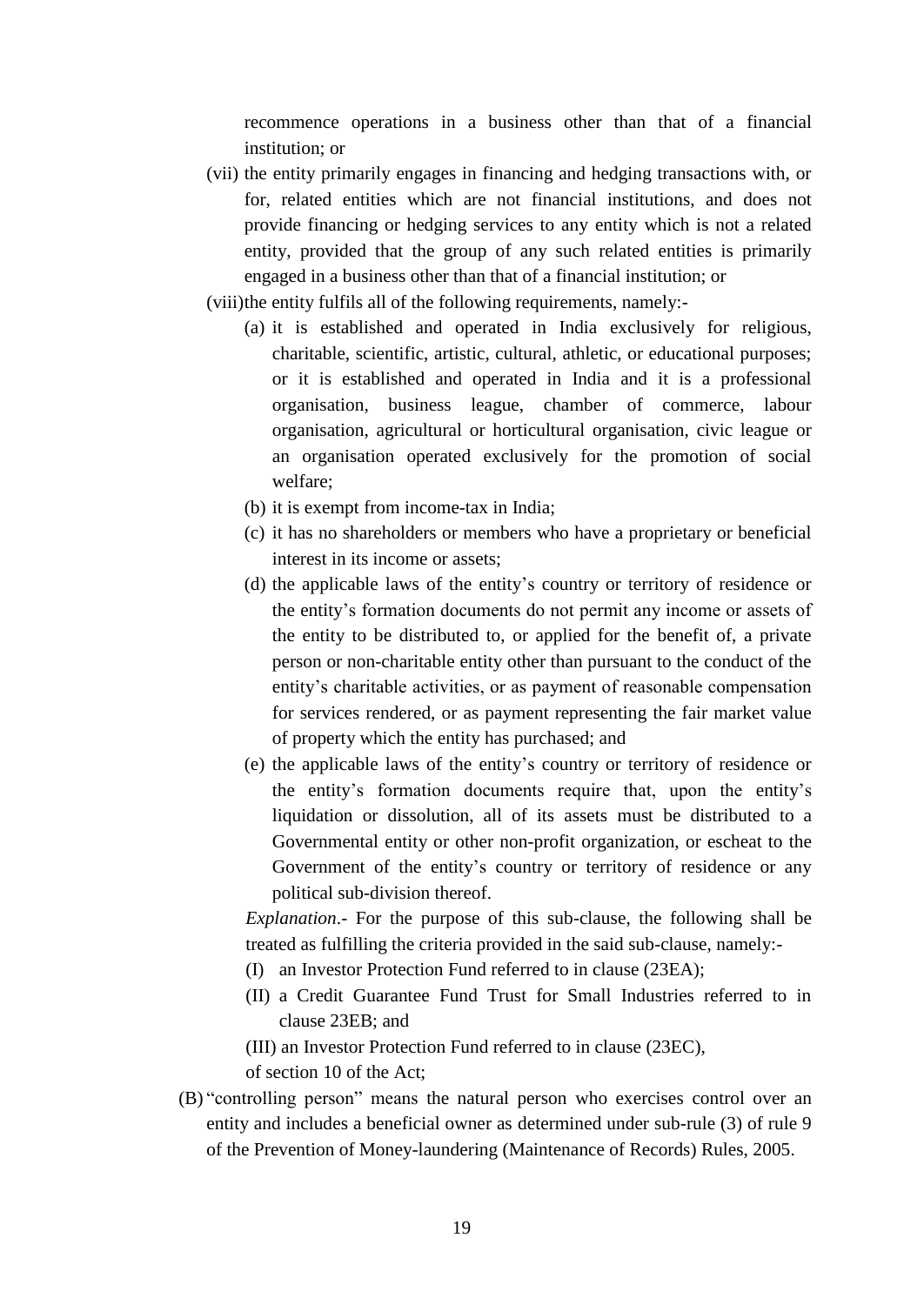recommence operations in a business other than that of a financial institution; or

(vii) the entity primarily engages in financing and hedging transactions with, or for, related entities which are not financial institutions, and does not provide financing or hedging services to any entity which is not a related entity, provided that the group of any such related entities is primarily engaged in a business other than that of a financial institution; or

(viii) the entity fulfils all of the following requirements, namely:-

(a) it is established and operated in India exclusively for religious, charitable, scientific, artistic, cultural, athletic, or educational purposes; or it is established and operated in India and it is a professional organisation, business league, chamber of commerce, labour organisation, agricultural or horticultural organisation, civic league or an organisation operated exclusively for the promotion of social welfare;

(b) it is exempt from income-tax in India;

(c) it has no shareholders or members who have a proprietary or beneficial interest in its income or assets;

(d) the applicable laws of the entity's country or territory of residence or the entity's formation documents do not permit any income or assets of the entity to be distributed to, or applied for the benefit of, a private person or non-charitable entity other than pursuant to the conduct of the entity's charitable activities, or as payment of reasonable compensation for services rendered, or as payment representing the fair market value of property which the entity has purchased; and

(e) the applicable laws of the entity's country or territory of residence or the entity's formation documents require that, upon the entity's liquidation or dissolution, all of its assets must be distributed to a Governmental entity or other non-profit organization, or escheat to the Government of the entity's country or territory of residence or any political sub-division thereof.

*Explanation*.- For the purpose of this sub-clause, the following shall be treated as fulfilling the criteria provided in the said sub-clause, namely:-

(I) an Investor Protection Fund referred to in clause (23EA);

(II) a Credit Guarantee Fund Trust for Small Industries referred to in clause 23EB; and

(III) an Investor Protection Fund referred to in clause (23EC),

of section 10 of the Act;

(B) "controlling person" means the natural person who exercises control over an entity and includes a beneficial owner as determined under sub-rule (3) of rule 9 of the Prevention of Money-laundering (Maintenance of Records) Rules, 2005.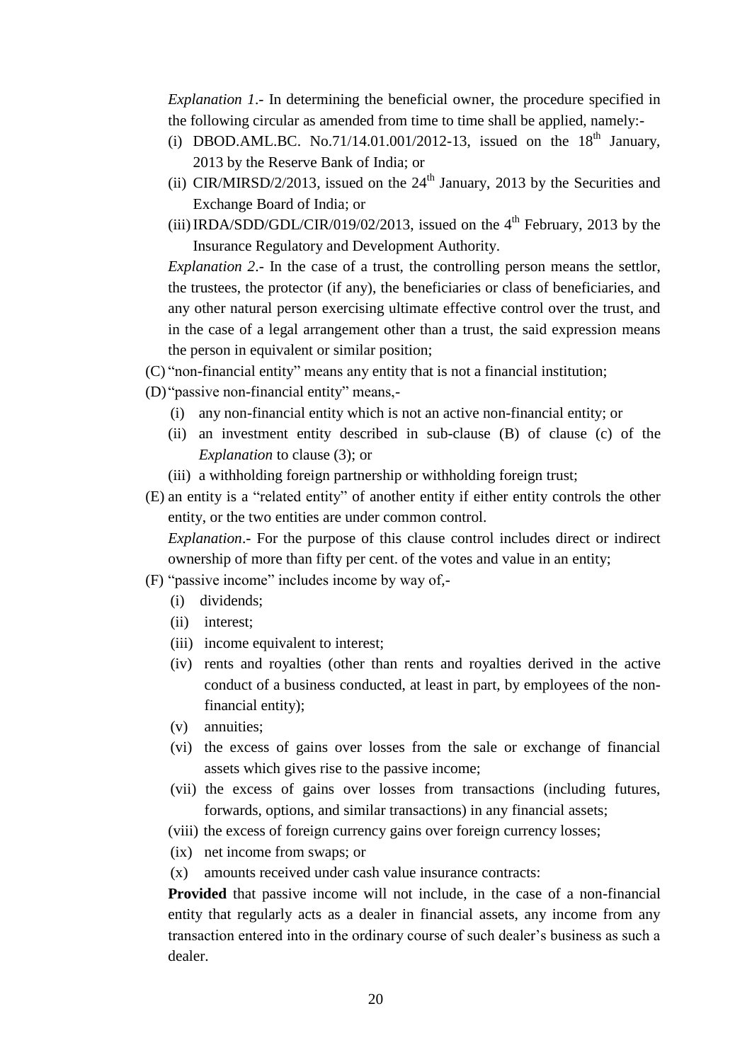*Explanation 1*.- In determining the beneficial owner, the procedure specified in the following circular as amended from time to time shall be applied, namely:-

(i) DBOD.AML.BC. No.71/14.01.001/2012-13, issued on the 18th January, 2013 by the Reserve Bank of India; or

(ii) CIR/MIRSD/2/2013, issued on the 24th January, 2013 by the Securities and Exchange Board of India; or

(iii) IRDA/SDD/GDL/CIR/019/02/2013, issued on the 4th February, 2013 by the Insurance Regulatory and Development Authority.

*Explanation 2*.- In the case of a trust, the controlling person means the settlor, the trustees, the protector (if any), the beneficiaries or class of beneficiaries, and any other natural person exercising ultimate effective control over the trust, and in the case of a legal arrangement other than a trust, the said expression means the person in equivalent or similar position;

(C) "non-financial entity" means any entity that is not a financial institution;

(D) "passive non-financial entity" means,-

(i) any non-financial entity which is not an active non-financial entity; or

(ii) an investment entity described in sub-clause (B) of clause (c) of the *Explanation* to clause (3); or

(iii) a withholding foreign partnership or withholding foreign trust;

(E) an entity is a "related entity" of another entity if either entity controls the other entity, or the two entities are under common control.

*Explanation*.- For the purpose of this clause control includes direct or indirect ownership of more than fifty per cent. of the votes and value in an entity;

(F) "passive income" includes income by way of,-

(i) dividends;

(ii) interest;

(iii) income equivalent to interest;

(iv) rents and royalties (other than rents and royalties derived in the active conduct of a business conducted, at least in part, by employees of the non-financial entity);

(v) annuities;

(vi) the excess of gains over losses from the sale or exchange of financial assets which gives rise to the passive income;

(vii) the excess of gains over losses from transactions (including futures, forwards, options, and similar transactions) in any financial assets;

(viii) the excess of foreign currency gains over foreign currency losses;

(ix) net income from swaps; or

(x) amounts received under cash value insurance contracts:

**Provided** that passive income will not include, in the case of a non-financial entity that regularly acts as a dealer in financial assets, any income from any transaction entered into in the ordinary course of such dealer's business as such a dealer.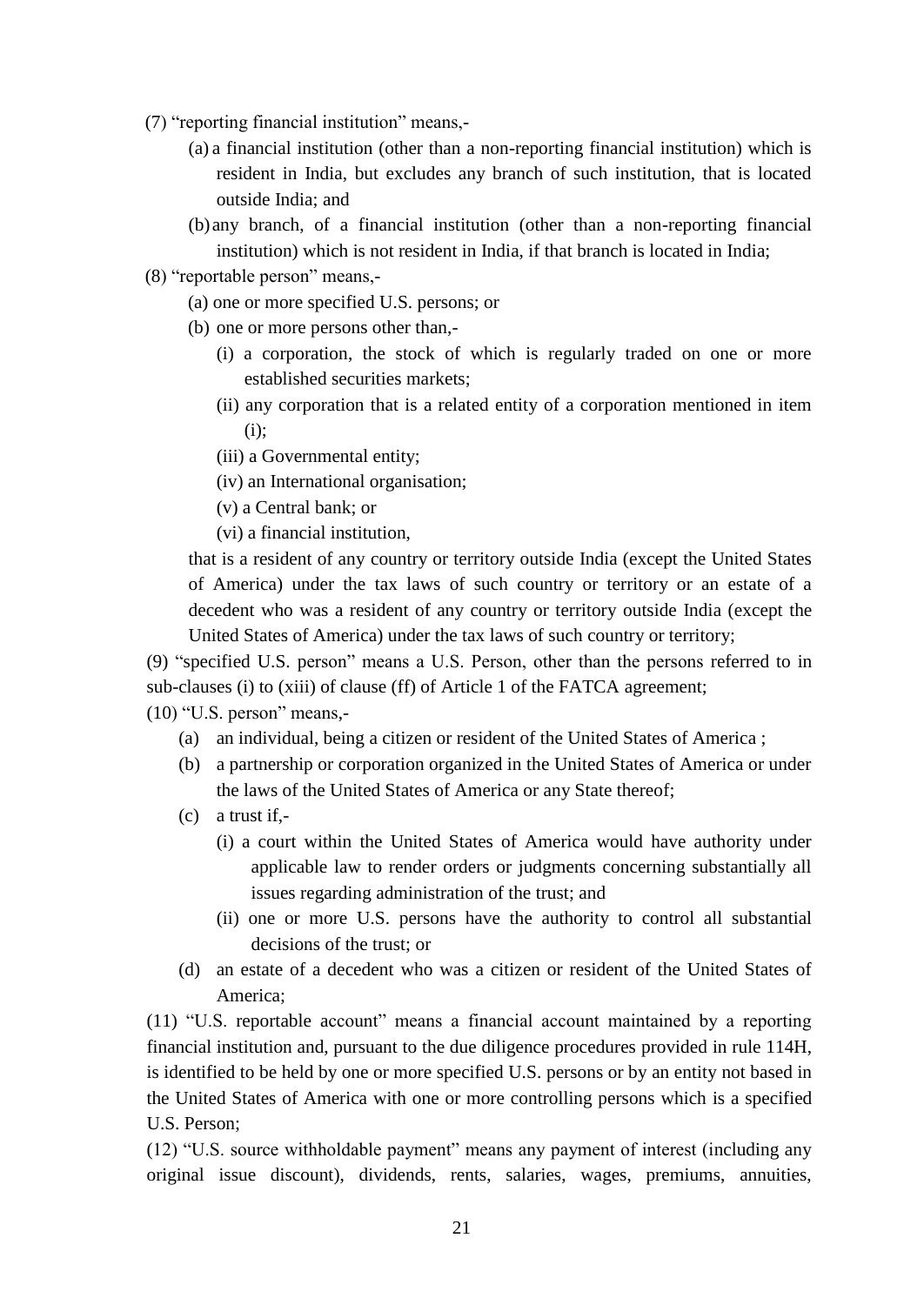(7) "reporting financial institution" means,-

(a) a financial institution (other than a non-reporting financial institution) which is resident in India, but excludes any branch of such institution, that is located outside India; and

(b) any branch, of a financial institution (other than a non-reporting financial institution) which is not resident in India, if that branch is located in India;

(8) "reportable person" means,-

(a) one or more specified U.S. persons; or

(b) one or more persons other than,-

(i) a corporation, the stock of which is regularly traded on one or more established securities markets;

(ii) any corporation that is a related entity of a corporation mentioned in item (i);

(iii) a Governmental entity;

(iv) an International organisation;

(v) a Central bank; or

(vi) a financial institution,

that is a resident of any country or territory outside India (except the United States of America) under the tax laws of such country or territory or an estate of a decedent who was a resident of any country or territory outside India (except the United States of America) under the tax laws of such country or territory;

(9) "specified U.S. person" means a U.S. Person, other than the persons referred to in sub-clauses (i) to (xiii) of clause (ff) of Article 1 of the FATCA agreement;

(10) "U.S. person" means,-

(a) an individual, being a citizen or resident of the United States of America ;

(b) a partnership or corporation organized in the United States of America or under the laws of the United States of America or any State thereof;

(c) a trust if,-

(i) a court within the United States of America would have authority under applicable law to render orders or judgments concerning substantially all issues regarding administration of the trust; and

(ii) one or more U.S. persons have the authority to control all substantial decisions of the trust; or

(d) an estate of a decedent who was a citizen or resident of the United States of America;

(11) "U.S. reportable account" means a financial account maintained by a reporting financial institution and, pursuant to the due diligence procedures provided in rule 114H, is identified to be held by one or more specified U.S. persons or by an entity not based in the United States of America with one or more controlling persons which is a specified U.S. Person;

(12) "U.S. source withholdable payment" means any payment of interest (including any original issue discount), dividends, rents, salaries, wages, premiums, annuities,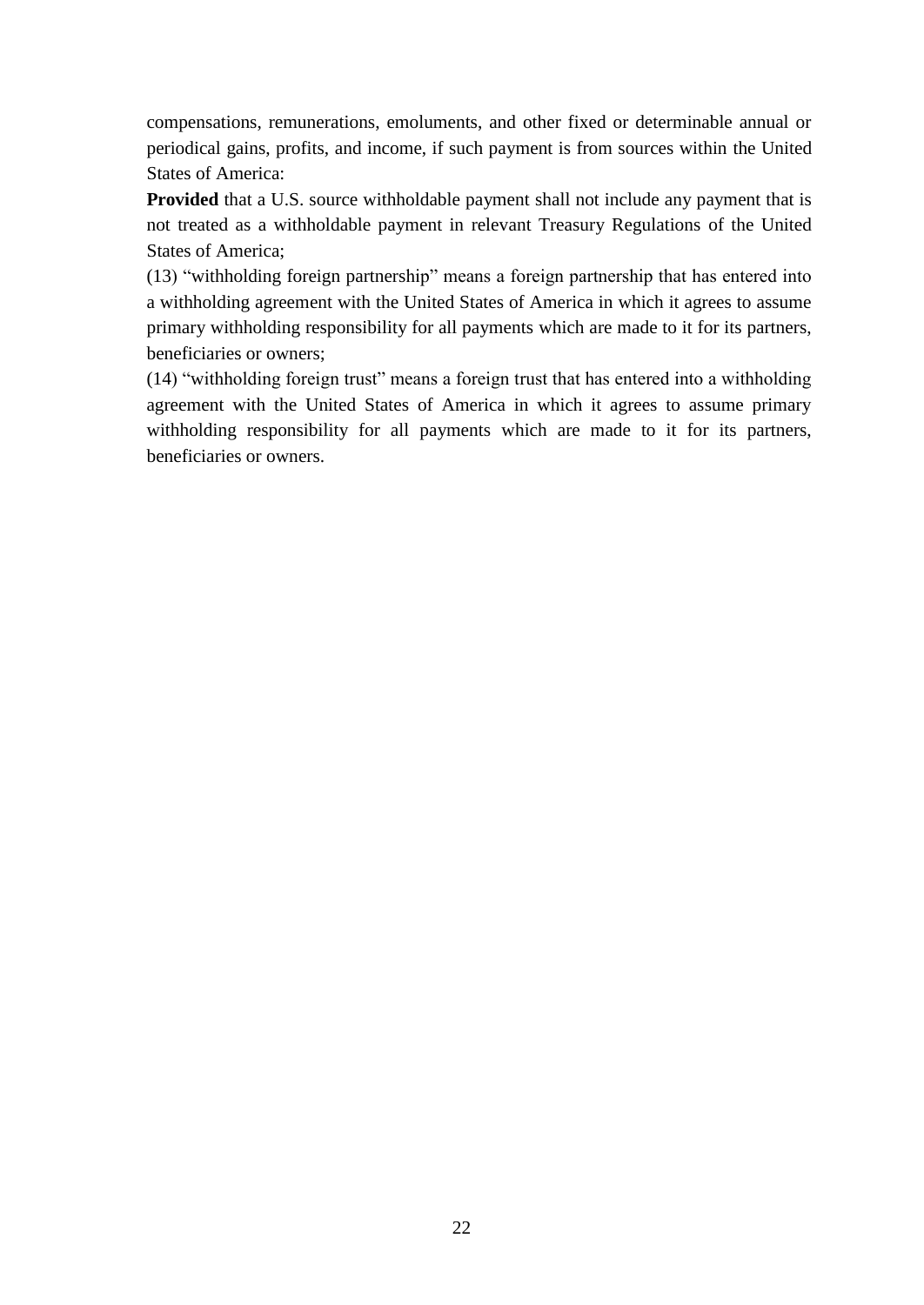compensations, remunerations, emoluments, and other fixed or determinable annual or periodical gains, profits, and income, if such payment is from sources within the United States of America:

**Provided** that a U.S. source withholdable payment shall not include any payment that is not treated as a withholdable payment in relevant Treasury Regulations of the United States of America;

(13) "withholding foreign partnership" means a foreign partnership that has entered into a withholding agreement with the United States of America in which it agrees to assume primary withholding responsibility for all payments which are made to it for its partners, beneficiaries or owners;

(14) "withholding foreign trust" means a foreign trust that has entered into a withholding agreement with the United States of America in which it agrees to assume primary withholding responsibility for all payments which are made to it for its partners, beneficiaries or owners.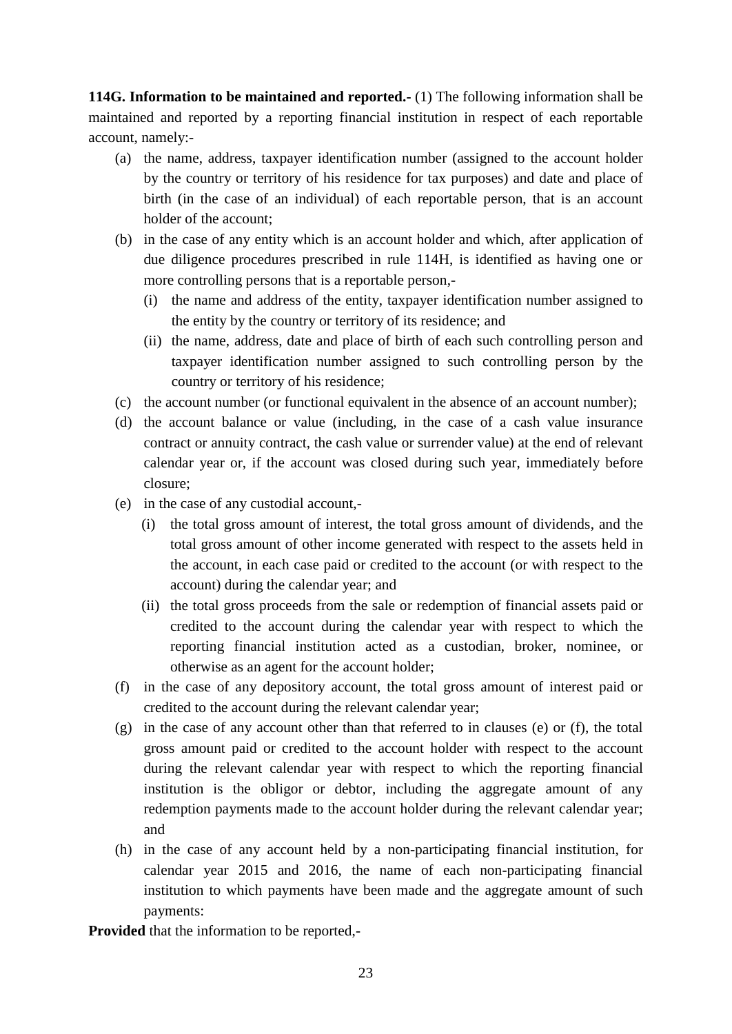**114G. Information to be maintained and reported.-** (1) The following information shall be maintained and reported by a reporting financial institution in respect of each reportable account, namely:-

(a) the name, address, taxpayer identification number (assigned to the account holder by the country or territory of his residence for tax purposes) and date and place of birth (in the case of an individual) of each reportable person, that is an account holder of the account;

(b) in the case of any entity which is an account holder and which, after application of due diligence procedures prescribed in rule 114H, is identified as having one or more controlling persons that is a reportable person,-

  (i) the name and address of the entity, taxpayer identification number assigned to the entity by the country or territory of its residence; and

  (ii) the name, address, date and place of birth of each such controlling person and taxpayer identification number assigned to such controlling person by the country or territory of his residence;

(c) the account number (or functional equivalent in the absence of an account number);

(d) the account balance or value (including, in the case of a cash value insurance contract or annuity contract, the cash value or surrender value) at the end of relevant calendar year or, if the account was closed during such year, immediately before closure;

(e) in the case of any custodial account,-

  (i) the total gross amount of interest, the total gross amount of dividends, and the total gross amount of other income generated with respect to the assets held in the account, in each case paid or credited to the account (or with respect to the account) during the calendar year; and

  (ii) the total gross proceeds from the sale or redemption of financial assets paid or credited to the account during the calendar year with respect to which the reporting financial institution acted as a custodian, broker, nominee, or otherwise as an agent for the account holder;

(f) in the case of any depository account, the total gross amount of interest paid or credited to the account during the relevant calendar year;

(g) in the case of any account other than that referred to in clauses (e) or (f), the total gross amount paid or credited to the account holder with respect to the account during the relevant calendar year with respect to which the reporting financial institution is the obligor or debtor, including the aggregate amount of any redemption payments made to the account holder during the relevant calendar year; and

(h) in the case of any account held by a non-participating financial institution, for calendar year 2015 and 2016, the name of each non-participating financial institution to which payments have been made and the aggregate amount of such payments:

**Provided** that the information to be reported,-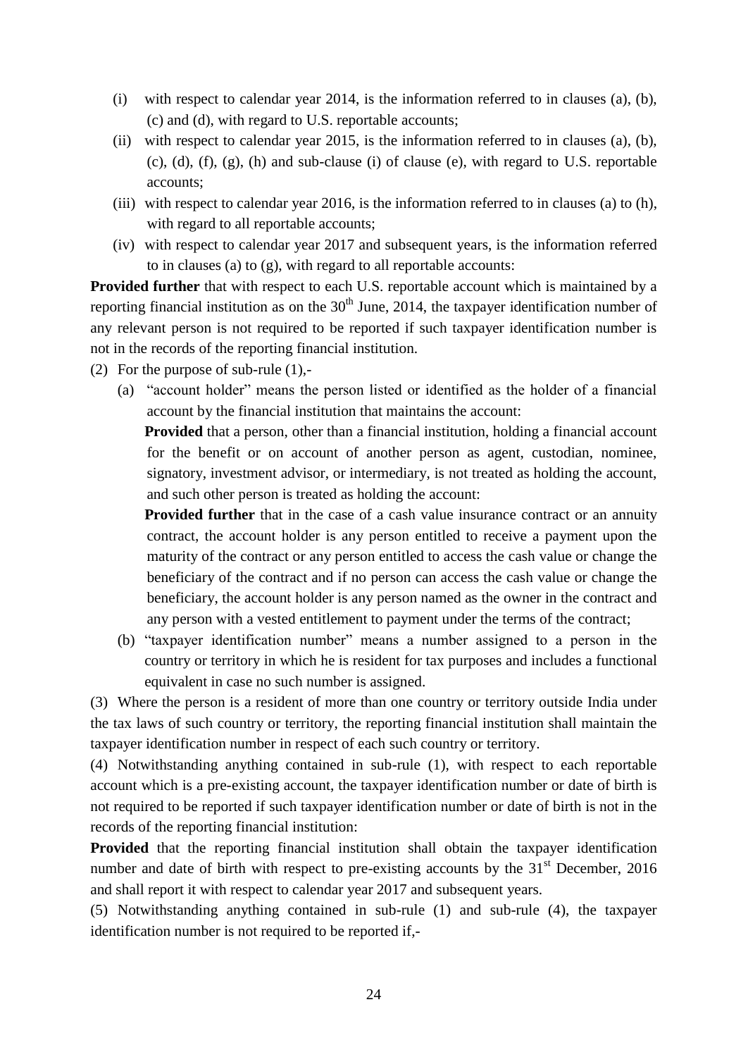(i) with respect to calendar year 2014, is the information referred to in clauses (a), (b), (c) and (d), with regard to U.S. reportable accounts;

(ii) with respect to calendar year 2015, is the information referred to in clauses (a), (b), (c), (d), (f), (g), (h) and sub-clause (i) of clause (e), with regard to U.S. reportable accounts;

(iii) with respect to calendar year 2016, is the information referred to in clauses (a) to (h), with regard to all reportable accounts;

(iv) with respect to calendar year 2017 and subsequent years, is the information referred to in clauses (a) to (g), with regard to all reportable accounts:

**Provided further** that with respect to each U.S. reportable account which is maintained by a reporting financial institution as on the 30th June, 2014, the taxpayer identification number of any relevant person is not required to be reported if such taxpayer identification number is not in the records of the reporting financial institution.

(2) For the purpose of sub-rule (1),-

(a) "account holder" means the person listed or identified as the holder of a financial account by the financial institution that maintains the account:

**Provided** that a person, other than a financial institution, holding a financial account for the benefit or on account of another person as agent, custodian, nominee, signatory, investment advisor, or intermediary, is not treated as holding the account, and such other person is treated as holding the account:

**Provided further** that in the case of a cash value insurance contract or an annuity contract, the account holder is any person entitled to receive a payment upon the maturity of the contract or any person entitled to access the cash value or change the beneficiary of the contract and if no person can access the cash value or change the beneficiary, the account holder is any person named as the owner in the contract and any person with a vested entitlement to payment under the terms of the contract;

(b) "taxpayer identification number" means a number assigned to a person in the country or territory in which he is resident for tax purposes and includes a functional equivalent in case no such number is assigned.

(3) Where the person is a resident of more than one country or territory outside India under the tax laws of such country or territory, the reporting financial institution shall maintain the taxpayer identification number in respect of each such country or territory.

(4) Notwithstanding anything contained in sub-rule (1), with respect to each reportable account which is a pre-existing account, the taxpayer identification number or date of birth is not required to be reported if such taxpayer identification number or date of birth is not in the records of the reporting financial institution:

**Provided** that the reporting financial institution shall obtain the taxpayer identification number and date of birth with respect to pre-existing accounts by the 31st December, 2016 and shall report it with respect to calendar year 2017 and subsequent years.

(5) Notwithstanding anything contained in sub-rule (1) and sub-rule (4), the taxpayer identification number is not required to be reported if,-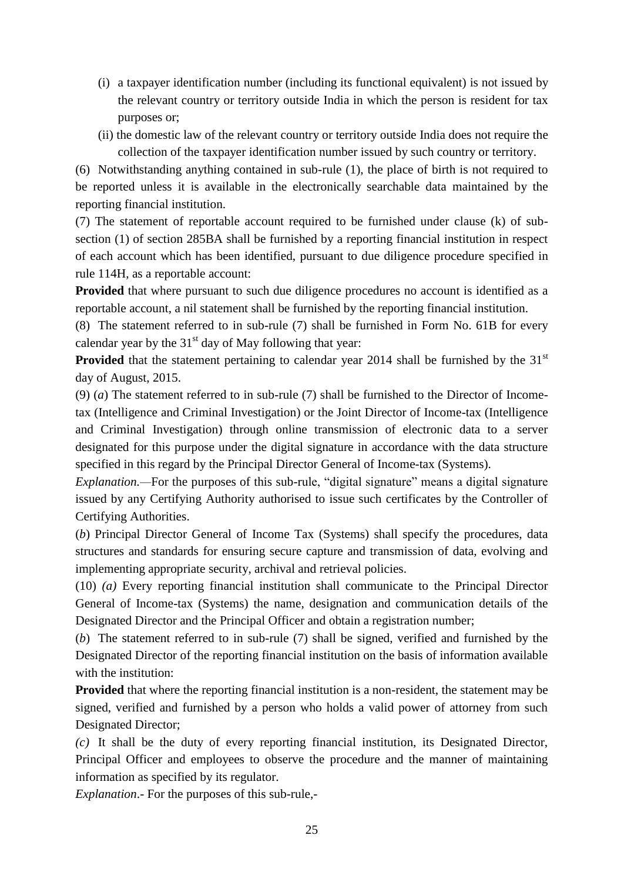(i) a taxpayer identification number (including its functional equivalent) is not issued by the relevant country or territory outside India in which the person is resident for tax purposes or;

(ii) the domestic law of the relevant country or territory outside India does not require the collection of the taxpayer identification number issued by such country or territory.

(6) Notwithstanding anything contained in sub-rule (1), the place of birth is not required to be reported unless it is available in the electronically searchable data maintained by the reporting financial institution.

(7) The statement of reportable account required to be furnished under clause (k) of sub-section (1) of section 285BA shall be furnished by a reporting financial institution in respect of each account which has been identified, pursuant to due diligence procedure specified in rule 114H, as a reportable account:

**Provided** that where pursuant to such due diligence procedures no account is identified as a reportable account, a nil statement shall be furnished by the reporting financial institution.

(8) The statement referred to in sub-rule (7) shall be furnished in Form No. 61B for every calendar year by the 31st day of May following that year:

**Provided** that the statement pertaining to calendar year 2014 shall be furnished by the 31st day of August, 2015.

(9) (*a*) The statement referred to in sub-rule (7) shall be furnished to the Director of Income-tax (Intelligence and Criminal Investigation) or the Joint Director of Income-tax (Intelligence and Criminal Investigation) through online transmission of electronic data to a server designated for this purpose under the digital signature in accordance with the data structure specified in this regard by the Principal Director General of Income-tax (Systems).

*Explanation.*—For the purposes of this sub-rule, "digital signature" means a digital signature issued by any Certifying Authority authorised to issue such certificates by the Controller of Certifying Authorities.

(*b*) Principal Director General of Income Tax (Systems) shall specify the procedures, data structures and standards for ensuring secure capture and transmission of data, evolving and implementing appropriate security, archival and retrieval policies.

(10) *(a)* Every reporting financial institution shall communicate to the Principal Director General of Income-tax (Systems) the name, designation and communication details of the Designated Director and the Principal Officer and obtain a registration number;

(*b*) The statement referred to in sub-rule (7) shall be signed, verified and furnished by the Designated Director of the reporting financial institution on the basis of information available with the institution:

**Provided** that where the reporting financial institution is a non-resident, the statement may be signed, verified and furnished by a person who holds a valid power of attorney from such Designated Director;

*(c)* It shall be the duty of every reporting financial institution, its Designated Director, Principal Officer and employees to observe the procedure and the manner of maintaining information as specified by its regulator.

*Explanation*.- For the purposes of this sub-rule,-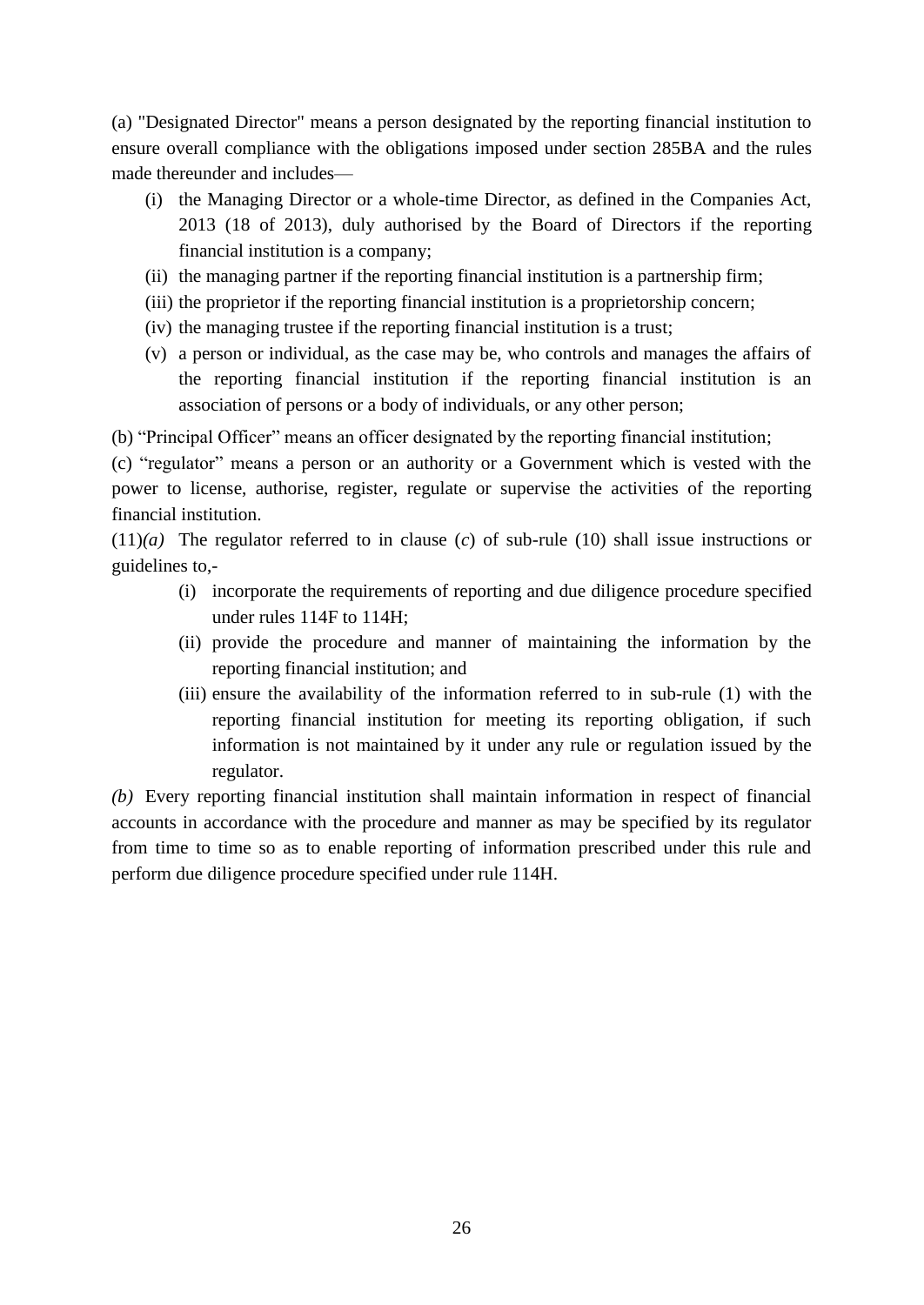(a) "Designated Director" means a person designated by the reporting financial institution to ensure overall compliance with the obligations imposed under section 285BA and the rules made thereunder and includes—

- (i) the Managing Director or a whole-time Director, as defined in the Companies Act, 2013 (18 of 2013), duly authorised by the Board of Directors if the reporting financial institution is a company;
- (ii) the managing partner if the reporting financial institution is a partnership firm;
- (iii) the proprietor if the reporting financial institution is a proprietorship concern;
- (iv) the managing trustee if the reporting financial institution is a trust;
- (v) a person or individual, as the case may be, who controls and manages the affairs of the reporting financial institution if the reporting financial institution is an association of persons or a body of individuals, or any other person;

(b) "Principal Officer" means an officer designated by the reporting financial institution;

(c) "regulator" means a person or an authority or a Government which is vested with the power to license, authorise, register, regulate or supervise the activities of the reporting financial institution.

(11)*(a)* The regulator referred to in clause (*c*) of sub-rule (10) shall issue instructions or guidelines to,-

- (i) incorporate the requirements of reporting and due diligence procedure specified under rules 114F to 114H;
- (ii) provide the procedure and manner of maintaining the information by the reporting financial institution; and
- (iii) ensure the availability of the information referred to in sub-rule (1) with the reporting financial institution for meeting its reporting obligation, if such information is not maintained by it under any rule or regulation issued by the regulator.

*(b)* Every reporting financial institution shall maintain information in respect of financial accounts in accordance with the procedure and manner as may be specified by its regulator from time to time so as to enable reporting of information prescribed under this rule and perform due diligence procedure specified under rule 114H.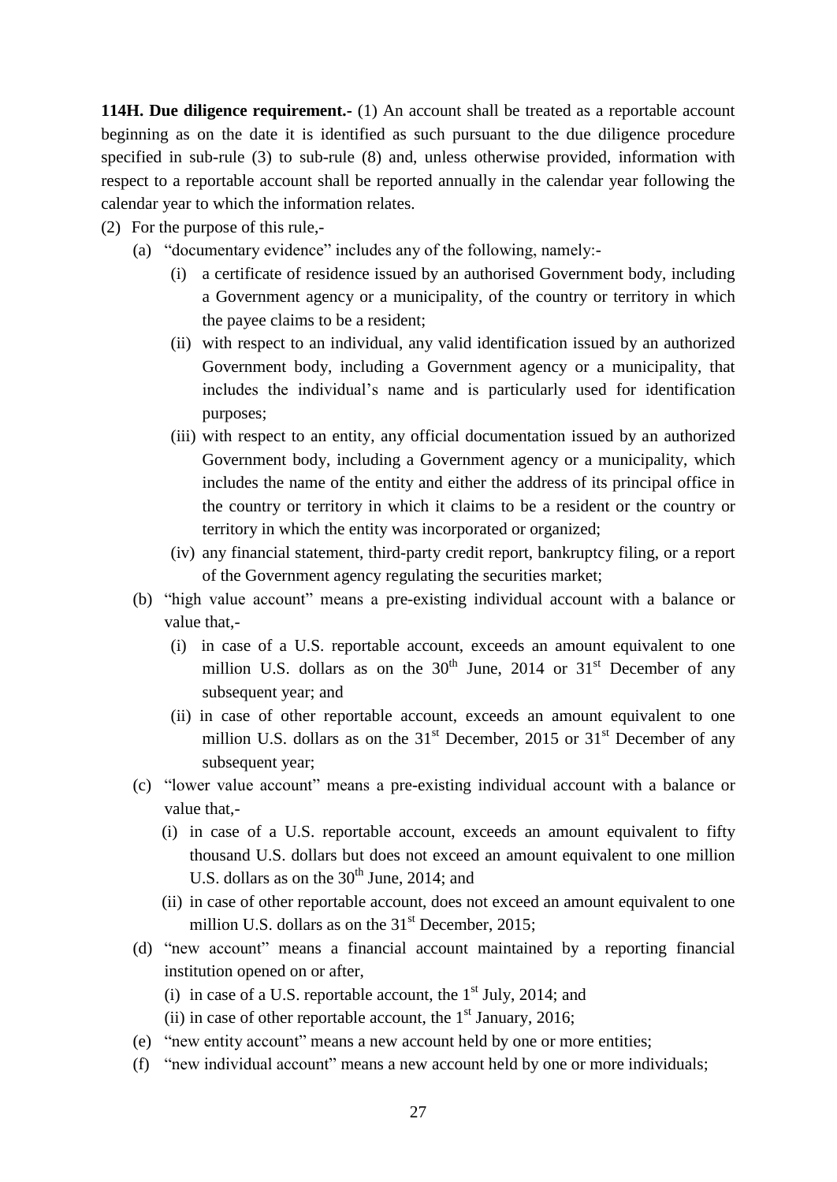**114H. Due diligence requirement.-** (1) An account shall be treated as a reportable account beginning as on the date it is identified as such pursuant to the due diligence procedure specified in sub-rule (3) to sub-rule (8) and, unless otherwise provided, information with respect to a reportable account shall be reported annually in the calendar year following the calendar year to which the information relates.

(2) For the purpose of this rule,-

- (a) "documentary evidence" includes any of the following, namely:-
  - (i) a certificate of residence issued by an authorised Government body, including a Government agency or a municipality, of the country or territory in which the payee claims to be a resident;
  - (ii) with respect to an individual, any valid identification issued by an authorized Government body, including a Government agency or a municipality, that includes the individual's name and is particularly used for identification purposes;
  - (iii) with respect to an entity, any official documentation issued by an authorized Government body, including a Government agency or a municipality, which includes the name of the entity and either the address of its principal office in the country or territory in which it claims to be a resident or the country or territory in which the entity was incorporated or organized;
  - (iv) any financial statement, third-party credit report, bankruptcy filing, or a report of the Government agency regulating the securities market;
- (b) "high value account" means a pre-existing individual account with a balance or value that,-
  - (i) in case of a U.S. reportable account, exceeds an amount equivalent to one million U.S. dollars as on the 30th June, 2014 or 31st December of any subsequent year; and
  - (ii) in case of other reportable account, exceeds an amount equivalent to one million U.S. dollars as on the 31st December, 2015 or 31st December of any subsequent year;
- (c) "lower value account" means a pre-existing individual account with a balance or value that,-
  - (i) in case of a U.S. reportable account, exceeds an amount equivalent to fifty thousand U.S. dollars but does not exceed an amount equivalent to one million U.S. dollars as on the 30th June, 2014; and
  - (ii) in case of other reportable account, does not exceed an amount equivalent to one million U.S. dollars as on the 31st December, 2015;
- (d) "new account" means a financial account maintained by a reporting financial institution opened on or after,
  - (i) in case of a U.S. reportable account, the 1st July, 2014; and
  - (ii) in case of other reportable account, the 1st January, 2016;
- (e) "new entity account" means a new account held by one or more entities;
- (f) "new individual account" means a new account held by one or more individuals;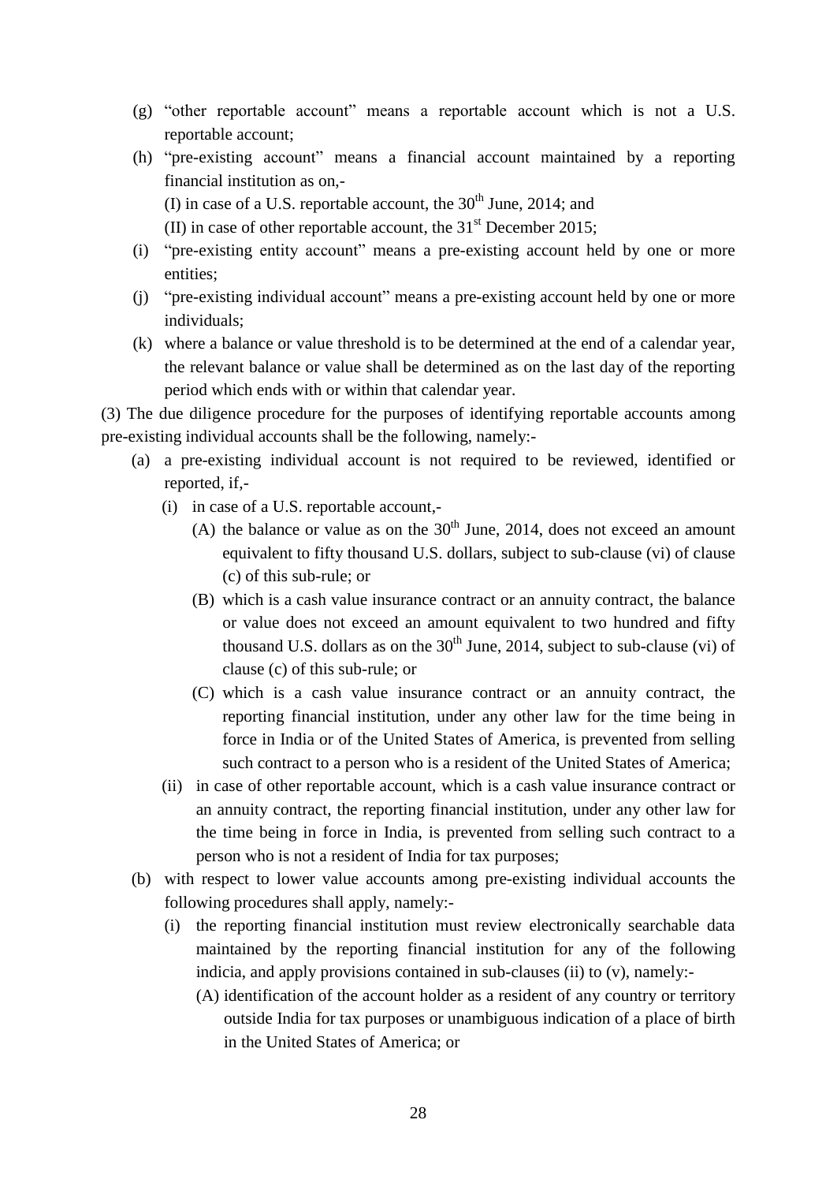(g) "other reportable account" means a reportable account which is not a U.S. reportable account;

(h) "pre-existing account" means a financial account maintained by a reporting financial institution as on,-

(I) in case of a U.S. reportable account, the 30th June, 2014; and

(II) in case of other reportable account, the 31st December 2015;

(i) "pre-existing entity account" means a pre-existing account held by one or more entities;

(j) "pre-existing individual account" means a pre-existing account held by one or more individuals;

(k) where a balance or value threshold is to be determined at the end of a calendar year, the relevant balance or value shall be determined as on the last day of the reporting period which ends with or within that calendar year.

(3) The due diligence procedure for the purposes of identifying reportable accounts among pre-existing individual accounts shall be the following, namely:-

(a) a pre-existing individual account is not required to be reviewed, identified or reported, if,-

(i) in case of a U.S. reportable account,-

(A) the balance or value as on the 30th June, 2014, does not exceed an amount equivalent to fifty thousand U.S. dollars, subject to sub-clause (vi) of clause (c) of this sub-rule; or

(B) which is a cash value insurance contract or an annuity contract, the balance or value does not exceed an amount equivalent to two hundred and fifty thousand U.S. dollars as on the 30th June, 2014, subject to sub-clause (vi) of clause (c) of this sub-rule; or

(C) which is a cash value insurance contract or an annuity contract, the reporting financial institution, under any other law for the time being in force in India or of the United States of America, is prevented from selling such contract to a person who is a resident of the United States of America;

(ii) in case of other reportable account, which is a cash value insurance contract or an annuity contract, the reporting financial institution, under any other law for the time being in force in India, is prevented from selling such contract to a person who is not a resident of India for tax purposes;

(b) with respect to lower value accounts among pre-existing individual accounts the following procedures shall apply, namely:-

(i) the reporting financial institution must review electronically searchable data maintained by the reporting financial institution for any of the following indicia, and apply provisions contained in sub-clauses (ii) to (v), namely:-

(A) identification of the account holder as a resident of any country or territory outside India for tax purposes or unambiguous indication of a place of birth in the United States of America; or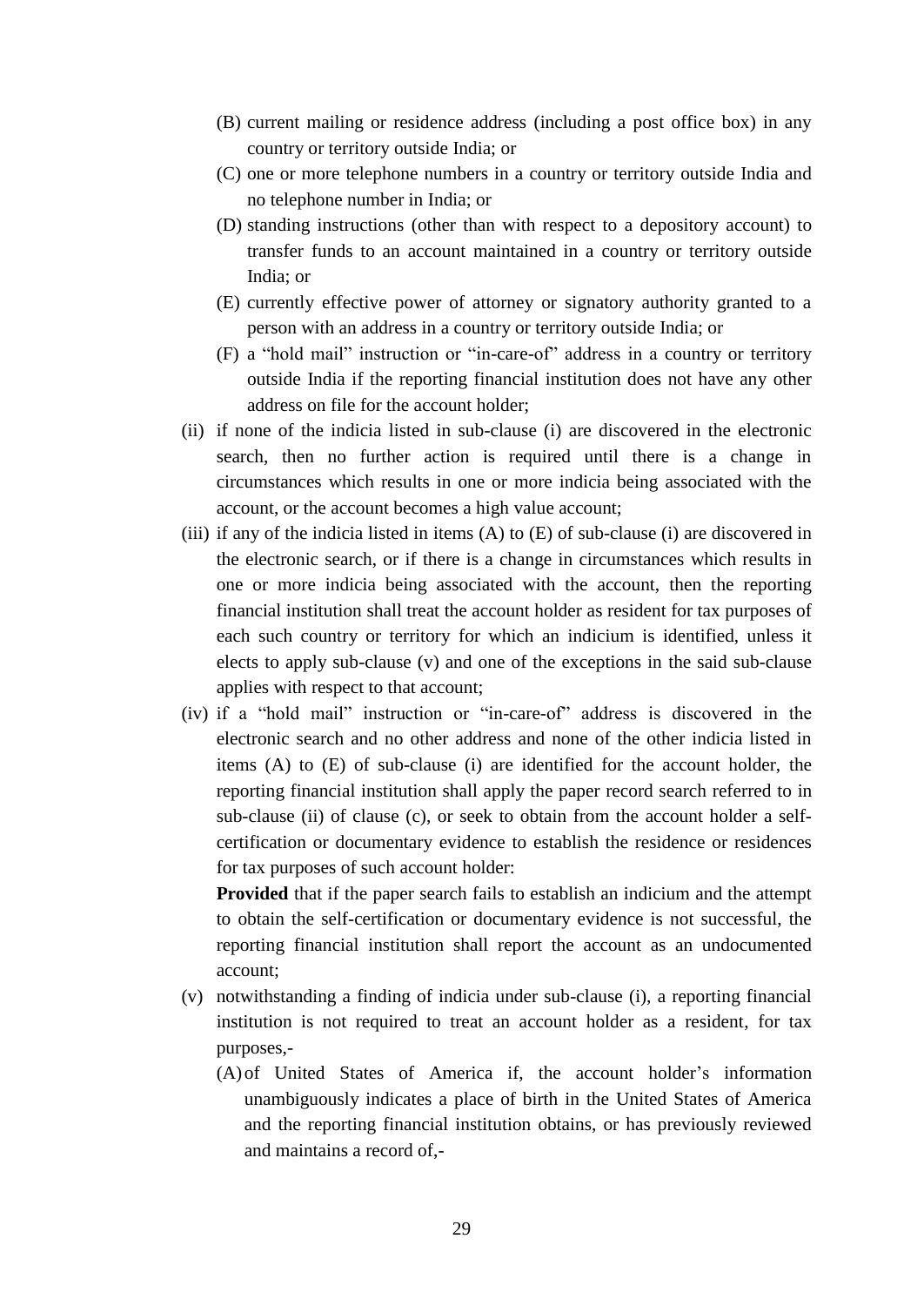(B) current mailing or residence address (including a post office box) in any country or territory outside India; or

(C) one or more telephone numbers in a country or territory outside India and no telephone number in India; or

(D) standing instructions (other than with respect to a depository account) to transfer funds to an account maintained in a country or territory outside India; or

(E) currently effective power of attorney or signatory authority granted to a person with an address in a country or territory outside India; or

(F) a "hold mail" instruction or "in-care-of" address in a country or territory outside India if the reporting financial institution does not have any other address on file for the account holder;

(ii) if none of the indicia listed in sub-clause (i) are discovered in the electronic search, then no further action is required until there is a change in circumstances which results in one or more indicia being associated with the account, or the account becomes a high value account;

(iii) if any of the indicia listed in items (A) to (E) of sub-clause (i) are discovered in the electronic search, or if there is a change in circumstances which results in one or more indicia being associated with the account, then the reporting financial institution shall treat the account holder as resident for tax purposes of each such country or territory for which an indicium is identified, unless it elects to apply sub-clause (v) and one of the exceptions in the said sub-clause applies with respect to that account;

(iv) if a "hold mail" instruction or "in-care-of" address is discovered in the electronic search and no other address and none of the other indicia listed in items (A) to (E) of sub-clause (i) are identified for the account holder, the reporting financial institution shall apply the paper record search referred to in sub-clause (ii) of clause (c), or seek to obtain from the account holder a self-certification or documentary evidence to establish the residence or residences for tax purposes of such account holder:

**Provided** that if the paper search fails to establish an indicium and the attempt to obtain the self-certification or documentary evidence is not successful, the reporting financial institution shall report the account as an undocumented account;

(v) notwithstanding a finding of indicia under sub-clause (i), a reporting financial institution is not required to treat an account holder as a resident, for tax purposes,-

(A) of United States of America if, the account holder's information unambiguously indicates a place of birth in the United States of America and the reporting financial institution obtains, or has previously reviewed and maintains a record of,-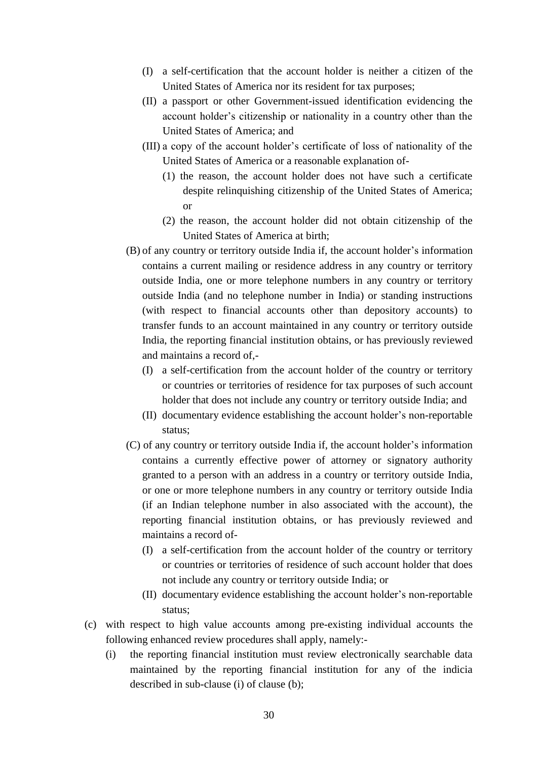(I) a self-certification that the account holder is neither a citizen of the United States of America nor its resident for tax purposes;

(II) a passport or other Government-issued identification evidencing the account holder's citizenship or nationality in a country other than the United States of America; and

(III) a copy of the account holder's certificate of loss of nationality of the United States of America or a reasonable explanation of-

(1) the reason, the account holder does not have such a certificate despite relinquishing citizenship of the United States of America; or

(2) the reason, the account holder did not obtain citizenship of the United States of America at birth;

(B) of any country or territory outside India if, the account holder's information contains a current mailing or residence address in any country or territory outside India, one or more telephone numbers in any country or territory outside India (and no telephone number in India) or standing instructions (with respect to financial accounts other than depository accounts) to transfer funds to an account maintained in any country or territory outside India, the reporting financial institution obtains, or has previously reviewed and maintains a record of,-

(I) a self-certification from the account holder of the country or territory or countries or territories of residence for tax purposes of such account holder that does not include any country or territory outside India; and

(II) documentary evidence establishing the account holder's non-reportable status;

(C) of any country or territory outside India if, the account holder's information contains a currently effective power of attorney or signatory authority granted to a person with an address in a country or territory outside India, or one or more telephone numbers in any country or territory outside India (if an Indian telephone number in also associated with the account), the reporting financial institution obtains, or has previously reviewed and maintains a record of-

(I) a self-certification from the account holder of the country or territory or countries or territories of residence of such account holder that does not include any country or territory outside India; or

(II) documentary evidence establishing the account holder's non-reportable status;

(c) with respect to high value accounts among pre-existing individual accounts the following enhanced review procedures shall apply, namely:-

(i) the reporting financial institution must review electronically searchable data maintained by the reporting financial institution for any of the indicia described in sub-clause (i) of clause (b);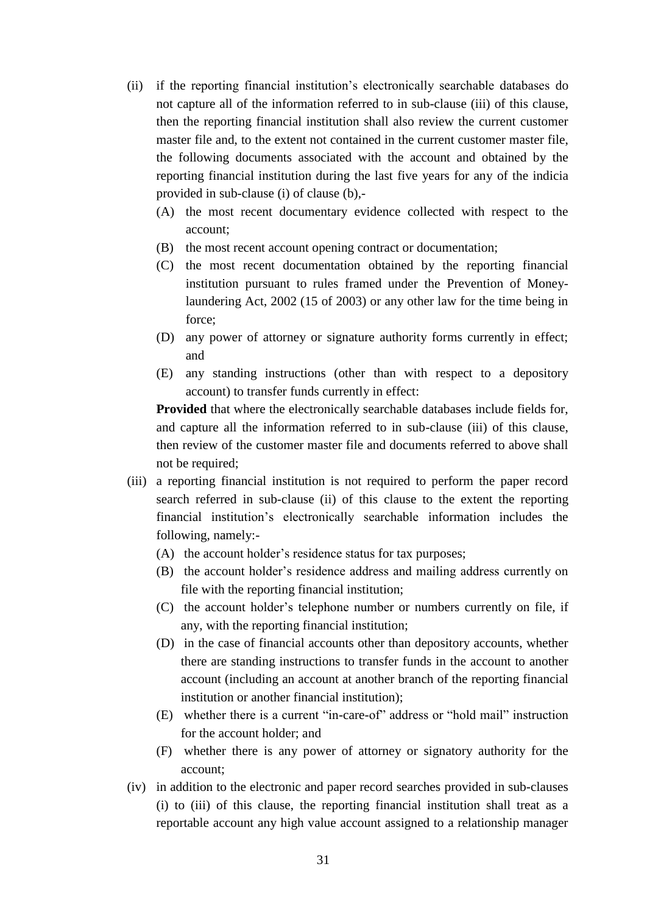(ii) if the reporting financial institution's electronically searchable databases do not capture all of the information referred to in sub-clause (iii) of this clause, then the reporting financial institution shall also review the current customer master file and, to the extent not contained in the current customer master file, the following documents associated with the account and obtained by the reporting financial institution during the last five years for any of the indicia provided in sub-clause (i) of clause (b),-

   (A) the most recent documentary evidence collected with respect to the account;

   (B) the most recent account opening contract or documentation;

   (C) the most recent documentation obtained by the reporting financial institution pursuant to rules framed under the Prevention of Money-laundering Act, 2002 (15 of 2003) or any other law for the time being in force;

   (D) any power of attorney or signature authority forms currently in effect; and

   (E) any standing instructions (other than with respect to a depository account) to transfer funds currently in effect:

   **Provided** that where the electronically searchable databases include fields for, and capture all the information referred to in sub-clause (iii) of this clause, then review of the customer master file and documents referred to above shall not be required;

(iii) a reporting financial institution is not required to perform the paper record search referred in sub-clause (ii) of this clause to the extent the reporting financial institution's electronically searchable information includes the following, namely:-

   (A) the account holder's residence status for tax purposes;

   (B) the account holder's residence address and mailing address currently on file with the reporting financial institution;

   (C) the account holder's telephone number or numbers currently on file, if any, with the reporting financial institution;

   (D) in the case of financial accounts other than depository accounts, whether there are standing instructions to transfer funds in the account to another account (including an account at another branch of the reporting financial institution or another financial institution);

   (E) whether there is a current "in-care-of" address or "hold mail" instruction for the account holder; and

   (F) whether there is any power of attorney or signatory authority for the account;

(iv) in addition to the electronic and paper record searches provided in sub-clauses (i) to (iii) of this clause, the reporting financial institution shall treat as a reportable account any high value account assigned to a relationship manager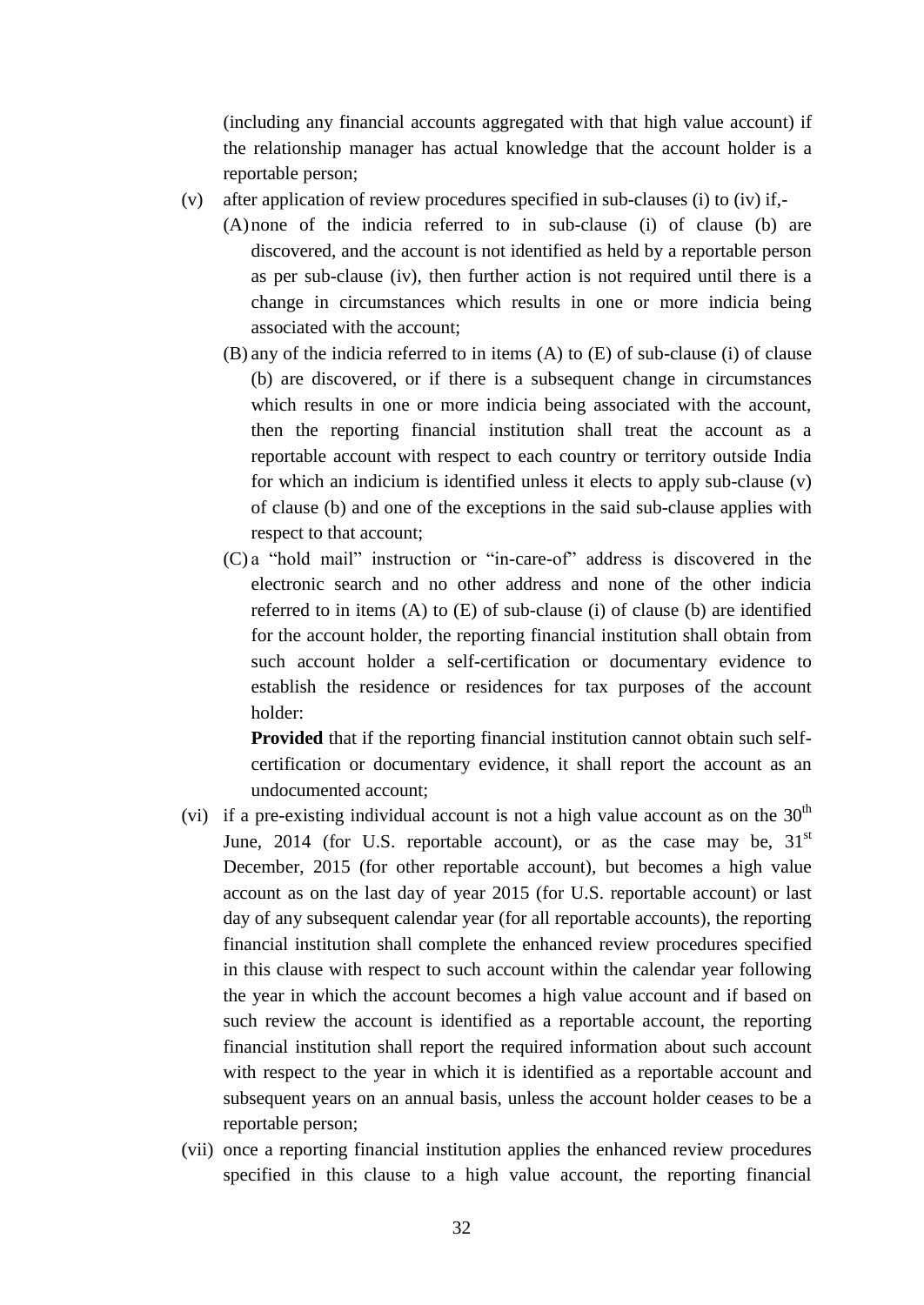(including any financial accounts aggregated with that high value account) if the relationship manager has actual knowledge that the account holder is a reportable person;

(v) after application of review procedures specified in sub-clauses (i) to (iv) if,-

(A) none of the indicia referred to in sub-clause (i) of clause (b) are discovered, and the account is not identified as held by a reportable person as per sub-clause (iv), then further action is not required until there is a change in circumstances which results in one or more indicia being associated with the account;

(B) any of the indicia referred to in items (A) to (E) of sub-clause (i) of clause (b) are discovered, or if there is a subsequent change in circumstances which results in one or more indicia being associated with the account, then the reporting financial institution shall treat the account as a reportable account with respect to each country or territory outside India for which an indicium is identified unless it elects to apply sub-clause (v) of clause (b) and one of the exceptions in the said sub-clause applies with respect to that account;

(C) a "hold mail" instruction or "in-care-of" address is discovered in the electronic search and no other address and none of the other indicia referred to in items (A) to (E) of sub-clause (i) of clause (b) are identified for the account holder, the reporting financial institution shall obtain from such account holder a self-certification or documentary evidence to establish the residence or residences for tax purposes of the account holder:

**Provided** that if the reporting financial institution cannot obtain such self-certification or documentary evidence, it shall report the account as an undocumented account;

(vi) if a pre-existing individual account is not a high value account as on the 30th June, 2014 (for U.S. reportable account), or as the case may be, 31st December, 2015 (for other reportable account), but becomes a high value account as on the last day of year 2015 (for U.S. reportable account) or last day of any subsequent calendar year (for all reportable accounts), the reporting financial institution shall complete the enhanced review procedures specified in this clause with respect to such account within the calendar year following the year in which the account becomes a high value account and if based on such review the account is identified as a reportable account, the reporting financial institution shall report the required information about such account with respect to the year in which it is identified as a reportable account and subsequent years on an annual basis, unless the account holder ceases to be a reportable person;

(vii) once a reporting financial institution applies the enhanced review procedures specified in this clause to a high value account, the reporting financial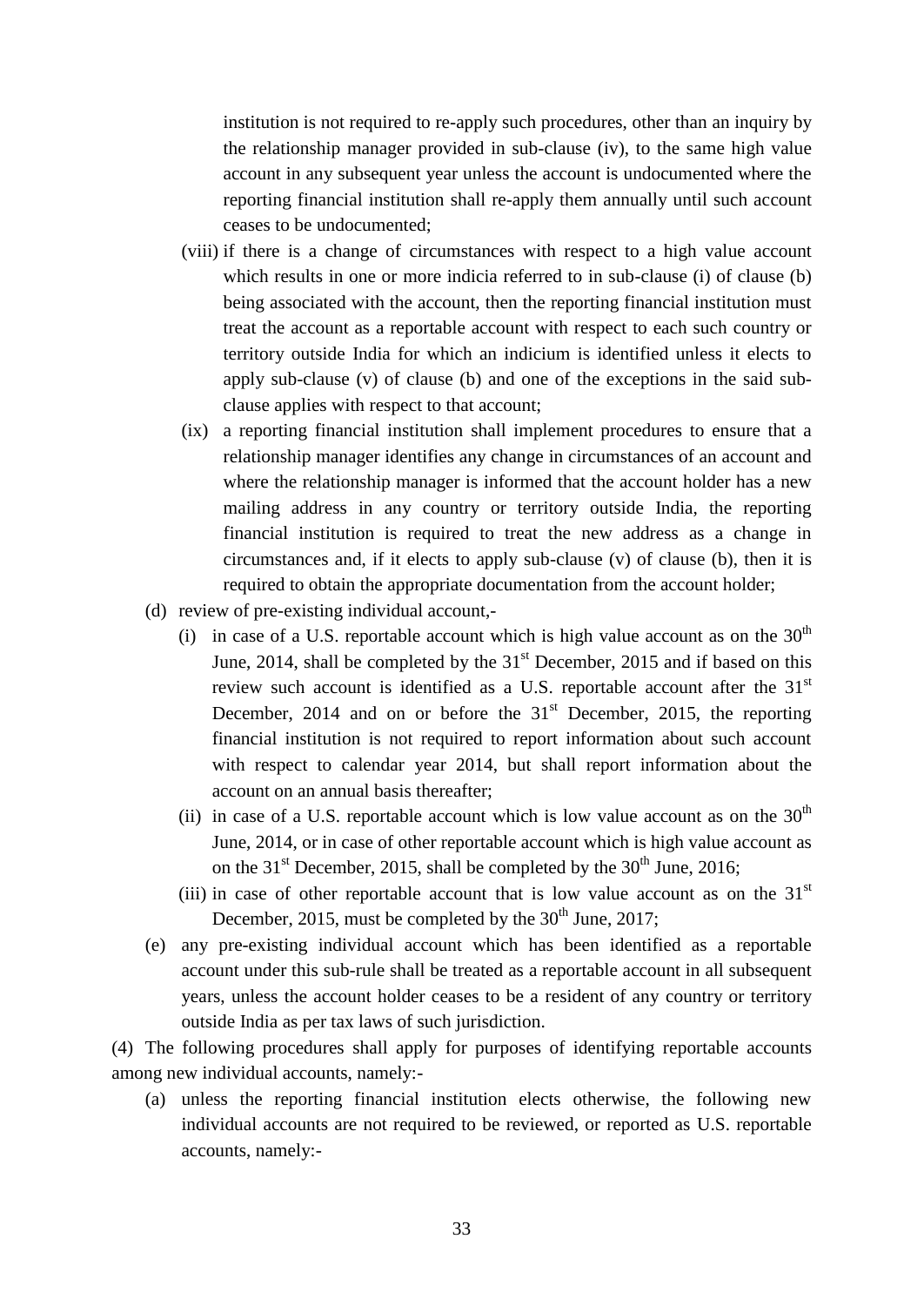institution is not required to re-apply such procedures, other than an inquiry by the relationship manager provided in sub-clause (iv), to the same high value account in any subsequent year unless the account is undocumented where the reporting financial institution shall re-apply them annually until such account ceases to be undocumented;

(viii) if there is a change of circumstances with respect to a high value account which results in one or more indicia referred to in sub-clause (i) of clause (b) being associated with the account, then the reporting financial institution must treat the account as a reportable account with respect to each such country or territory outside India for which an indicium is identified unless it elects to apply sub-clause (v) of clause (b) and one of the exceptions in the said sub-clause applies with respect to that account;

(ix) a reporting financial institution shall implement procedures to ensure that a relationship manager identifies any change in circumstances of an account and where the relationship manager is informed that the account holder has a new mailing address in any country or territory outside India, the reporting financial institution is required to treat the new address as a change in circumstances and, if it elects to apply sub-clause (v) of clause (b), then it is required to obtain the appropriate documentation from the account holder;

(d) review of pre-existing individual account,-

(i) in case of a U.S. reportable account which is high value account as on the 30th June, 2014, shall be completed by the 31st December, 2015 and if based on this review such account is identified as a U.S. reportable account after the 31st December, 2014 and on or before the 31st December, 2015, the reporting financial institution is not required to report information about such account with respect to calendar year 2014, but shall report information about the account on an annual basis thereafter;

(ii) in case of a U.S. reportable account which is low value account as on the 30th June, 2014, or in case of other reportable account which is high value account as on the 31st December, 2015, shall be completed by the 30th June, 2016;

(iii) in case of other reportable account that is low value account as on the 31st December, 2015, must be completed by the 30th June, 2017;

(e) any pre-existing individual account which has been identified as a reportable account under this sub-rule shall be treated as a reportable account in all subsequent years, unless the account holder ceases to be a resident of any country or territory outside India as per tax laws of such jurisdiction.

(4) The following procedures shall apply for purposes of identifying reportable accounts among new individual accounts, namely:-

(a) unless the reporting financial institution elects otherwise, the following new individual accounts are not required to be reviewed, or reported as U.S. reportable accounts, namely:-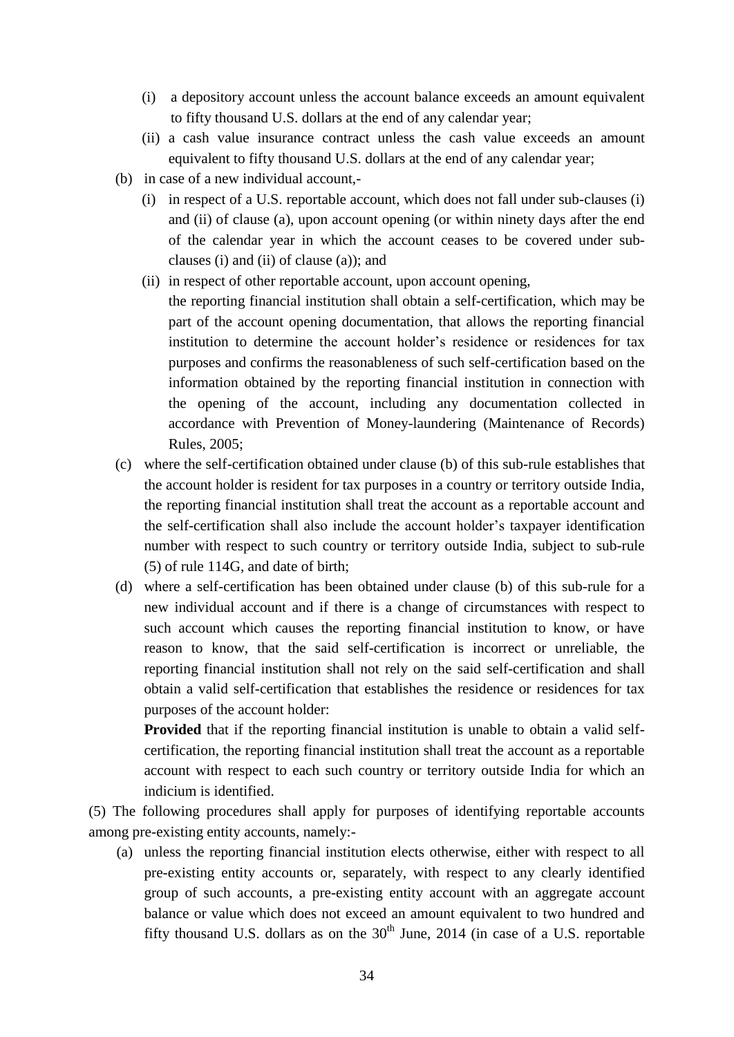(i) a depository account unless the account balance exceeds an amount equivalent to fifty thousand U.S. dollars at the end of any calendar year;

(ii) a cash value insurance contract unless the cash value exceeds an amount equivalent to fifty thousand U.S. dollars at the end of any calendar year;

(b) in case of a new individual account,-

(i) in respect of a U.S. reportable account, which does not fall under sub-clauses (i) and (ii) of clause (a), upon account opening (or within ninety days after the end of the calendar year in which the account ceases to be covered under sub-clauses (i) and (ii) of clause (a)); and

(ii) in respect of other reportable account, upon account opening,

the reporting financial institution shall obtain a self-certification, which may be part of the account opening documentation, that allows the reporting financial institution to determine the account holder's residence or residences for tax purposes and confirms the reasonableness of such self-certification based on the information obtained by the reporting financial institution in connection with the opening of the account, including any documentation collected in accordance with Prevention of Money-laundering (Maintenance of Records) Rules, 2005;

(c) where the self-certification obtained under clause (b) of this sub-rule establishes that the account holder is resident for tax purposes in a country or territory outside India, the reporting financial institution shall treat the account as a reportable account and the self-certification shall also include the account holder's taxpayer identification number with respect to such country or territory outside India, subject to sub-rule (5) of rule 114G, and date of birth;

(d) where a self-certification has been obtained under clause (b) of this sub-rule for a new individual account and if there is a change of circumstances with respect to such account which causes the reporting financial institution to know, or have reason to know, that the said self-certification is incorrect or unreliable, the reporting financial institution shall not rely on the said self-certification and shall obtain a valid self-certification that establishes the residence or residences for tax purposes of the account holder:

**Provided** that if the reporting financial institution is unable to obtain a valid self-certification, the reporting financial institution shall treat the account as a reportable account with respect to each such country or territory outside India for which an indicium is identified.

(5) The following procedures shall apply for purposes of identifying reportable accounts among pre-existing entity accounts, namely:-

(a) unless the reporting financial institution elects otherwise, either with respect to all pre-existing entity accounts or, separately, with respect to any clearly identified group of such accounts, a pre-existing entity account with an aggregate account balance or value which does not exceed an amount equivalent to two hundred and fifty thousand U.S. dollars as on the 30th June, 2014 (in case of a U.S. reportable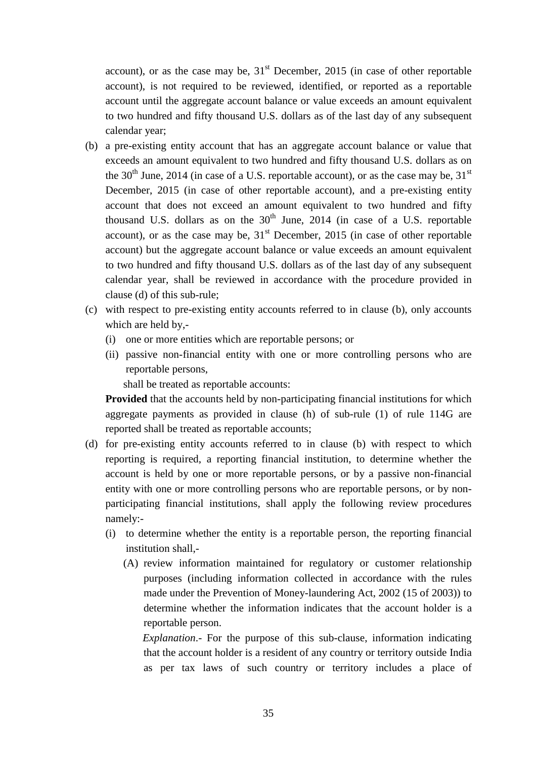account), or as the case may be, 31st December, 2015 (in case of other reportable account), is not required to be reviewed, identified, or reported as a reportable account until the aggregate account balance or value exceeds an amount equivalent to two hundred and fifty thousand U.S. dollars as of the last day of any subsequent calendar year;

(b) a pre-existing entity account that has an aggregate account balance or value that exceeds an amount equivalent to two hundred and fifty thousand U.S. dollars as on the 30th June, 2014 (in case of a U.S. reportable account), or as the case may be, 31st December, 2015 (in case of other reportable account), and a pre-existing entity account that does not exceed an amount equivalent to two hundred and fifty thousand U.S. dollars as on the 30th June, 2014 (in case of a U.S. reportable account), or as the case may be, 31st December, 2015 (in case of other reportable account) but the aggregate account balance or value exceeds an amount equivalent to two hundred and fifty thousand U.S. dollars as of the last day of any subsequent calendar year, shall be reviewed in accordance with the procedure provided in clause (d) of this sub-rule;

(c) with respect to pre-existing entity accounts referred to in clause (b), only accounts which are held by,-
   (i) one or more entities which are reportable persons; or
   (ii) passive non-financial entity with one or more controlling persons who are reportable persons,

   shall be treated as reportable accounts:

   **Provided** that the accounts held by non-participating financial institutions for which aggregate payments as provided in clause (h) of sub-rule (1) of rule 114G are reported shall be treated as reportable accounts;

(d) for pre-existing entity accounts referred to in clause (b) with respect to which reporting is required, a reporting financial institution, to determine whether the account is held by one or more reportable persons, or by a passive non-financial entity with one or more controlling persons who are reportable persons, or by non-participating financial institutions, shall apply the following review procedures namely:-
   (i) to determine whether the entity is a reportable person, the reporting financial institution shall,-
      (A) review information maintained for regulatory or customer relationship purposes (including information collected in accordance with the rules made under the Prevention of Money-laundering Act, 2002 (15 of 2003)) to determine whether the information indicates that the account holder is a reportable person.

      *Explanation*.- For the purpose of this sub-clause, information indicating that the account holder is a resident of any country or territory outside India as per tax laws of such country or territory includes a place of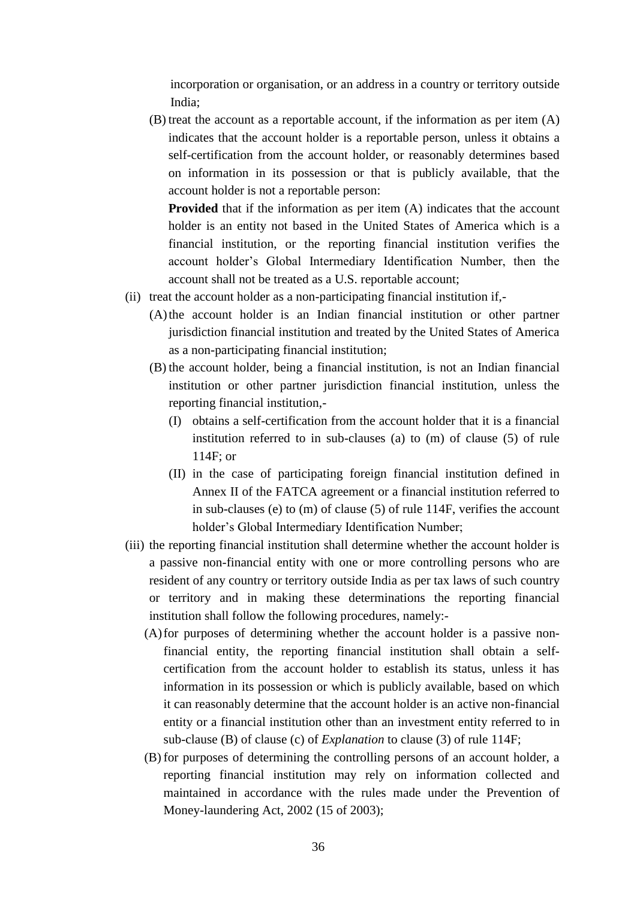incorporation or organisation, or an address in a country or territory outside India;

(B) treat the account as a reportable account, if the information as per item (A) indicates that the account holder is a reportable person, unless it obtains a self-certification from the account holder, or reasonably determines based on information in its possession or that is publicly available, that the account holder is not a reportable person:

**Provided** that if the information as per item (A) indicates that the account holder is an entity not based in the United States of America which is a financial institution, or the reporting financial institution verifies the account holder's Global Intermediary Identification Number, then the account shall not be treated as a U.S. reportable account;

(ii) treat the account holder as a non-participating financial institution if,-

(A) the account holder is an Indian financial institution or other partner jurisdiction financial institution and treated by the United States of America as a non-participating financial institution;

(B) the account holder, being a financial institution, is not an Indian financial institution or other partner jurisdiction financial institution, unless the reporting financial institution,-

(I) obtains a self-certification from the account holder that it is a financial institution referred to in sub-clauses (a) to (m) of clause (5) of rule 114F; or

(II) in the case of participating foreign financial institution defined in Annex II of the FATCA agreement or a financial institution referred to in sub-clauses (e) to (m) of clause (5) of rule 114F, verifies the account holder's Global Intermediary Identification Number;

(iii) the reporting financial institution shall determine whether the account holder is a passive non-financial entity with one or more controlling persons who are resident of any country or territory outside India as per tax laws of such country or territory and in making these determinations the reporting financial institution shall follow the following procedures, namely:-

(A) for purposes of determining whether the account holder is a passive non-financial entity, the reporting financial institution shall obtain a self-certification from the account holder to establish its status, unless it has information in its possession or which is publicly available, based on which it can reasonably determine that the account holder is an active non-financial entity or a financial institution other than an investment entity referred to in sub-clause (B) of clause (c) of *Explanation* to clause (3) of rule 114F;

(B) for purposes of determining the controlling persons of an account holder, a reporting financial institution may rely on information collected and maintained in accordance with the rules made under the Prevention of Money-laundering Act, 2002 (15 of 2003);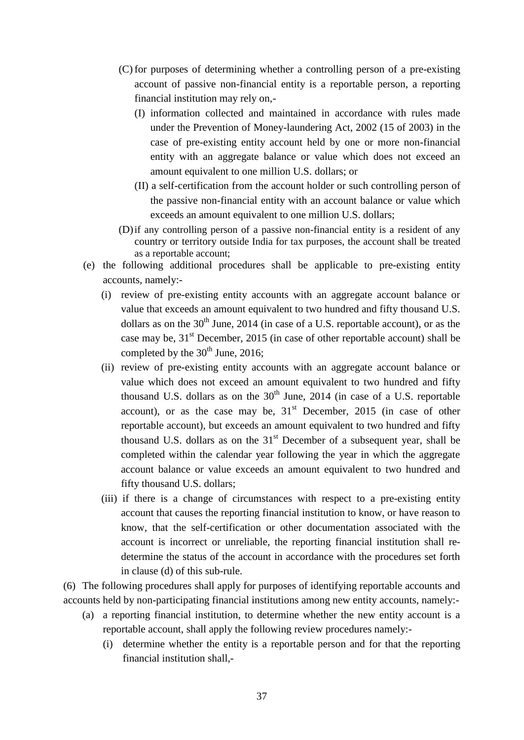(C) for purposes of determining whether a controlling person of a pre-existing account of passive non-financial entity is a reportable person, a reporting financial institution may rely on,-

(I) information collected and maintained in accordance with rules made under the Prevention of Money-laundering Act, 2002 (15 of 2003) in the case of pre-existing entity account held by one or more non-financial entity with an aggregate balance or value which does not exceed an amount equivalent to one million U.S. dollars; or

(II) a self-certification from the account holder or such controlling person of the passive non-financial entity with an account balance or value which exceeds an amount equivalent to one million U.S. dollars;

(D) if any controlling person of a passive non-financial entity is a resident of any country or territory outside India for tax purposes, the account shall be treated as a reportable account;

(e) the following additional procedures shall be applicable to pre-existing entity accounts, namely:-

(i) review of pre-existing entity accounts with an aggregate account balance or value that exceeds an amount equivalent to two hundred and fifty thousand U.S. dollars as on the 30th June, 2014 (in case of a U.S. reportable account), or as the case may be, 31st December, 2015 (in case of other reportable account) shall be completed by the 30th June, 2016;

(ii) review of pre-existing entity accounts with an aggregate account balance or value which does not exceed an amount equivalent to two hundred and fifty thousand U.S. dollars as on the 30th June, 2014 (in case of a U.S. reportable account), or as the case may be, 31st December, 2015 (in case of other reportable account), but exceeds an amount equivalent to two hundred and fifty thousand U.S. dollars as on the 31st December of a subsequent year, shall be completed within the calendar year following the year in which the aggregate account balance or value exceeds an amount equivalent to two hundred and fifty thousand U.S. dollars;

(iii) if there is a change of circumstances with respect to a pre-existing entity account that causes the reporting financial institution to know, or have reason to know, that the self-certification or other documentation associated with the account is incorrect or unreliable, the reporting financial institution shall re-determine the status of the account in accordance with the procedures set forth in clause (d) of this sub-rule.

(6) The following procedures shall apply for purposes of identifying reportable accounts and accounts held by non-participating financial institutions among new entity accounts, namely:-

(a) a reporting financial institution, to determine whether the new entity account is a reportable account, shall apply the following review procedures namely:-

(i) determine whether the entity is a reportable person and for that the reporting financial institution shall,-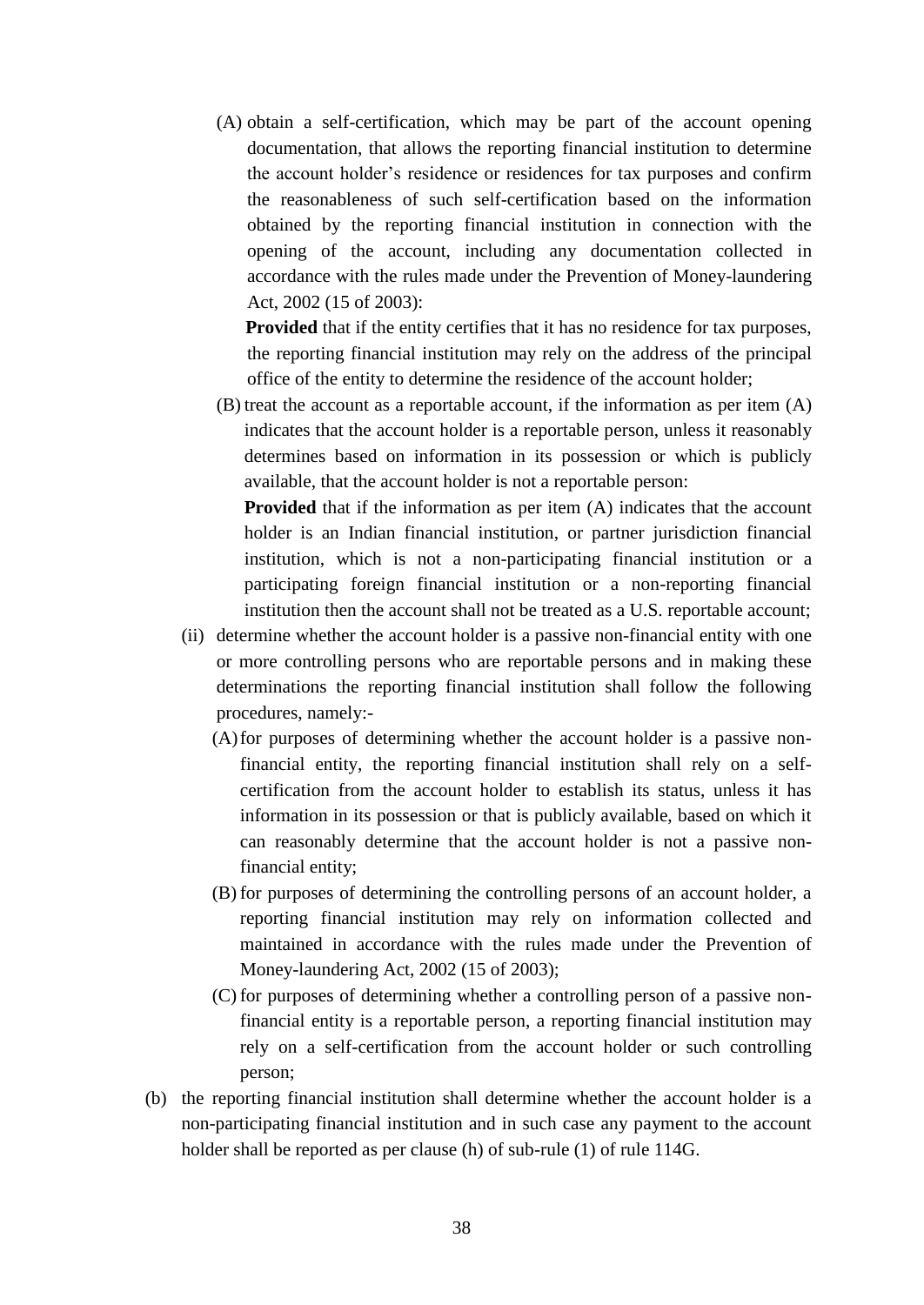(A) obtain a self-certification, which may be part of the account opening documentation, that allows the reporting financial institution to determine the account holder's residence or residences for tax purposes and confirm the reasonableness of such self-certification based on the information obtained by the reporting financial institution in connection with the opening of the account, including any documentation collected in accordance with the rules made under the Prevention of Money-laundering Act, 2002 (15 of 2003):

**Provided** that if the entity certifies that it has no residence for tax purposes, the reporting financial institution may rely on the address of the principal office of the entity to determine the residence of the account holder;

(B) treat the account as a reportable account, if the information as per item (A) indicates that the account holder is a reportable person, unless it reasonably determines based on information in its possession or which is publicly available, that the account holder is not a reportable person:

**Provided** that if the information as per item (A) indicates that the account holder is an Indian financial institution, or partner jurisdiction financial institution, which is not a non-participating financial institution or a participating foreign financial institution or a non-reporting financial institution then the account shall not be treated as a U.S. reportable account;

(ii) determine whether the account holder is a passive non-financial entity with one or more controlling persons who are reportable persons and in making these determinations the reporting financial institution shall follow the following procedures, namely:-

(A) for purposes of determining whether the account holder is a passive non-financial entity, the reporting financial institution shall rely on a self-certification from the account holder to establish its status, unless it has information in its possession or that is publicly available, based on which it can reasonably determine that the account holder is not a passive non-financial entity;

(B) for purposes of determining the controlling persons of an account holder, a reporting financial institution may rely on information collected and maintained in accordance with the rules made under the Prevention of Money-laundering Act, 2002 (15 of 2003);

(C) for purposes of determining whether a controlling person of a passive non-financial entity is a reportable person, a reporting financial institution may rely on a self-certification from the account holder or such controlling person;

(b) the reporting financial institution shall determine whether the account holder is a non-participating financial institution and in such case any payment to the account holder shall be reported as per clause (h) of sub-rule (1) of rule 114G.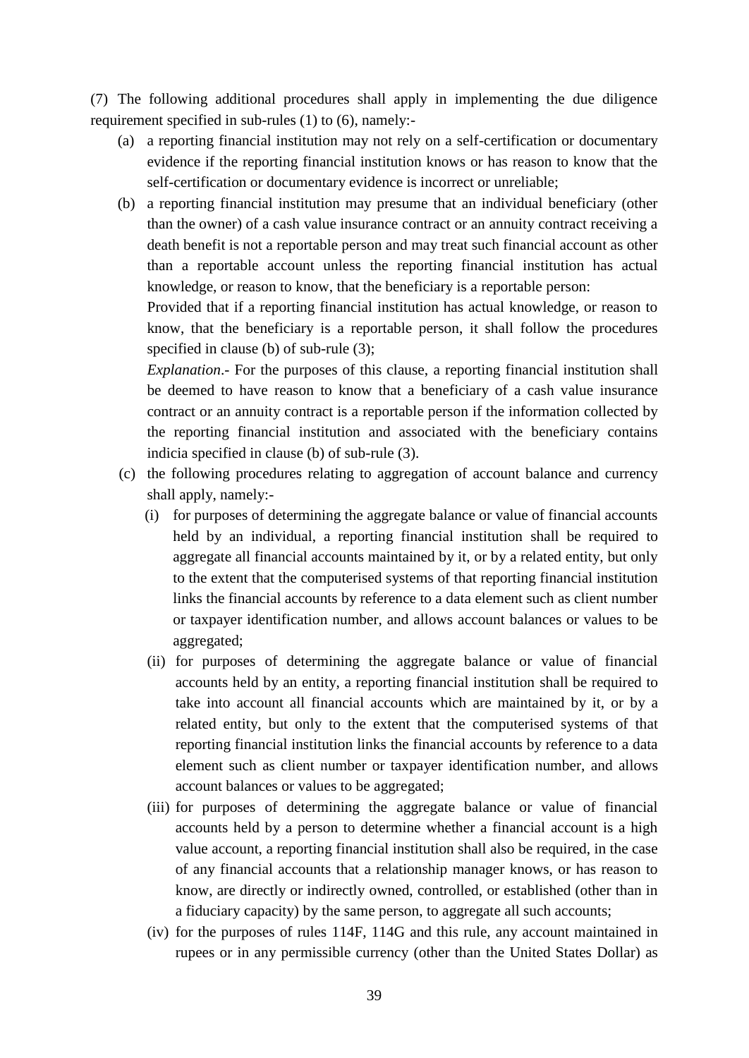(7) The following additional procedures shall apply in implementing the due diligence requirement specified in sub-rules (1) to (6), namely:-

(a) a reporting financial institution may not rely on a self-certification or documentary evidence if the reporting financial institution knows or has reason to know that the self-certification or documentary evidence is incorrect or unreliable;

(b) a reporting financial institution may presume that an individual beneficiary (other than the owner) of a cash value insurance contract or an annuity contract receiving a death benefit is not a reportable person and may treat such financial account as other than a reportable account unless the reporting financial institution has actual knowledge, or reason to know, that the beneficiary is a reportable person:

Provided that if a reporting financial institution has actual knowledge, or reason to know, that the beneficiary is a reportable person, it shall follow the procedures specified in clause (b) of sub-rule (3);

*Explanation*.- For the purposes of this clause, a reporting financial institution shall be deemed to have reason to know that a beneficiary of a cash value insurance contract or an annuity contract is a reportable person if the information collected by the reporting financial institution and associated with the beneficiary contains indicia specified in clause (b) of sub-rule (3).

(c) the following procedures relating to aggregation of account balance and currency shall apply, namely:-

(i) for purposes of determining the aggregate balance or value of financial accounts held by an individual, a reporting financial institution shall be required to aggregate all financial accounts maintained by it, or by a related entity, but only to the extent that the computerised systems of that reporting financial institution links the financial accounts by reference to a data element such as client number or taxpayer identification number, and allows account balances or values to be aggregated;

(ii) for purposes of determining the aggregate balance or value of financial accounts held by an entity, a reporting financial institution shall be required to take into account all financial accounts which are maintained by it, or by a related entity, but only to the extent that the computerised systems of that reporting financial institution links the financial accounts by reference to a data element such as client number or taxpayer identification number, and allows account balances or values to be aggregated;

(iii) for purposes of determining the aggregate balance or value of financial accounts held by a person to determine whether a financial account is a high value account, a reporting financial institution shall also be required, in the case of any financial accounts that a relationship manager knows, or has reason to know, are directly or indirectly owned, controlled, or established (other than in a fiduciary capacity) by the same person, to aggregate all such accounts;

(iv) for the purposes of rules 114F, 114G and this rule, any account maintained in rupees or in any permissible currency (other than the United States Dollar) as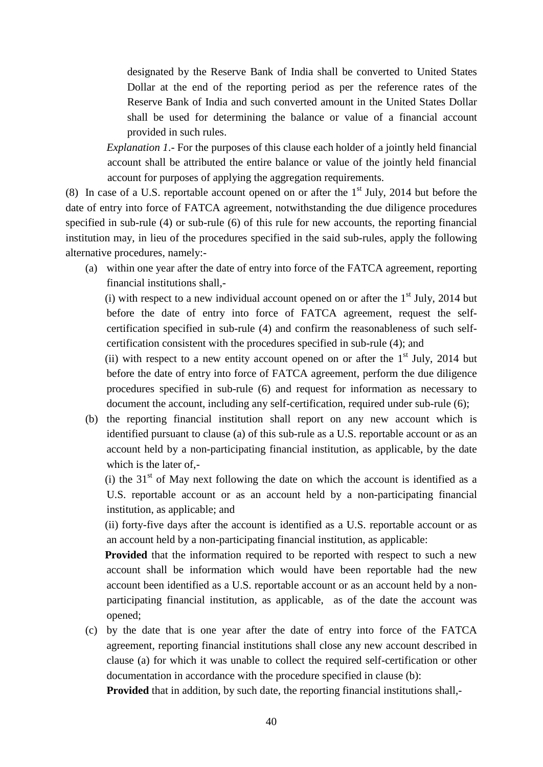designated by the Reserve Bank of India shall be converted to United States Dollar at the end of the reporting period as per the reference rates of the Reserve Bank of India and such converted amount in the United States Dollar shall be used for determining the balance or value of a financial account provided in such rules.

*Explanation 1*.- For the purposes of this clause each holder of a jointly held financial account shall be attributed the entire balance or value of the jointly held financial account for purposes of applying the aggregation requirements.

(8) In case of a U.S. reportable account opened on or after the 1st July, 2014 but before the date of entry into force of FATCA agreement, notwithstanding the due diligence procedures specified in sub-rule (4) or sub-rule (6) of this rule for new accounts, the reporting financial institution may, in lieu of the procedures specified in the said sub-rules, apply the following alternative procedures, namely:-

(a) within one year after the date of entry into force of the FATCA agreement, reporting financial institutions shall,-

(i) with respect to a new individual account opened on or after the 1st July, 2014 but before the date of entry into force of FATCA agreement, request the self-certification specified in sub-rule (4) and confirm the reasonableness of such self-certification consistent with the procedures specified in sub-rule (4); and

(ii) with respect to a new entity account opened on or after the 1st July, 2014 but before the date of entry into force of FATCA agreement, perform the due diligence procedures specified in sub-rule (6) and request for information as necessary to document the account, including any self-certification, required under sub-rule (6);

(b) the reporting financial institution shall report on any new account which is identified pursuant to clause (a) of this sub-rule as a U.S. reportable account or as an account held by a non-participating financial institution, as applicable, by the date which is the later of,-

(i) the 31st of May next following the date on which the account is identified as a U.S. reportable account or as an account held by a non-participating financial institution, as applicable; and

(ii) forty-five days after the account is identified as a U.S. reportable account or as an account held by a non-participating financial institution, as applicable:

**Provided** that the information required to be reported with respect to such a new account shall be information which would have been reportable had the new account been identified as a U.S. reportable account or as an account held by a non-participating financial institution, as applicable, as of the date the account was opened;

(c) by the date that is one year after the date of entry into force of the FATCA agreement, reporting financial institutions shall close any new account described in clause (a) for which it was unable to collect the required self-certification or other documentation in accordance with the procedure specified in clause (b):

**Provided** that in addition, by such date, the reporting financial institutions shall,-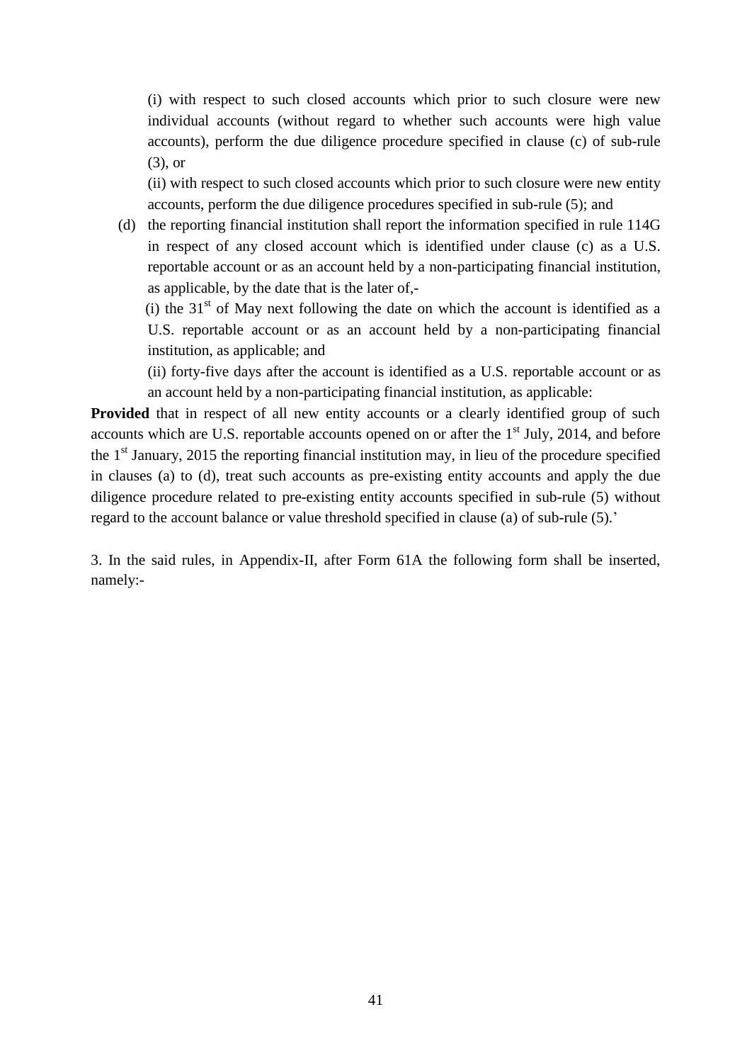(i) with respect to such closed accounts which prior to such closure were new individual accounts (without regard to whether such accounts were high value accounts), perform the due diligence procedure specified in clause (c) of sub-rule (3), or

(ii) with respect to such closed accounts which prior to such closure were new entity accounts, perform the due diligence procedures specified in sub-rule (5); and

(d) the reporting financial institution shall report the information specified in rule 114G in respect of any closed account which is identified under clause (c) as a U.S. reportable account or as an account held by a non-participating financial institution, as applicable, by the date that is the later of,-

(i) the 31st of May next following the date on which the account is identified as a U.S. reportable account or as an account held by a non-participating financial institution, as applicable; and

(ii) forty-five days after the account is identified as a U.S. reportable account or as an account held by a non-participating financial institution, as applicable:

**Provided** that in respect of all new entity accounts or a clearly identified group of such accounts which are U.S. reportable accounts opened on or after the 1st July, 2014, and before the 1st January, 2015 the reporting financial institution may, in lieu of the procedure specified in clauses (a) to (d), treat such accounts as pre-existing entity accounts and apply the due diligence procedure related to pre-existing entity accounts specified in sub-rule (5) without regard to the account balance or value threshold specified in clause (a) of sub-rule (5).'

3. In the said rules, in Appendix-II, after Form 61A the following form shall be inserted, namely:-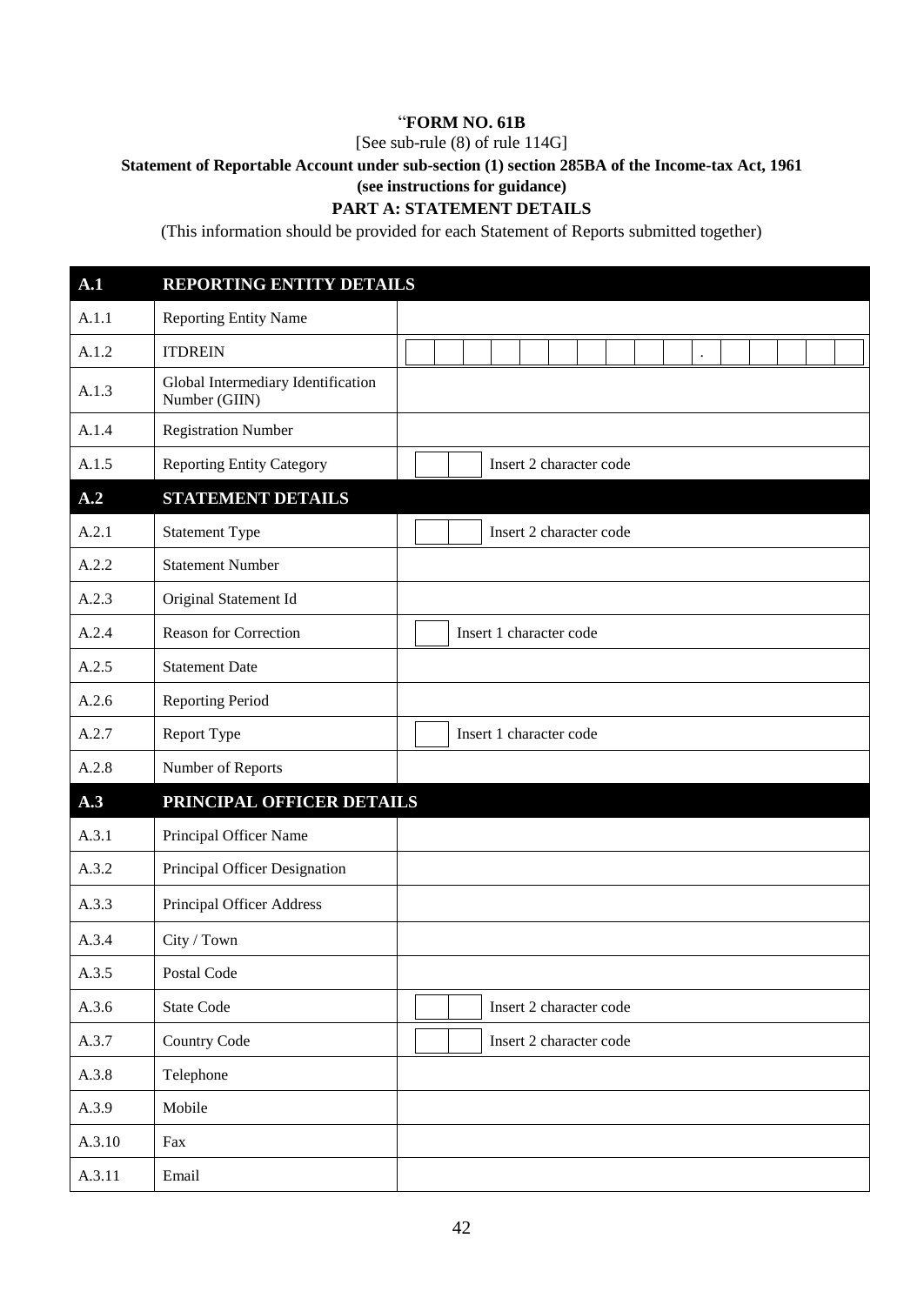**“FORM NO. 61B**

[See sub-rule (8) of rule 114G]

**Statement of Reportable Account under sub-section (1) section 285BA of the Income-tax Act, 1961**

**(see instructions for guidance)**

**PART A: STATEMENT DETAILS**

(This information should be provided for each Statement of Reports submitted together)

| **A.1** | **REPORTING ENTITY DETAILS** | |
|---|---|---|
| A.1.1 | Reporting Entity Name | |
| A.1.2 | ITDREIN | . |
| A.1.3 | Global Intermediary Identification Number (GIIN) | |
| A.1.4 | Registration Number | |
| A.1.5 | Reporting Entity Category | Insert 2 character code |
| **A.2** | **STATEMENT DETAILS** | |
| A.2.1 | Statement Type | Insert 2 character code |
| A.2.2 | Statement Number | |
| A.2.3 | Original Statement Id | |
| A.2.4 | Reason for Correction | Insert 1 character code |
| A.2.5 | Statement Date | |
| A.2.6 | Reporting Period | |
| A.2.7 | Report Type | Insert 1 character code |
| A.2.8 | Number of Reports | |
| **A.3** | **PRINCIPAL OFFICER DETAILS** | |
| A.3.1 | Principal Officer Name | |
| A.3.2 | Principal Officer Designation | |
| A.3.3 | Principal Officer Address | |
| A.3.4 | City / Town | |
| A.3.5 | Postal Code | |
| A.3.6 | State Code | Insert 2 character code |
| A.3.7 | Country Code | Insert 2 character code |
| A.3.8 | Telephone | |
| A.3.9 | Mobile | |
| A.3.10 | Fax | |
| A.3.11 | Email | |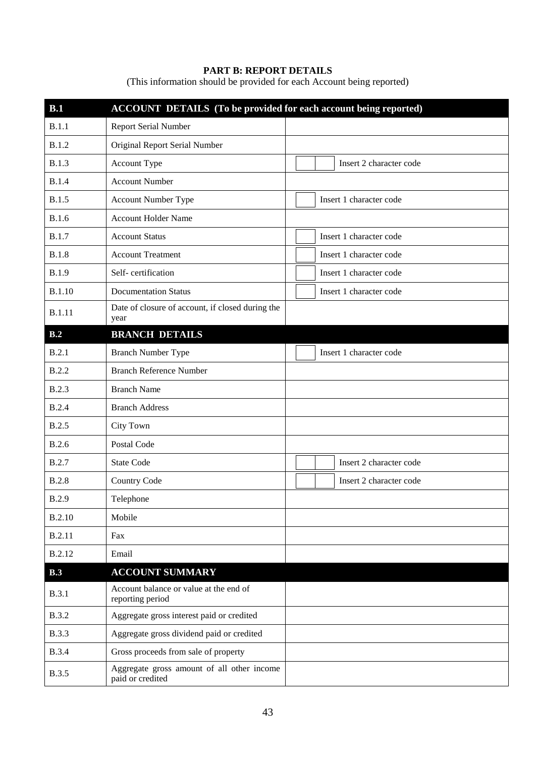**PART B: REPORT DETAILS**

(This information should be provided for each Account being reported)

| | | |
|---|---|---|
| **B.1** | **ACCOUNT DETAILS (To be provided for each account being reported)** | |
| B.1.1 | Report Serial Number | |
| B.1.2 | Original Report Serial Number | |
| B.1.3 | Account Type | Insert 2 character code |
| B.1.4 | Account Number | |
| B.1.5 | Account Number Type | Insert 1 character code |
| B.1.6 | Account Holder Name | |
| B.1.7 | Account Status | Insert 1 character code |
| B.1.8 | Account Treatment | Insert 1 character code |
| B.1.9 | Self- certification | Insert 1 character code |
| B.1.10 | Documentation Status | Insert 1 character code |
| B.1.11 | Date of closure of account, if closed during the year | |
| **B.2** | **BRANCH DETAILS** | |
| B.2.1 | Branch Number Type | Insert 1 character code |
| B.2.2 | Branch Reference Number | |
| B.2.3 | Branch Name | |
| B.2.4 | Branch Address | |
| B.2.5 | City Town | |
| B.2.6 | Postal Code | |
| B.2.7 | State Code | Insert 2 character code |
| B.2.8 | Country Code | Insert 2 character code |
| B.2.9 | Telephone | |
| B.2.10 | Mobile | |
| B.2.11 | Fax | |
| B.2.12 | Email | |
| **B.3** | **ACCOUNT SUMMARY** | |
| B.3.1 | Account balance or value at the end of reporting period | |
| B.3.2 | Aggregate gross interest paid or credited | |
| B.3.3 | Aggregate gross dividend paid or credited | |
| B.3.4 | Gross proceeds from sale of property | |
| B.3.5 | Aggregate gross amount of all other income paid or credited | |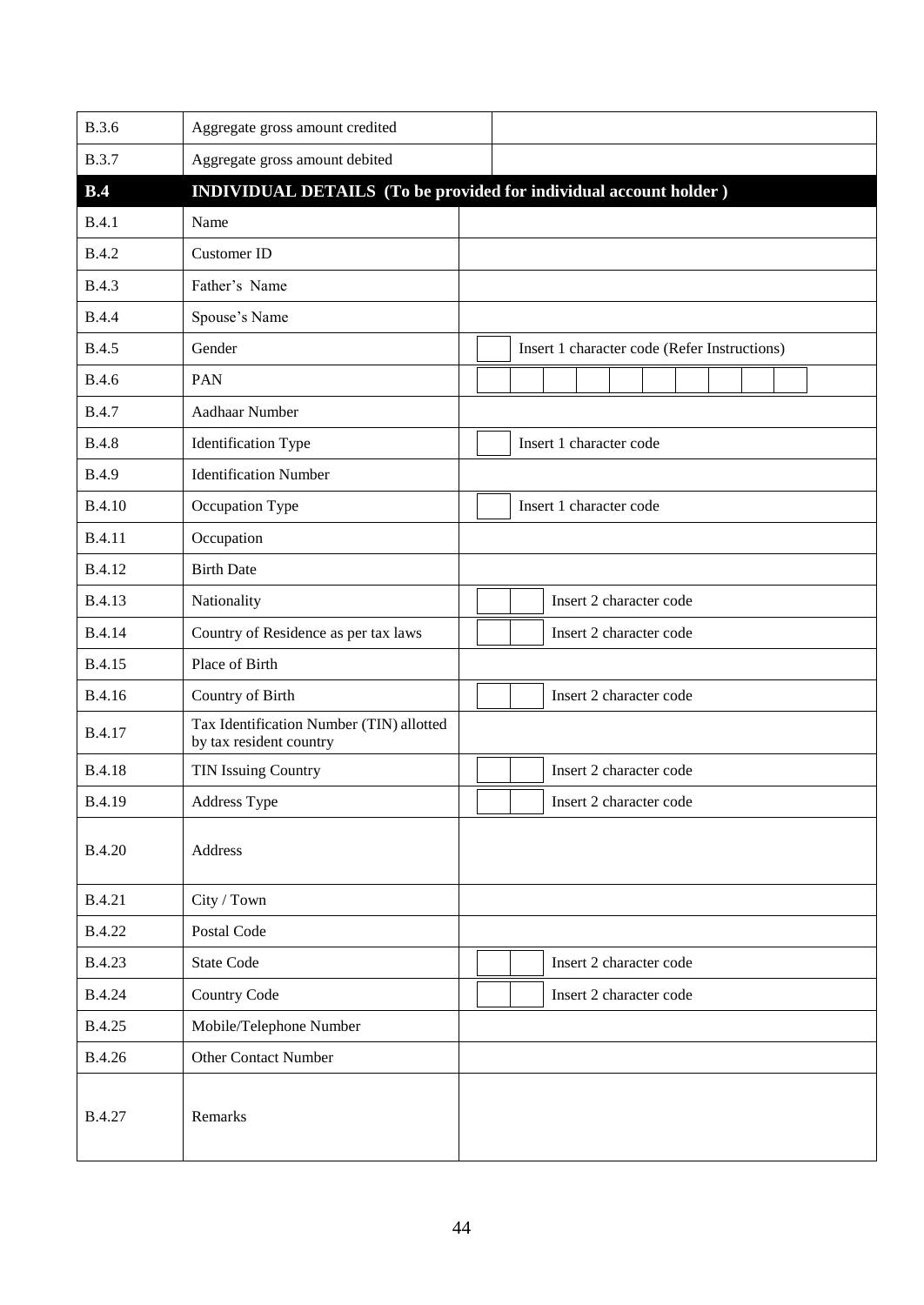| | | |
|---|---|---|
| B.3.6 | Aggregate gross amount credited | |
| B.3.7 | Aggregate gross amount debited | |
| **B.4** | **INDIVIDUAL DETAILS (To be provided for individual account holder )** | |
| B.4.1 | Name | |
| B.4.2 | Customer ID | |
| B.4.3 | Father's Name | |
| B.4.4 | Spouse's Name | |
| B.4.5 | Gender | Insert 1 character code (Refer Instructions) |
| B.4.6 | PAN | |
| B.4.7 | Aadhaar Number | |
| B.4.8 | Identification Type | Insert 1 character code |
| B.4.9 | Identification Number | |
| B.4.10 | Occupation Type | Insert 1 character code |
| B.4.11 | Occupation | |
| B.4.12 | Birth Date | |
| B.4.13 | Nationality | Insert 2 character code |
| B.4.14 | Country of Residence as per tax laws | Insert 2 character code |
| B.4.15 | Place of Birth | |
| B.4.16 | Country of Birth | Insert 2 character code |
| B.4.17 | Tax Identification Number (TIN) allotted by tax resident country | |
| B.4.18 | TIN Issuing Country | Insert 2 character code |
| B.4.19 | Address Type | Insert 2 character code |
| B.4.20 | Address | |
| B.4.21 | City / Town | |
| B.4.22 | Postal Code | |
| B.4.23 | State Code | Insert 2 character code |
| B.4.24 | Country Code | Insert 2 character code |
| B.4.25 | Mobile/Telephone Number | |
| B.4.26 | Other Contact Number | |
| B.4.27 | Remarks | |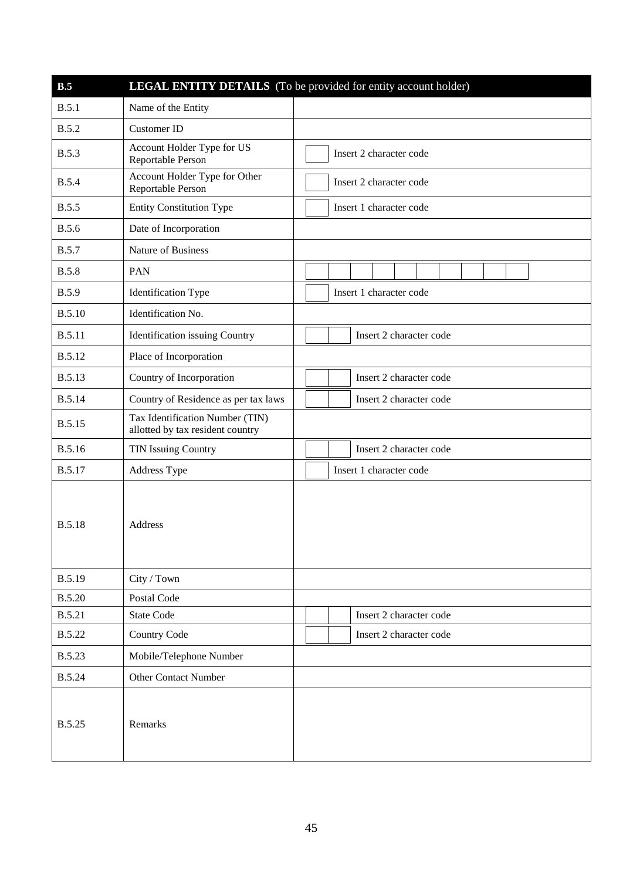| B.5 | **LEGAL ENTITY DETAILS** (To be provided for entity account holder) | |
|---|---|---|
| B.5.1 | Name of the Entity | |
| B.5.2 | Customer ID | |
| B.5.3 | Account Holder Type for US Reportable Person | Insert 2 character code |
| B.5.4 | Account Holder Type for Other Reportable Person | Insert 2 character code |
| B.5.5 | Entity Constitution Type | Insert 1 character code |
| B.5.6 | Date of Incorporation | |
| B.5.7 | Nature of Business | |
| B.5.8 | PAN | |
| B.5.9 | Identification Type | Insert 1 character code |
| B.5.10 | Identification No. | |
| B.5.11 | Identification issuing Country | Insert 2 character code |
| B.5.12 | Place of Incorporation | |
| B.5.13 | Country of Incorporation | Insert 2 character code |
| B.5.14 | Country of Residence as per tax laws | Insert 2 character code |
| B.5.15 | Tax Identification Number (TIN) allotted by tax resident country | |
| B.5.16 | TIN Issuing Country | Insert 2 character code |
| B.5.17 | Address Type | Insert 1 character code |
| B.5.18 | Address | |
| B.5.19 | City / Town | |
| B.5.20 | Postal Code | |
| B.5.21 | State Code | Insert 2 character code |
| B.5.22 | Country Code | Insert 2 character code |
| B.5.23 | Mobile/Telephone Number | |
| B.5.24 | Other Contact Number | |
| B.5.25 | Remarks | |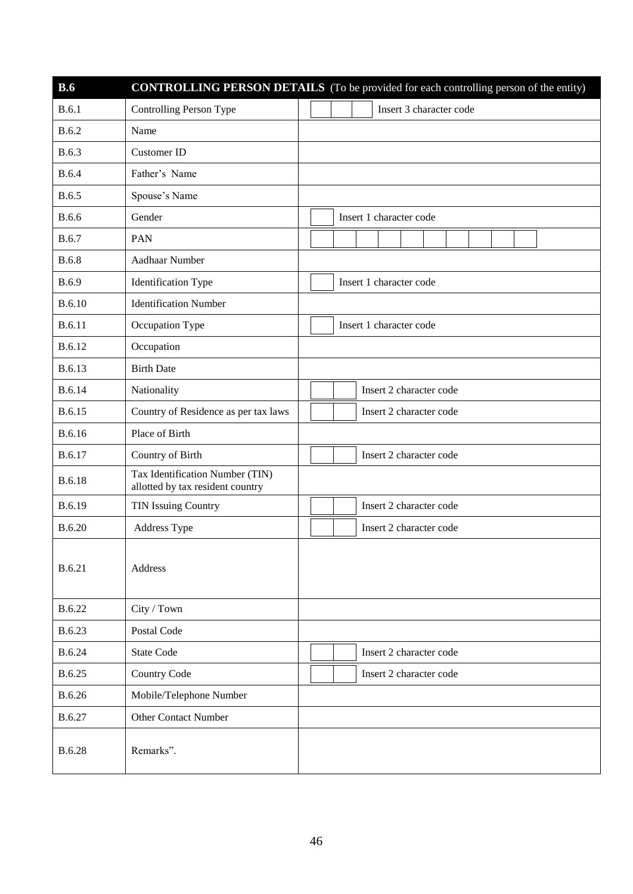| B.6 | **CONTROLLING PERSON DETAILS** (To be provided for each controlling person of the entity) | |
|---|---|---|
| B.6.1 | Controlling Person Type | Insert 3 character code |
| B.6.2 | Name | |
| B.6.3 | Customer ID | |
| B.6.4 | Father's Name | |
| B.6.5 | Spouse's Name | |
| B.6.6 | Gender | Insert 1 character code |
| B.6.7 | PAN | |
| B.6.8 | Aadhaar Number | |
| B.6.9 | Identification Type | Insert 1 character code |
| B.6.10 | Identification Number | |
| B.6.11 | Occupation Type | Insert 1 character code |
| B.6.12 | Occupation | |
| B.6.13 | Birth Date | |
| B.6.14 | Nationality | Insert 2 character code |
| B.6.15 | Country of Residence as per tax laws | Insert 2 character code |
| B.6.16 | Place of Birth | |
| B.6.17 | Country of Birth | Insert 2 character code |
| B.6.18 | Tax Identification Number (TIN) allotted by tax resident country | |
| B.6.19 | TIN Issuing Country | Insert 2 character code |
| B.6.20 | Address Type | Insert 2 character code |
| B.6.21 | Address | |
| B.6.22 | City / Town | |
| B.6.23 | Postal Code | |
| B.6.24 | State Code | Insert 2 character code |
| B.6.25 | Country Code | Insert 2 character code |
| B.6.26 | Mobile/Telephone Number | |
| B.6.27 | Other Contact Number | |
| B.6.28 | Remarks". | |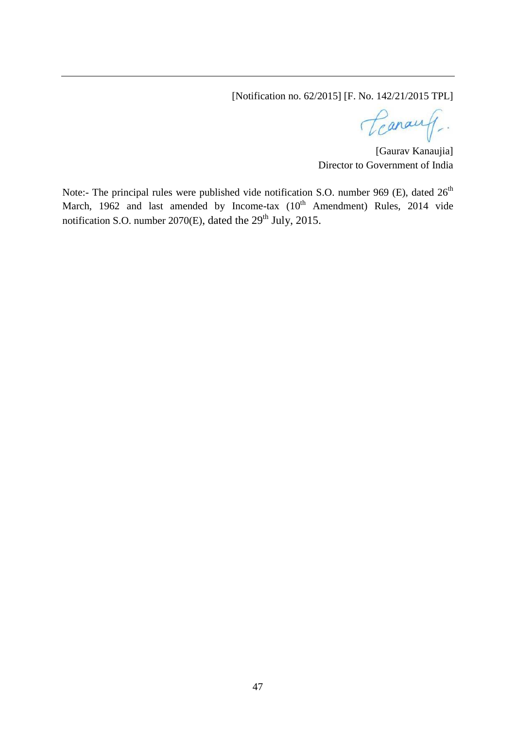---

[Notification no. 62/2015] [F. No. 142/21/2015 TPL]

[Gaurav Kanaujia]
Director to Government of India

Note:- The principal rules were published vide notification S.O. number 969 (E), dated 26th March, 1962 and last amended by Income-tax (10th Amendment) Rules, 2014 vide notification S.O. number 2070(E), dated the 29th July, 2015.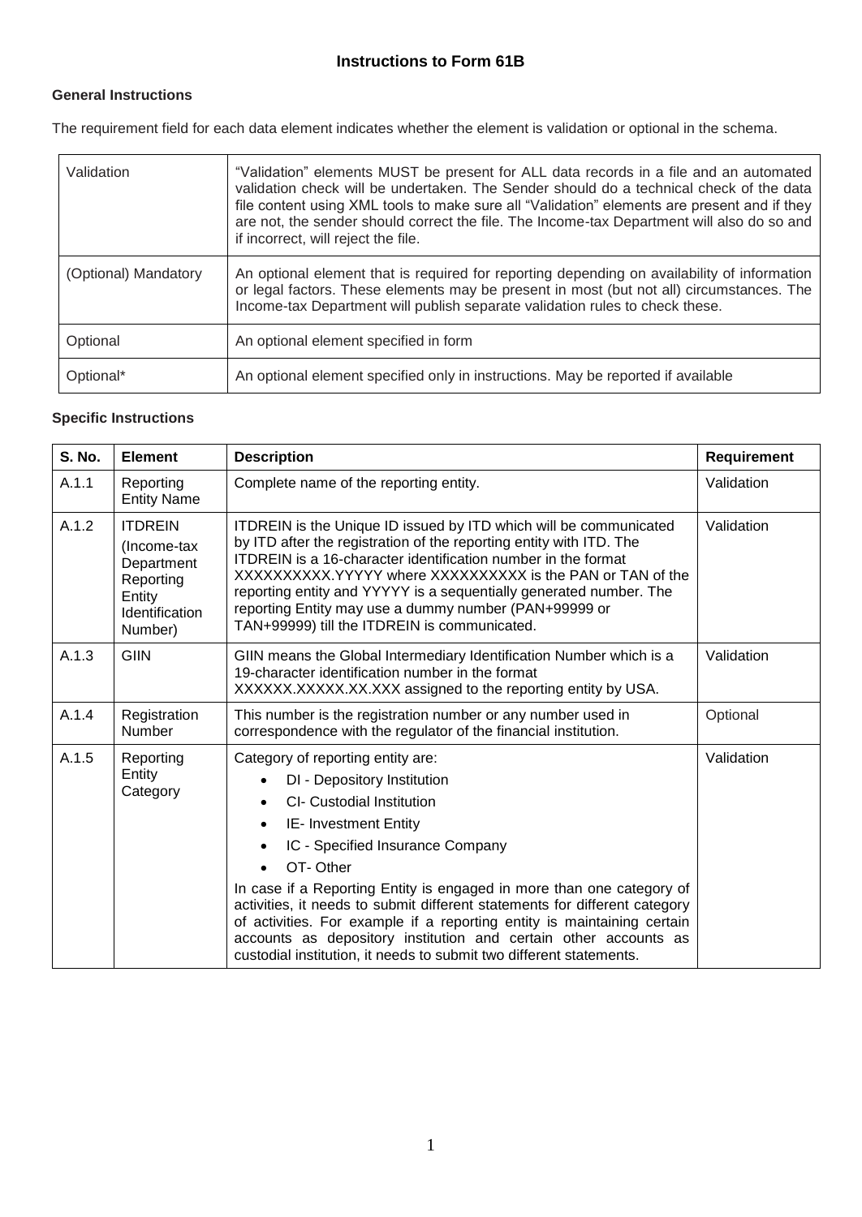## Instructions to Form 61B

### General Instructions

The requirement field for each data element indicates whether the element is validation or optional in the schema.

| | |
|---|---|
| Validation | "Validation" elements MUST be present for ALL data records in a file and an automated validation check will be undertaken. The Sender should do a technical check of the data file content using XML tools to make sure all "Validation" elements are present and if they are not, the sender should correct the file. The Income-tax Department will also do so and if incorrect, will reject the file. |
| (Optional) Mandatory | An optional element that is required for reporting depending on availability of information or legal factors. These elements may be present in most (but not all) circumstances. The Income-tax Department will publish separate validation rules to check these. |
| Optional | An optional element specified in form |
| Optional* | An optional element specified only in instructions. May be reported if available |

### Specific Instructions

| S. No. | Element | Description | Requirement |
|---|---|---|---|
| A.1.1 | Reporting Entity Name | Complete name of the reporting entity. | Validation |
| A.1.2 | ITDREIN (Income-tax Department Reporting Entity Identification Number) | ITDREIN is the Unique ID issued by ITD which will be communicated by ITD after the registration of the reporting entity with ITD. The ITDREIN is a 16-character identification number in the format XXXXXXXXXX.YYYYY where XXXXXXXXXX is the PAN or TAN of the reporting entity and YYYYY is a sequentially generated number. The reporting Entity may use a dummy number (PAN+99999 or TAN+99999) till the ITDREIN is communicated. | Validation |
| A.1.3 | GIIN | GIIN means the Global Intermediary Identification Number which is a 19-character identification number in the format XXXXXX.XXXXX.XX.XXX assigned to the reporting entity by USA. | Validation |
| A.1.4 | Registration Number | This number is the registration number or any number used in correspondence with the regulator of the financial institution. | Optional |
| A.1.5 | Reporting Entity Category | Category of reporting entity are:<br>• DI - Depository Institution<br>• CI- Custodial Institution<br>• IE- Investment Entity<br>• IC - Specified Insurance Company<br>• OT- Other<br>In case if a Reporting Entity is engaged in more than one category of activities, it needs to submit different statements for different category of activities. For example if a reporting entity is maintaining certain accounts as depository institution and certain other accounts as custodial institution, it needs to submit two different statements. | Validation |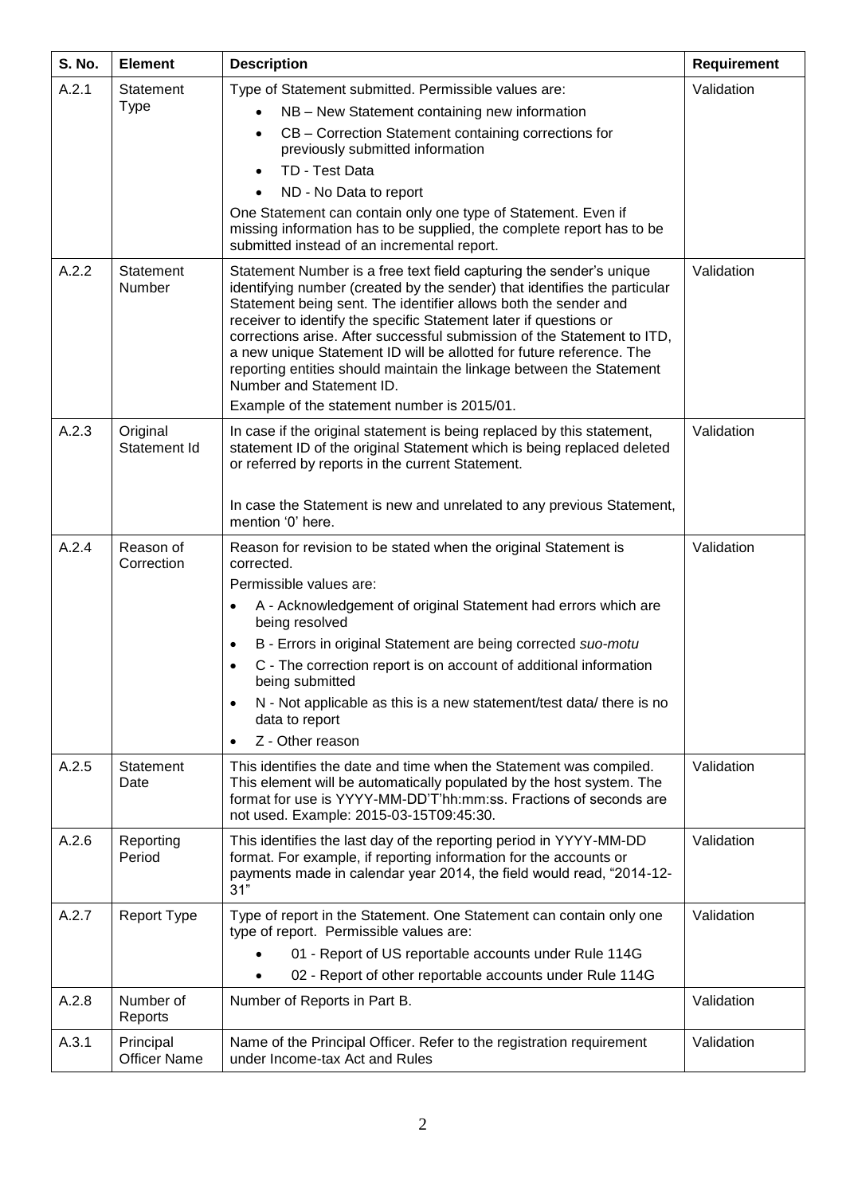| S. No. | Element | Description | Requirement |
|---|---|---|---|
| A.2.1 | Statement Type | Type of Statement submitted. Permissible values are:<br>• NB – New Statement containing new information<br>• CB – Correction Statement containing corrections for previously submitted information<br>• TD - Test Data<br>• ND - No Data to report<br>One Statement can contain only one type of Statement. Even if missing information has to be supplied, the complete report has to be submitted instead of an incremental report. | Validation |
| A.2.2 | Statement Number | Statement Number is a free text field capturing the sender's unique identifying number (created by the sender) that identifies the particular Statement being sent. The identifier allows both the sender and receiver to identify the specific Statement later if questions or corrections arise. After successful submission of the Statement to ITD, a new unique Statement ID will be allotted for future reference. The reporting entities should maintain the linkage between the Statement Number and Statement ID.<br>Example of the statement number is 2015/01. | Validation |
| A.2.3 | Original Statement Id | In case if the original statement is being replaced by this statement, statement ID of the original Statement which is being replaced deleted or referred by reports in the current Statement.<br><br>In case the Statement is new and unrelated to any previous Statement, mention '0' here. | Validation |
| A.2.4 | Reason of Correction | Reason for revision to be stated when the original Statement is corrected.<br>Permissible values are:<br>• A - Acknowledgement of original Statement had errors which are being resolved<br>• B - Errors in original Statement are being corrected *suo-motu*<br>• C - The correction report is on account of additional information being submitted<br>• N - Not applicable as this is a new statement/test data/ there is no data to report<br>• Z - Other reason | Validation |
| A.2.5 | Statement Date | This identifies the date and time when the Statement was compiled. This element will be automatically populated by the host system. The format for use is YYYY-MM-DD'T'hh:mm:ss. Fractions of seconds are not used. Example: 2015-03-15T09:45:30. | Validation |
| A.2.6 | Reporting Period | This identifies the last day of the reporting period in YYYY-MM-DD format. For example, if reporting information for the accounts or payments made in calendar year 2014, the field would read, "2014-12-31" | Validation |
| A.2.7 | Report Type | Type of report in the Statement. One Statement can contain only one type of report. Permissible values are:<br>• 01 - Report of US reportable accounts under Rule 114G<br>• 02 - Report of other reportable accounts under Rule 114G | Validation |
| A.2.8 | Number of Reports | Number of Reports in Part B. | Validation |
| A.3.1 | Principal Officer Name | Name of the Principal Officer. Refer to the registration requirement under Income-tax Act and Rules | Validation |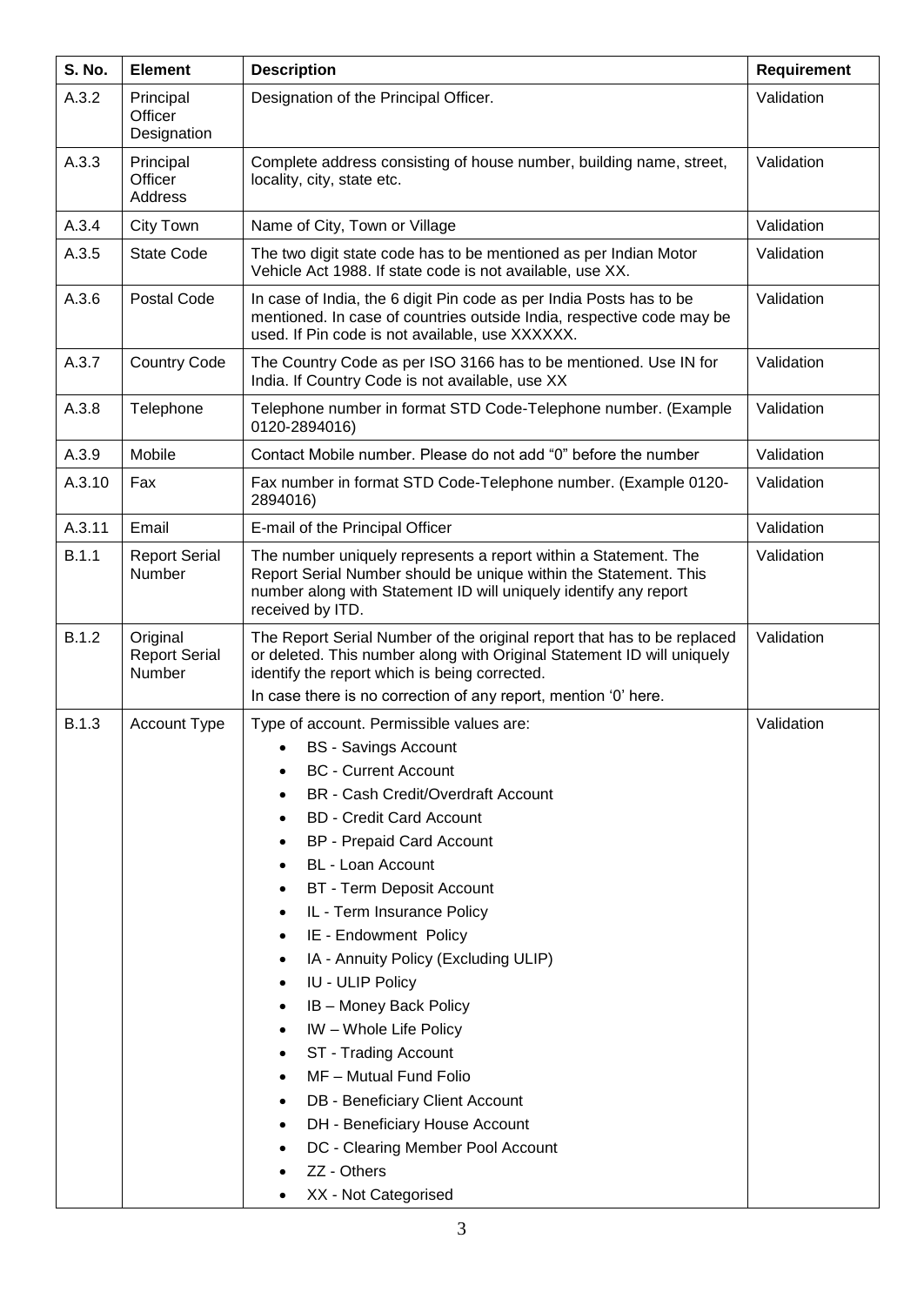| S. No. | Element | Description | Requirement |
|---|---|---|---|
| A.3.2 | Principal Officer Designation | Designation of the Principal Officer. | Validation |
| A.3.3 | Principal Officer Address | Complete address consisting of house number, building name, street, locality, city, state etc. | Validation |
| A.3.4 | City Town | Name of City, Town or Village | Validation |
| A.3.5 | State Code | The two digit state code has to be mentioned as per Indian Motor Vehicle Act 1988. If state code is not available, use XX. | Validation |
| A.3.6 | Postal Code | In case of India, the 6 digit Pin code as per India Posts has to be mentioned. In case of countries outside India, respective code may be used. If Pin code is not available, use XXXXXX. | Validation |
| A.3.7 | Country Code | The Country Code as per ISO 3166 has to be mentioned. Use IN for India. If Country Code is not available, use XX | Validation |
| A.3.8 | Telephone | Telephone number in format STD Code-Telephone number. (Example 0120-2894016) | Validation |
| A.3.9 | Mobile | Contact Mobile number. Please do not add "0" before the number | Validation |
| A.3.10 | Fax | Fax number in format STD Code-Telephone number. (Example 0120-2894016) | Validation |
| A.3.11 | Email | E-mail of the Principal Officer | Validation |
| B.1.1 | Report Serial Number | The number uniquely represents a report within a Statement. The Report Serial Number should be unique within the Statement. This number along with Statement ID will uniquely identify any report received by ITD. | Validation |
| B.1.2 | Original Report Serial Number | The Report Serial Number of the original report that has to be replaced or deleted. This number along with Original Statement ID will uniquely identify the report which is being corrected.<br>In case there is no correction of any report, mention '0' here. | Validation |
| B.1.3 | Account Type | Type of account. Permissible values are:<br>• BS - Savings Account<br>• BC - Current Account<br>• BR - Cash Credit/Overdraft Account<br>• BD - Credit Card Account<br>• BP - Prepaid Card Account<br>• BL - Loan Account<br>• BT - Term Deposit Account<br>• IL - Term Insurance Policy<br>• IE - Endowment Policy<br>• IA - Annuity Policy (Excluding ULIP)<br>• IU - ULIP Policy<br>• IB – Money Back Policy<br>• IW – Whole Life Policy<br>• ST - Trading Account<br>• MF – Mutual Fund Folio<br>• DB - Beneficiary Client Account<br>• DH - Beneficiary House Account<br>• DC - Clearing Member Pool Account<br>• ZZ - Others<br>• XX - Not Categorised | Validation |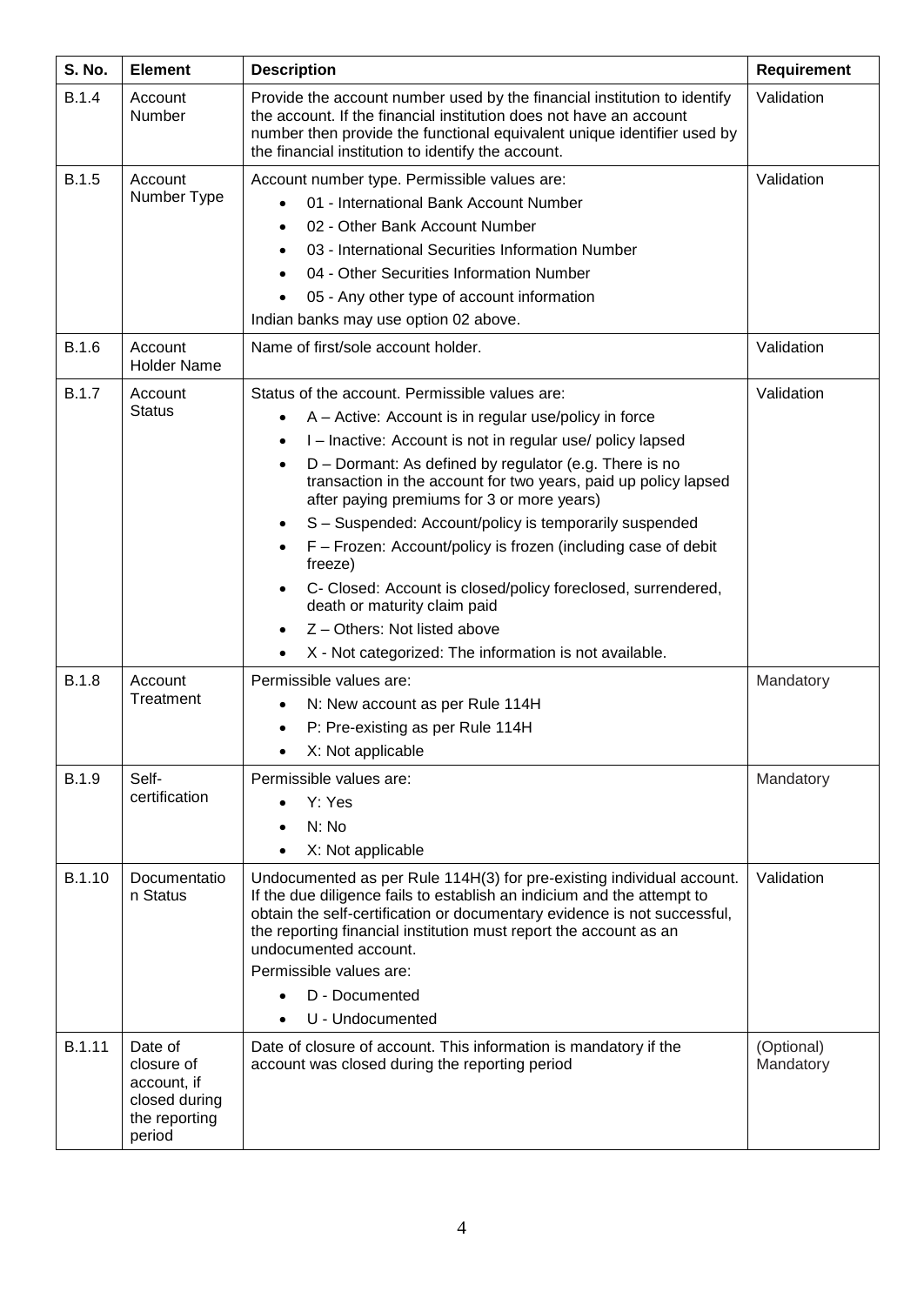| S. No. | Element | Description | Requirement |
|---|---|---|---|
| B.1.4 | Account Number | Provide the account number used by the financial institution to identify the account. If the financial institution does not have an account number then provide the functional equivalent unique identifier used by the financial institution to identify the account. | Validation |
| B.1.5 | Account Number Type | Account number type. Permissible values are:<br>• 01 - International Bank Account Number<br>• 02 - Other Bank Account Number<br>• 03 - International Securities Information Number<br>• 04 - Other Securities Information Number<br>• 05 - Any other type of account information<br>Indian banks may use option 02 above. | Validation |
| B.1.6 | Account Holder Name | Name of first/sole account holder. | Validation |
| B.1.7 | Account Status | Status of the account. Permissible values are:<br>• A – Active: Account is in regular use/policy in force<br>• I – Inactive: Account is not in regular use/ policy lapsed<br>• D – Dormant: As defined by regulator (e.g. There is no transaction in the account for two years, paid up policy lapsed after paying premiums for 3 or more years)<br>• S – Suspended: Account/policy is temporarily suspended<br>• F – Frozen: Account/policy is frozen (including case of debit freeze)<br>• C- Closed: Account is closed/policy foreclosed, surrendered, death or maturity claim paid<br>• Z – Others: Not listed above<br>• X - Not categorized: The information is not available. | Validation |
| B.1.8 | Account Treatment | Permissible values are:<br>• N: New account as per Rule 114H<br>• P: Pre-existing as per Rule 114H<br>• X: Not applicable | Mandatory |
| B.1.9 | Self-certification | Permissible values are:<br>• Y: Yes<br>• N: No<br>• X: Not applicable | Mandatory |
| B.1.10 | Documentation Status | Undocumented as per Rule 114H(3) for pre-existing individual account. If the due diligence fails to establish an indicium and the attempt to obtain the self-certification or documentary evidence is not successful, the reporting financial institution must report the account as an undocumented account.<br>Permissible values are:<br>• D - Documented<br>• U - Undocumented | Validation |
| B.1.11 | Date of closure of account, if closed during the reporting period | Date of closure of account. This information is mandatory if the account was closed during the reporting period | (Optional) Mandatory |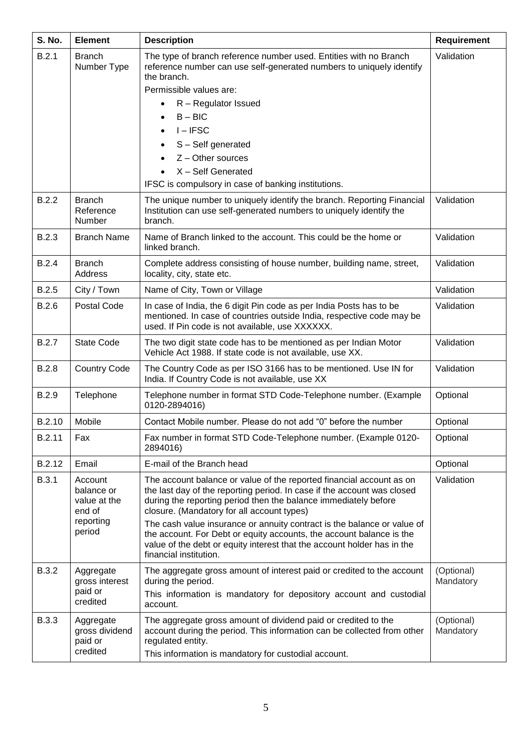| S. No. | Element | Description | Requirement |
|---|---|---|---|
| B.2.1 | Branch Number Type | The type of branch reference number used. Entities with no Branch reference number can use self-generated numbers to uniquely identify the branch.<br>Permissible values are:<br>• R – Regulator Issued<br>• B – BIC<br>• I – IFSC<br>• S – Self generated<br>• Z – Other sources<br>• X – Self Generated<br>IFSC is compulsory in case of banking institutions. | Validation |
| B.2.2 | Branch Reference Number | The unique number to uniquely identify the branch. Reporting Financial Institution can use self-generated numbers to uniquely identify the branch. | Validation |
| B.2.3 | Branch Name | Name of Branch linked to the account. This could be the home or linked branch. | Validation |
| B.2.4 | Branch Address | Complete address consisting of house number, building name, street, locality, city, state etc. | Validation |
| B.2.5 | City / Town | Name of City, Town or Village | Validation |
| B.2.6 | Postal Code | In case of India, the 6 digit Pin code as per India Posts has to be mentioned. In case of countries outside India, respective code may be used. If Pin code is not available, use XXXXXX. | Validation |
| B.2.7 | State Code | The two digit state code has to be mentioned as per Indian Motor Vehicle Act 1988. If state code is not available, use XX. | Validation |
| B.2.8 | Country Code | The Country Code as per ISO 3166 has to be mentioned. Use IN for India. If Country Code is not available, use XX | Validation |
| B.2.9 | Telephone | Telephone number in format STD Code-Telephone number. (Example 0120-2894016) | Optional |
| B.2.10 | Mobile | Contact Mobile number. Please do not add "0" before the number | Optional |
| B.2.11 | Fax | Fax number in format STD Code-Telephone number. (Example 0120-2894016) | Optional |
| B.2.12 | Email | E-mail of the Branch head | Optional |
| B.3.1 | Account balance or value at the end of reporting period | The account balance or value of the reported financial account as on the last day of the reporting period. In case if the account was closed during the reporting period then the balance immediately before closure. (Mandatory for all account types)<br>The cash value insurance or annuity contract is the balance or value of the account. For Debt or equity accounts, the account balance is the value of the debt or equity interest that the account holder has in the financial institution. | Validation |
| B.3.2 | Aggregate gross interest paid or credited | The aggregate gross amount of interest paid or credited to the account during the period.<br>This information is mandatory for depository account and custodial account. | (Optional) Mandatory |
| B.3.3 | Aggregate gross dividend paid or credited | The aggregate gross amount of dividend paid or credited to the account during the period. This information can be collected from other regulated entity.<br>This information is mandatory for custodial account. | (Optional) Mandatory |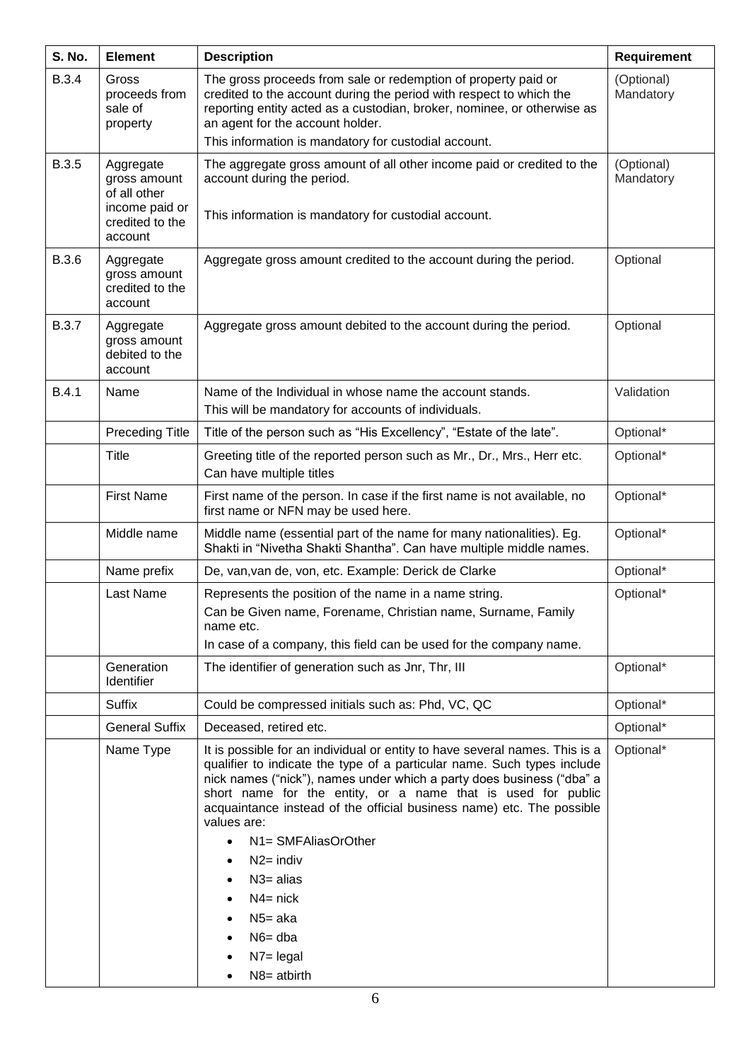| S. No. | Element | Description | Requirement |
|---|---|---|---|
| B.3.4 | Gross proceeds from sale of property | The gross proceeds from sale or redemption of property paid or credited to the account during the period with respect to which the reporting entity acted as a custodian, broker, nominee, or otherwise as an agent for the account holder.<br>This information is mandatory for custodial account. | (Optional) Mandatory |
| B.3.5 | Aggregate gross amount of all other income paid or credited to the account | The aggregate gross amount of all other income paid or credited to the account during the period.<br><br>This information is mandatory for custodial account. | (Optional) Mandatory |
| B.3.6 | Aggregate gross amount credited to the account | Aggregate gross amount credited to the account during the period. | Optional |
| B.3.7 | Aggregate gross amount debited to the account | Aggregate gross amount debited to the account during the period. | Optional |
| B.4.1 | Name | Name of the Individual in whose name the account stands.<br>This will be mandatory for accounts of individuals. | Validation |
| | Preceding Title | Title of the person such as "His Excellency", "Estate of the late". | Optional* |
| | Title | Greeting title of the reported person such as Mr., Dr., Mrs., Herr etc.<br>Can have multiple titles | Optional* |
| | First Name | First name of the person. In case if the first name is not available, no first name or NFN may be used here. | Optional* |
| | Middle name | Middle name (essential part of the name for many nationalities). Eg. Shakti in "Nivetha Shakti Shantha". Can have multiple middle names. | Optional* |
| | Name prefix | De, van,van de, von, etc. Example: Derick de Clarke | Optional* |
| | Last Name | Represents the position of the name in a name string.<br>Can be Given name, Forename, Christian name, Surname, Family name etc.<br>In case of a company, this field can be used for the company name. | Optional* |
| | Generation Identifier | The identifier of generation such as Jnr, Thr, III | Optional* |
| | Suffix | Could be compressed initials such as: Phd, VC, QC | Optional* |
| | General Suffix | Deceased, retired etc. | Optional* |
| | Name Type | It is possible for an individual or entity to have several names. This is a qualifier to indicate the type of a particular name. Such types include nick names ("nick"), names under which a party does business ("dba" a short name for the entity, or a name that is used for public acquaintance instead of the official business name) etc. The possible values are:<br>• N1= SMFAliasOrOther<br>• N2= indiv<br>• N3= alias<br>• N4= nick<br>• N5= aka<br>• N6= dba<br>• N7= legal<br>• N8= atbirth | Optional* |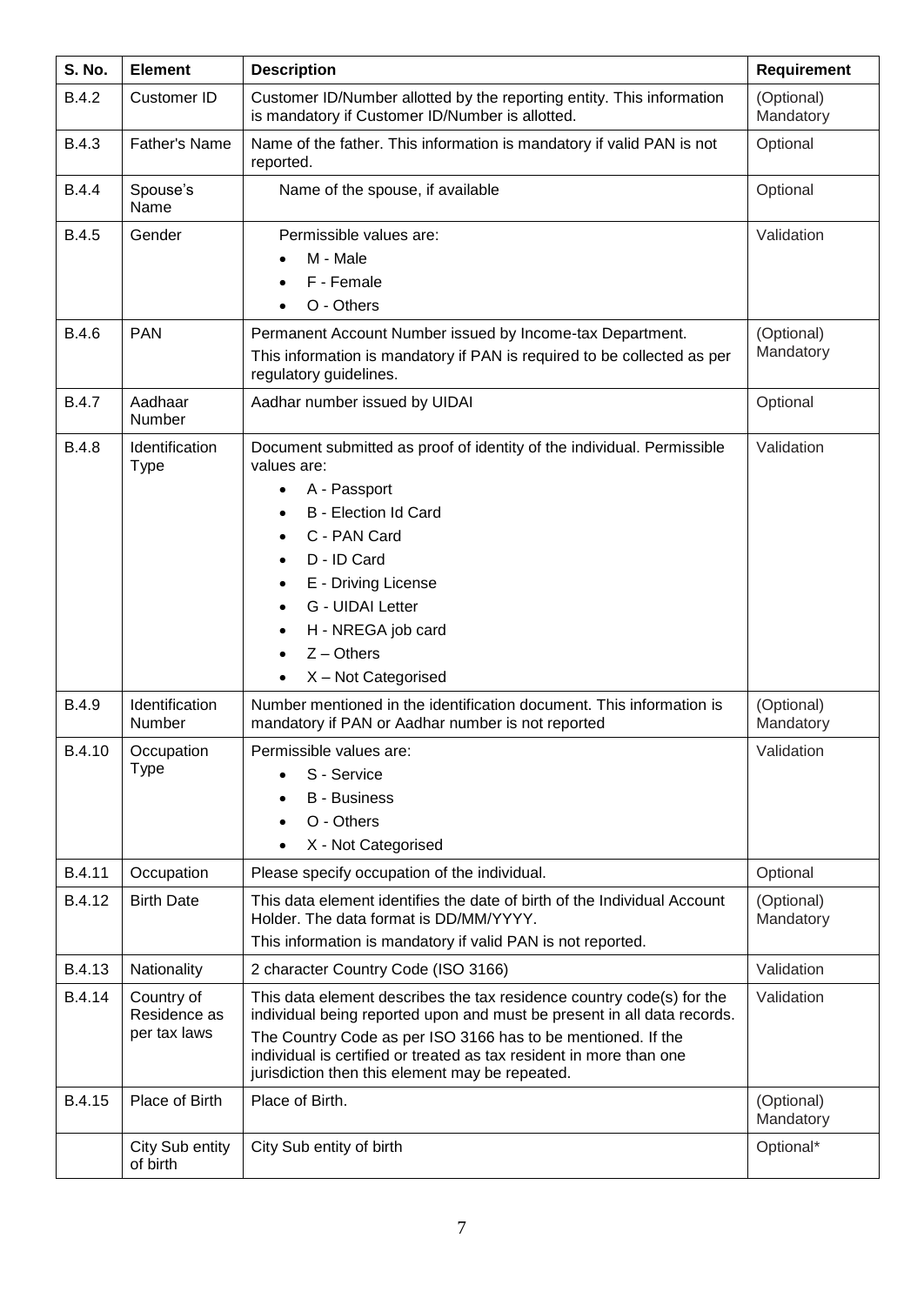| S. No. | Element | Description | Requirement |
|---|---|---|---|
| B.4.2 | Customer ID | Customer ID/Number allotted by the reporting entity. This information is mandatory if Customer ID/Number is allotted. | (Optional) Mandatory |
| B.4.3 | Father's Name | Name of the father. This information is mandatory if valid PAN is not reported. | Optional |
| B.4.4 | Spouse's Name | Name of the spouse, if available | Optional |
| B.4.5 | Gender | Permissible values are: <br>• M - Male <br>• F - Female <br>• O - Others | Validation |
| B.4.6 | PAN | Permanent Account Number issued by Income-tax Department. <br>This information is mandatory if PAN is required to be collected as per regulatory guidelines. | (Optional) Mandatory |
| B.4.7 | Aadhaar Number | Aadhar number issued by UIDAI | Optional |
| B.4.8 | Identification Type | Document submitted as proof of identity of the individual. Permissible values are: <br>• A - Passport <br>• B - Election Id Card <br>• C - PAN Card <br>• D - ID Card <br>• E - Driving License <br>• G - UIDAI Letter <br>• H - NREGA job card <br>• Z – Others <br>• X – Not Categorised | Validation |
| B.4.9 | Identification Number | Number mentioned in the identification document. This information is mandatory if PAN or Aadhar number is not reported | (Optional) Mandatory |
| B.4.10 | Occupation Type | Permissible values are: <br>• S - Service <br>• B - Business <br>• O - Others <br>• X - Not Categorised | Validation |
| B.4.11 | Occupation | Please specify occupation of the individual. | Optional |
| B.4.12 | Birth Date | This data element identifies the date of birth of the Individual Account Holder. The data format is DD/MM/YYYY. <br>This information is mandatory if valid PAN is not reported. | (Optional) Mandatory |
| B.4.13 | Nationality | 2 character Country Code (ISO 3166) | Validation |
| B.4.14 | Country of Residence as per tax laws | This data element describes the tax residence country code(s) for the individual being reported upon and must be present in all data records. <br>The Country Code as per ISO 3166 has to be mentioned. If the individual is certified or treated as tax resident in more than one jurisdiction then this element may be repeated. | Validation |
| B.4.15 | Place of Birth | Place of Birth. | (Optional) Mandatory |
| | City Sub entity of birth | City Sub entity of birth | Optional* |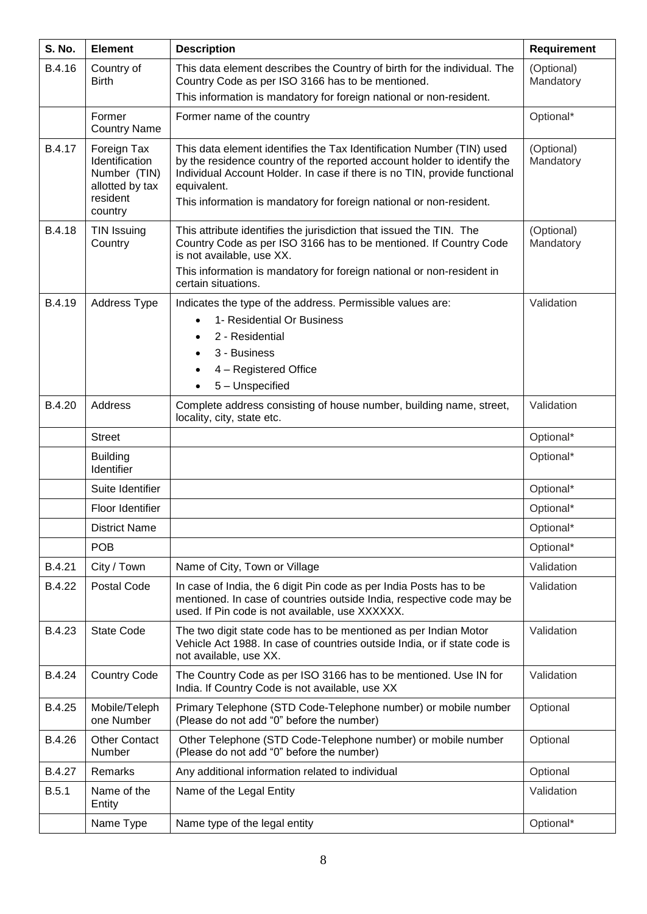| S. No. | Element | Description | Requirement |
|---|---|---|---|
| B.4.16 | Country of Birth | This data element describes the Country of birth for the individual. The Country Code as per ISO 3166 has to be mentioned.<br>This information is mandatory for foreign national or non-resident. | (Optional) Mandatory |
| | Former Country Name | Former name of the country | Optional* |
| B.4.17 | Foreign Tax Identification Number (TIN) allotted by tax resident country | This data element identifies the Tax Identification Number (TIN) used by the residence country of the reported account holder to identify the Individual Account Holder. In case if there is no TIN, provide functional equivalent.<br>This information is mandatory for foreign national or non-resident. | (Optional) Mandatory |
| B.4.18 | TIN Issuing Country | This attribute identifies the jurisdiction that issued the TIN. The Country Code as per ISO 3166 has to be mentioned. If Country Code is not available, use XX.<br>This information is mandatory for foreign national or non-resident in certain situations. | (Optional) Mandatory |
| B.4.19 | Address Type | Indicates the type of the address. Permissible values are:<br>• 1- Residential Or Business<br>• 2 - Residential<br>• 3 - Business<br>• 4 – Registered Office<br>• 5 – Unspecified | Validation |
| B.4.20 | Address | Complete address consisting of house number, building name, street, locality, city, state etc. | Validation |
| | Street | | Optional* |
| | Building Identifier | | Optional* |
| | Suite Identifier | | Optional* |
| | Floor Identifier | | Optional* |
| | District Name | | Optional* |
| | POB | | Optional* |
| B.4.21 | City / Town | Name of City, Town or Village | Validation |
| B.4.22 | Postal Code | In case of India, the 6 digit Pin code as per India Posts has to be mentioned. In case of countries outside India, respective code may be used. If Pin code is not available, use XXXXXX. | Validation |
| B.4.23 | State Code | The two digit state code has to be mentioned as per Indian Motor Vehicle Act 1988. In case of countries outside India, or if state code is not available, use XX. | Validation |
| B.4.24 | Country Code | The Country Code as per ISO 3166 has to be mentioned. Use IN for India. If Country Code is not available, use XX | Validation |
| B.4.25 | Mobile/Telephone Number | Primary Telephone (STD Code-Telephone number) or mobile number (Please do not add "0" before the number) | Optional |
| B.4.26 | Other Contact Number | Other Telephone (STD Code-Telephone number) or mobile number (Please do not add "0" before the number) | Optional |
| B.4.27 | Remarks | Any additional information related to individual | Optional |
| B.5.1 | Name of the Entity | Name of the Legal Entity | Validation |
| | Name Type | Name type of the legal entity | Optional* |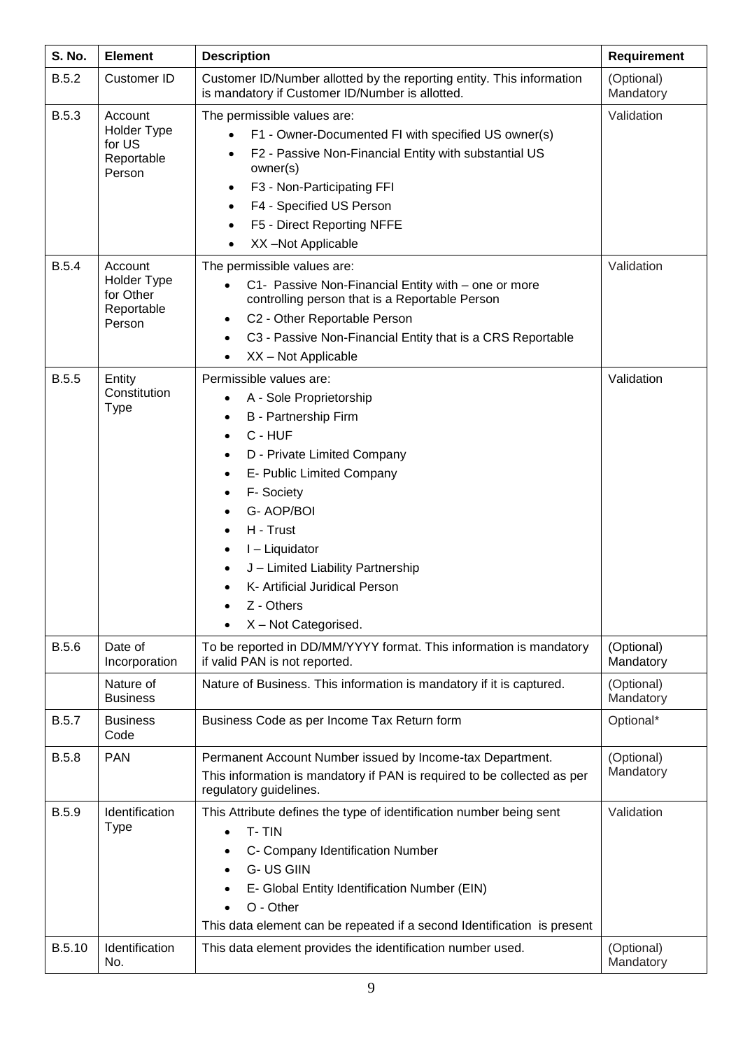| S. No. | Element | Description | Requirement |
|---|---|---|---|
| B.5.2 | Customer ID | Customer ID/Number allotted by the reporting entity. This information is mandatory if Customer ID/Number is allotted. | (Optional) Mandatory |
| B.5.3 | Account Holder Type for US Reportable Person | The permissible values are:<br>• F1 - Owner-Documented FI with specified US owner(s)<br>• F2 - Passive Non-Financial Entity with substantial US owner(s)<br>• F3 - Non-Participating FFI<br>• F4 - Specified US Person<br>• F5 - Direct Reporting NFFE<br>• XX –Not Applicable | Validation |
| B.5.4 | Account Holder Type for Other Reportable Person | The permissible values are:<br>• C1- Passive Non-Financial Entity with – one or more controlling person that is a Reportable Person<br>• C2 - Other Reportable Person<br>• C3 - Passive Non-Financial Entity that is a CRS Reportable<br>• XX – Not Applicable | Validation |
| B.5.5 | Entity Constitution Type | Permissible values are:<br>• A - Sole Proprietorship<br>• B - Partnership Firm<br>• C - HUF<br>• D - Private Limited Company<br>• E- Public Limited Company<br>• F- Society<br>• G- AOP/BOI<br>• H - Trust<br>• I – Liquidator<br>• J – Limited Liability Partnership<br>• K- Artificial Juridical Person<br>• Z - Others<br>• X – Not Categorised. | Validation |
| B.5.6 | Date of Incorporation | To be reported in DD/MM/YYYY format. This information is mandatory if valid PAN is not reported. | (Optional) Mandatory |
| | Nature of Business | Nature of Business. This information is mandatory if it is captured. | (Optional) Mandatory |
| B.5.7 | Business Code | Business Code as per Income Tax Return form | Optional* |
| B.5.8 | PAN | Permanent Account Number issued by Income-tax Department.<br>This information is mandatory if PAN is required to be collected as per regulatory guidelines. | (Optional) Mandatory |
| B.5.9 | Identification Type | This Attribute defines the type of identification number being sent<br>• T- TIN<br>• C- Company Identification Number<br>• G- US GIIN<br>• E- Global Entity Identification Number (EIN)<br>• O - Other<br>This data element can be repeated if a second Identification is present | Validation |
| B.5.10 | Identification No. | This data element provides the identification number used. | (Optional) Mandatory |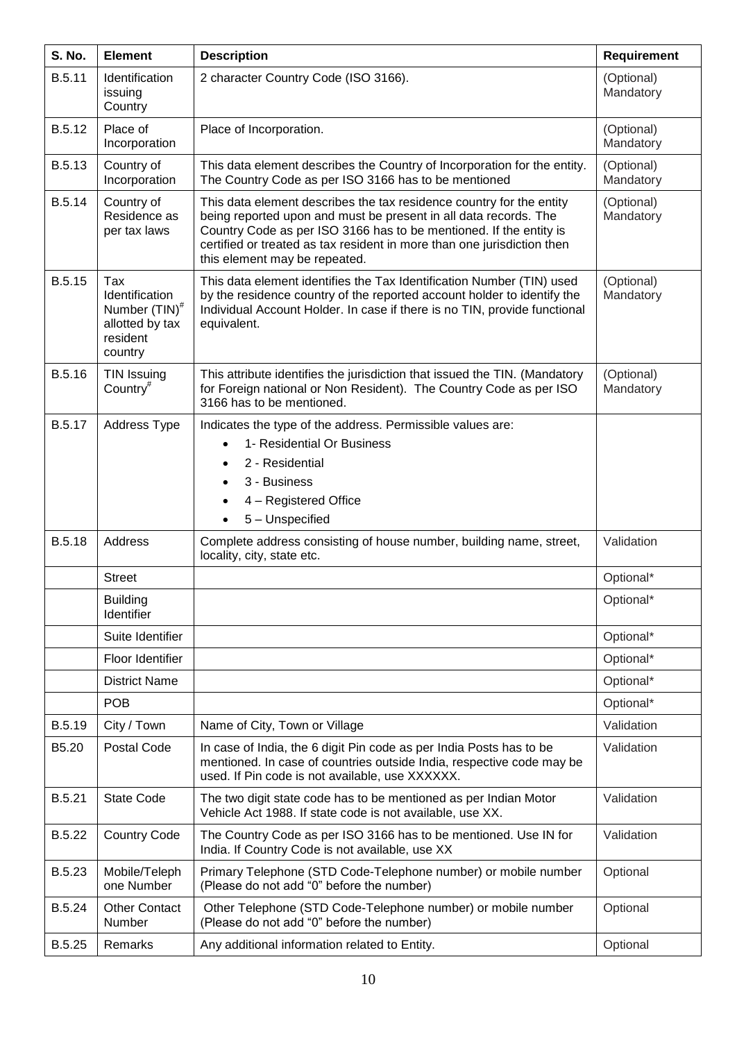| S. No. | Element | Description | Requirement |
|---|---|---|---|
| B.5.11 | Identification issuing Country | 2 character Country Code (ISO 3166). | (Optional) Mandatory |
| B.5.12 | Place of Incorporation | Place of Incorporation. | (Optional) Mandatory |
| B.5.13 | Country of Incorporation | This data element describes the Country of Incorporation for the entity. The Country Code as per ISO 3166 has to be mentioned | (Optional) Mandatory |
| B.5.14 | Country of Residence as per tax laws | This data element describes the tax residence country for the entity being reported upon and must be present in all data records. The Country Code as per ISO 3166 has to be mentioned. If the entity is certified or treated as tax resident in more than one jurisdiction then this element may be repeated. | (Optional) Mandatory |
| B.5.15 | Tax Identification Number (TIN)# allotted by tax resident country | This data element identifies the Tax Identification Number (TIN) used by the residence country of the reported account holder to identify the Individual Account Holder. In case if there is no TIN, provide functional equivalent. | (Optional) Mandatory |
| B.5.16 | TIN Issuing Country# | This attribute identifies the jurisdiction that issued the TIN. (Mandatory for Foreign national or Non Resident). The Country Code as per ISO 3166 has to be mentioned. | (Optional) Mandatory |
| B.5.17 | Address Type | Indicates the type of the address. Permissible values are:<br>• 1- Residential Or Business<br>• 2 - Residential<br>• 3 - Business<br>• 4 – Registered Office<br>• 5 – Unspecified | |
| B.5.18 | Address | Complete address consisting of house number, building name, street, locality, city, state etc. | Validation |
| | Street | | Optional* |
| | Building Identifier | | Optional* |
| | Suite Identifier | | Optional* |
| | Floor Identifier | | Optional* |
| | District Name | | Optional* |
| | POB | | Optional* |
| B.5.19 | City / Town | Name of City, Town or Village | Validation |
| B5.20 | Postal Code | In case of India, the 6 digit Pin code as per India Posts has to be mentioned. In case of countries outside India, respective code may be used. If Pin code is not available, use XXXXXX. | Validation |
| B.5.21 | State Code | The two digit state code has to be mentioned as per Indian Motor Vehicle Act 1988. If state code is not available, use XX. | Validation |
| B.5.22 | Country Code | The Country Code as per ISO 3166 has to be mentioned. Use IN for India. If Country Code is not available, use XX | Validation |
| B.5.23 | Mobile/Telephone Number | Primary Telephone (STD Code-Telephone number) or mobile number (Please do not add "0" before the number) | Optional |
| B.5.24 | Other Contact Number | Other Telephone (STD Code-Telephone number) or mobile number (Please do not add "0" before the number) | Optional |
| B.5.25 | Remarks | Any additional information related to Entity. | Optional |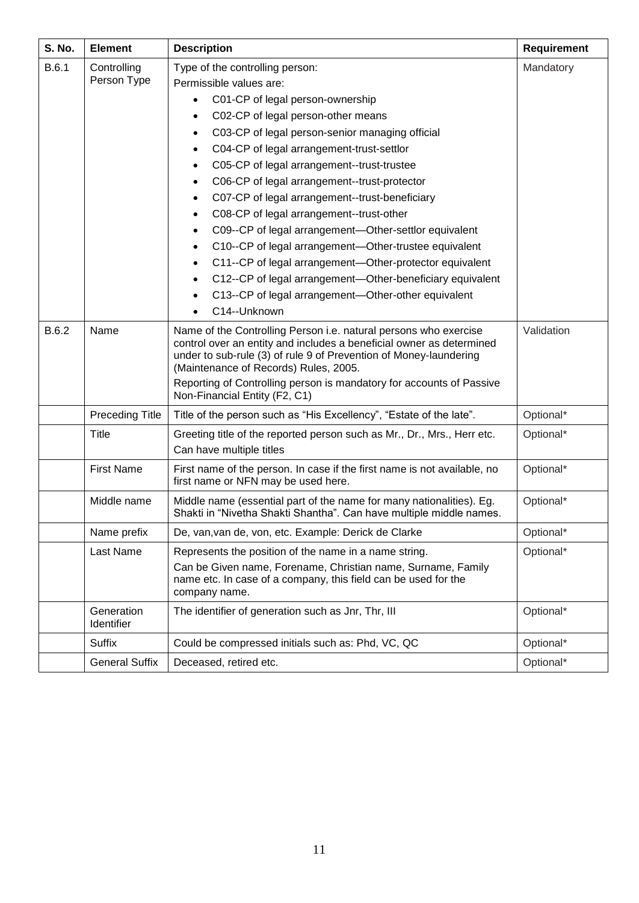| S. No. | Element | Description | Requirement |
|---|---|---|---|
| B.6.1 | Controlling Person Type | Type of the controlling person:<br>Permissible values are:<br>• C01-CP of legal person-ownership<br>• C02-CP of legal person-other means<br>• C03-CP of legal person-senior managing official<br>• C04-CP of legal arrangement-trust-settlor<br>• C05-CP of legal arrangement--trust-trustee<br>• C06-CP of legal arrangement--trust-protector<br>• C07-CP of legal arrangement--trust-beneficiary<br>• C08-CP of legal arrangement--trust-other<br>• C09--CP of legal arrangement—Other-settlor equivalent<br>• C10--CP of legal arrangement—Other-trustee equivalent<br>• C11--CP of legal arrangement—Other-protector equivalent<br>• C12--CP of legal arrangement—Other-beneficiary equivalent<br>• C13--CP of legal arrangement—Other-other equivalent<br>• C14--Unknown | Mandatory |
| B.6.2 | Name | Name of the Controlling Person i.e. natural persons who exercise control over an entity and includes a beneficial owner as determined under sub-rule (3) of rule 9 of Prevention of Money-laundering (Maintenance of Records) Rules, 2005.<br>Reporting of Controlling person is mandatory for accounts of Passive Non-Financial Entity (F2, C1) | Validation |
| | Preceding Title | Title of the person such as "His Excellency", "Estate of the late". | Optional* |
| | Title | Greeting title of the reported person such as Mr., Dr., Mrs., Herr etc.<br>Can have multiple titles | Optional* |
| | First Name | First name of the person. In case if the first name is not available, no first name or NFN may be used here. | Optional* |
| | Middle name | Middle name (essential part of the name for many nationalities). Eg. Shakti in "Nivetha Shakti Shantha". Can have multiple middle names. | Optional* |
| | Name prefix | De, van,van de, von, etc. Example: Derick de Clarke | Optional* |
| | Last Name | Represents the position of the name in a name string.<br>Can be Given name, Forename, Christian name, Surname, Family name etc. In case of a company, this field can be used for the company name. | Optional* |
| | Generation Identifier | The identifier of generation such as Jnr, Thr, III | Optional* |
| | Suffix | Could be compressed initials such as: Phd, VC, QC | Optional* |
| | General Suffix | Deceased, retired etc. | Optional* |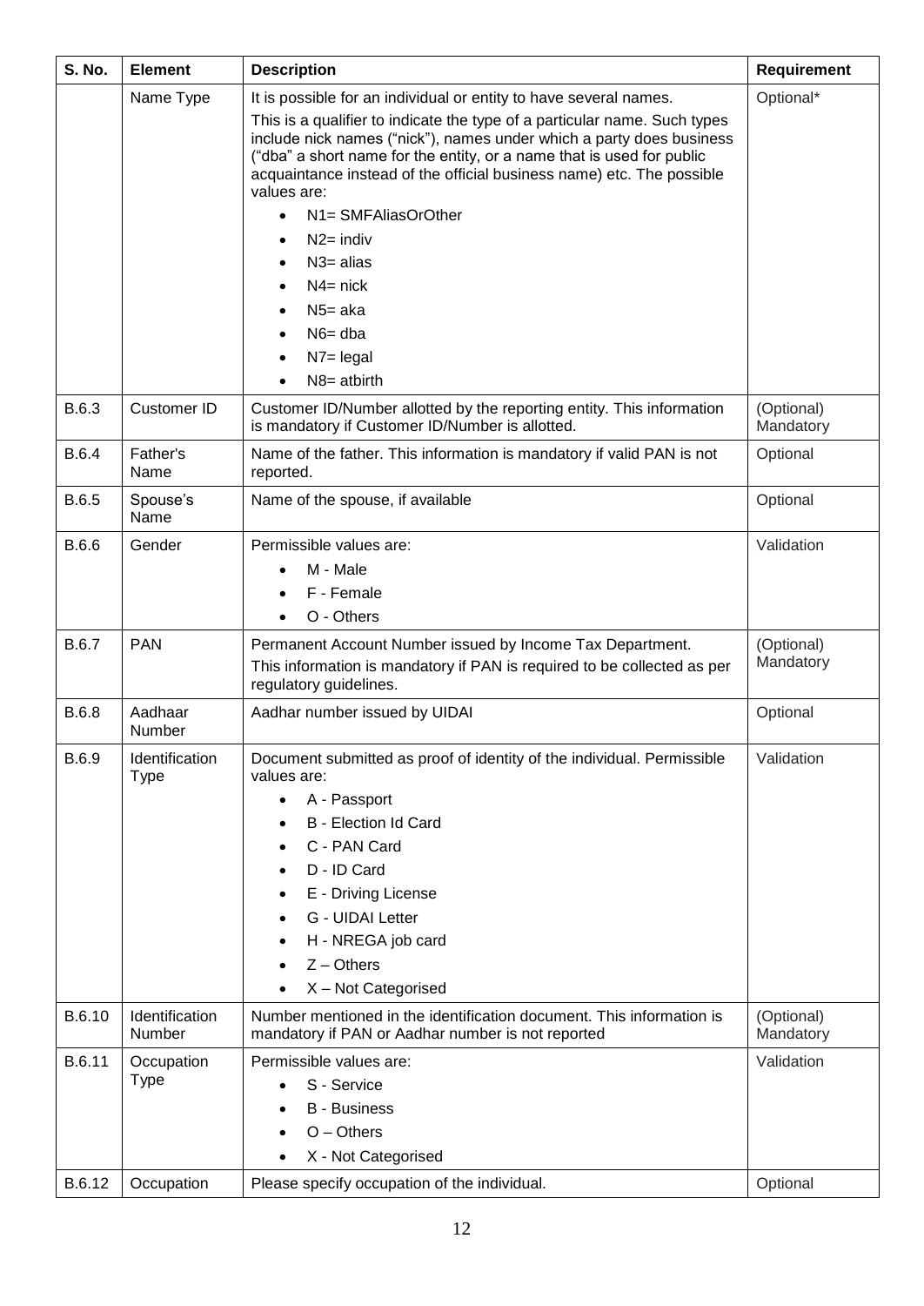| S. No. | Element | Description | Requirement |
|---|---|---|---|
| | Name Type | It is possible for an individual or entity to have several names.<br>This is a qualifier to indicate the type of a particular name. Such types include nick names ("nick"), names under which a party does business ("dba" a short name for the entity, or a name that is used for public acquaintance instead of the official business name) etc. The possible values are:<br>• N1= SMFAliasOrOther<br>• N2= indiv<br>• N3= alias<br>• N4= nick<br>• N5= aka<br>• N6= dba<br>• N7= legal<br>• N8= atbirth | Optional* |
| B.6.3 | Customer ID | Customer ID/Number allotted by the reporting entity. This information is mandatory if Customer ID/Number is allotted. | (Optional) Mandatory |
| B.6.4 | Father's Name | Name of the father. This information is mandatory if valid PAN is not reported. | Optional |
| B.6.5 | Spouse's Name | Name of the spouse, if available | Optional |
| B.6.6 | Gender | Permissible values are:<br>• M - Male<br>• F - Female<br>• O - Others | Validation |
| B.6.7 | PAN | Permanent Account Number issued by Income Tax Department.<br>This information is mandatory if PAN is required to be collected as per regulatory guidelines. | (Optional) Mandatory |
| B.6.8 | Aadhaar Number | Aadhar number issued by UIDAI | Optional |
| B.6.9 | Identification Type | Document submitted as proof of identity of the individual. Permissible values are:<br>• A - Passport<br>• B - Election Id Card<br>• C - PAN Card<br>• D - ID Card<br>• E - Driving License<br>• G - UIDAI Letter<br>• H - NREGA job card<br>• Z – Others<br>• X – Not Categorised | Validation |
| B.6.10 | Identification Number | Number mentioned in the identification document. This information is mandatory if PAN or Aadhar number is not reported | (Optional) Mandatory |
| B.6.11 | Occupation Type | Permissible values are:<br>• S - Service<br>• B - Business<br>• O – Others<br>• X - Not Categorised | Validation |
| B.6.12 | Occupation | Please specify occupation of the individual. | Optional |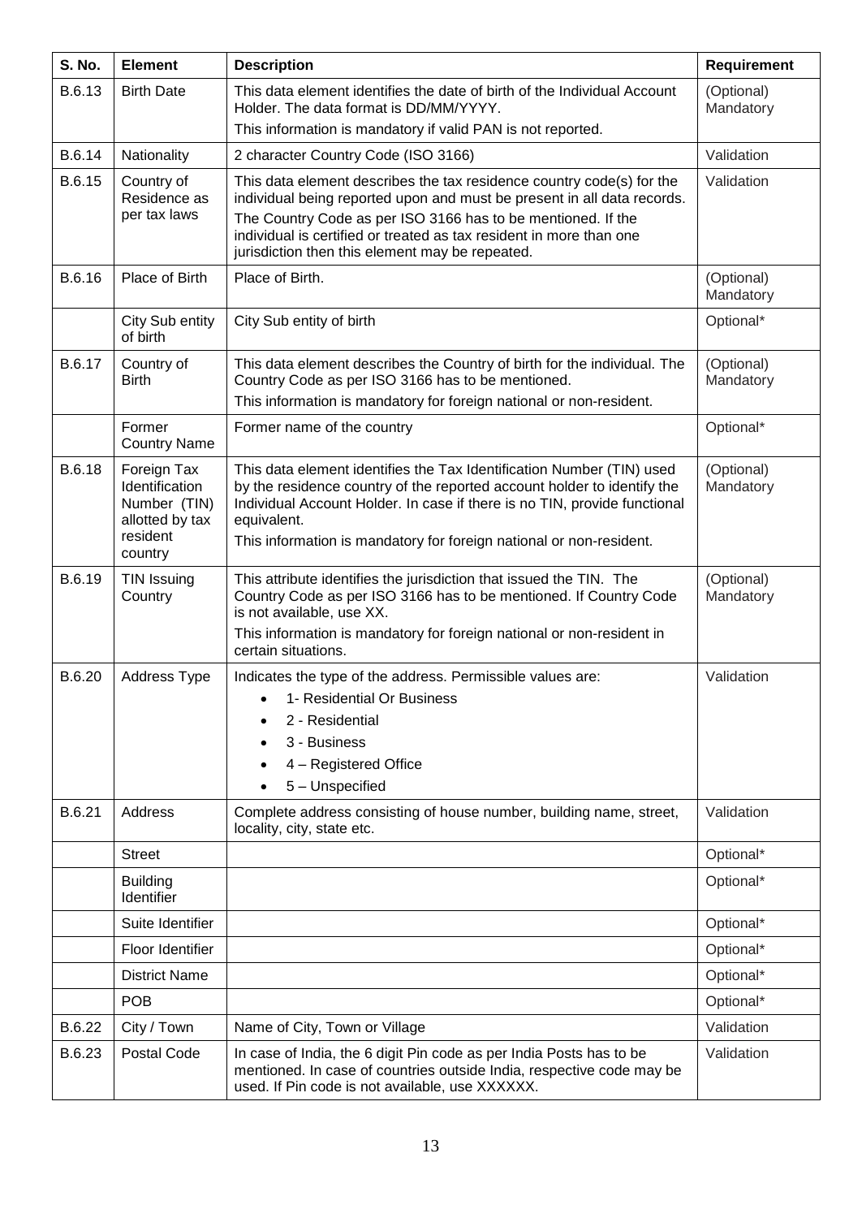| S. No. | Element | Description | Requirement |
|---|---|---|---|
| B.6.13 | Birth Date | This data element identifies the date of birth of the Individual Account Holder. The data format is DD/MM/YYYY.<br>This information is mandatory if valid PAN is not reported. | (Optional) Mandatory |
| B.6.14 | Nationality | 2 character Country Code (ISO 3166) | Validation |
| B.6.15 | Country of Residence as per tax laws | This data element describes the tax residence country code(s) for the individual being reported upon and must be present in all data records.<br>The Country Code as per ISO 3166 has to be mentioned. If the individual is certified or treated as tax resident in more than one jurisdiction then this element may be repeated. | Validation |
| B.6.16 | Place of Birth | Place of Birth. | (Optional) Mandatory |
| | City Sub entity of birth | City Sub entity of birth | Optional* |
| B.6.17 | Country of Birth | This data element describes the Country of birth for the individual. The Country Code as per ISO 3166 has to be mentioned.<br>This information is mandatory for foreign national or non-resident. | (Optional) Mandatory |
| | Former Country Name | Former name of the country | Optional* |
| B.6.18 | Foreign Tax Identification Number (TIN) allotted by tax resident country | This data element identifies the Tax Identification Number (TIN) used by the residence country of the reported account holder to identify the Individual Account Holder. In case if there is no TIN, provide functional equivalent.<br>This information is mandatory for foreign national or non-resident. | (Optional) Mandatory |
| B.6.19 | TIN Issuing Country | This attribute identifies the jurisdiction that issued the TIN. The Country Code as per ISO 3166 has to be mentioned. If Country Code is not available, use XX.<br>This information is mandatory for foreign national or non-resident in certain situations. | (Optional) Mandatory |
| B.6.20 | Address Type | Indicates the type of the address. Permissible values are:<br>• 1- Residential Or Business<br>• 2 - Residential<br>• 3 - Business<br>• 4 – Registered Office<br>• 5 – Unspecified | Validation |
| B.6.21 | Address | Complete address consisting of house number, building name, street, locality, city, state etc. | Validation |
| | Street | | Optional* |
| | Building Identifier | | Optional* |
| | Suite Identifier | | Optional* |
| | Floor Identifier | | Optional* |
| | District Name | | Optional* |
| | POB | | Optional* |
| B.6.22 | City / Town | Name of City, Town or Village | Validation |
| B.6.23 | Postal Code | In case of India, the 6 digit Pin code as per India Posts has to be mentioned. In case of countries outside India, respective code may be used. If Pin code is not available, use XXXXXX. | Validation |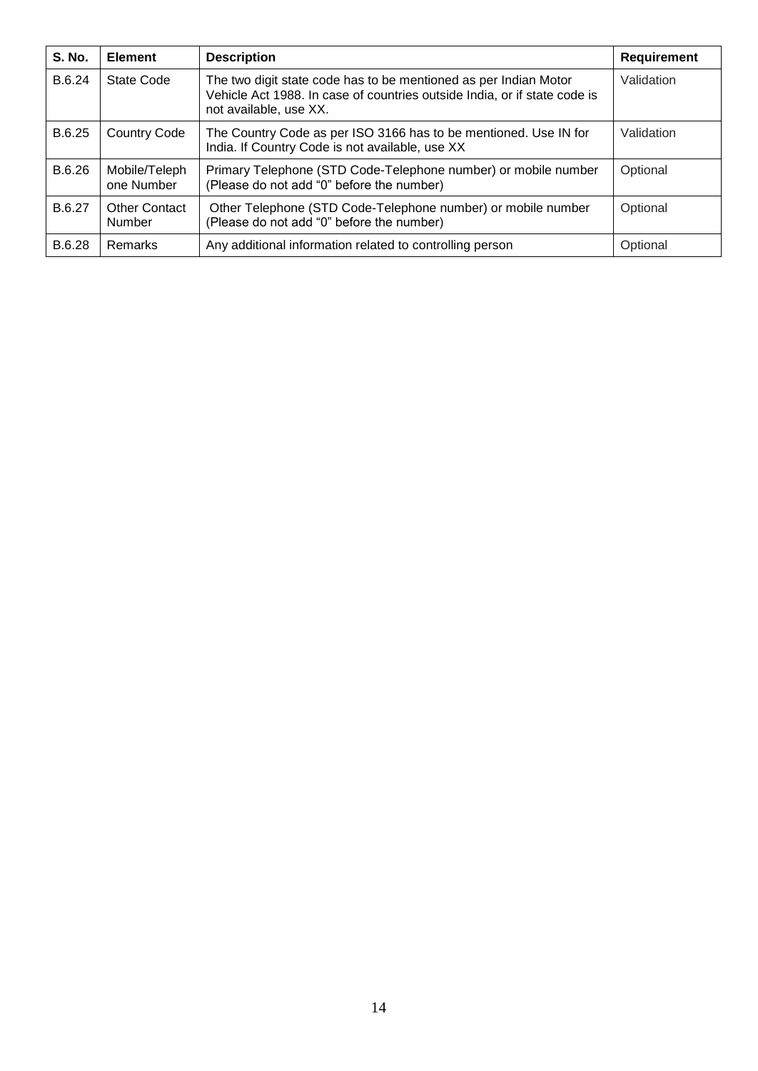| S. No. | Element | Description | Requirement |
| --- | --- | --- | --- |
| B.6.24 | State Code | The two digit state code has to be mentioned as per Indian Motor Vehicle Act 1988. In case of countries outside India, or if state code is not available, use XX. | Validation |
| B.6.25 | Country Code | The Country Code as per ISO 3166 has to be mentioned. Use IN for India. If Country Code is not available, use XX | Validation |
| B.6.26 | Mobile/Telephone Number | Primary Telephone (STD Code-Telephone number) or mobile number (Please do not add "0" before the number) | Optional |
| B.6.27 | Other Contact Number | Other Telephone (STD Code-Telephone number) or mobile number (Please do not add "0" before the number) | Optional |
| B.6.28 | Remarks | Any additional information related to controlling person | Optional |